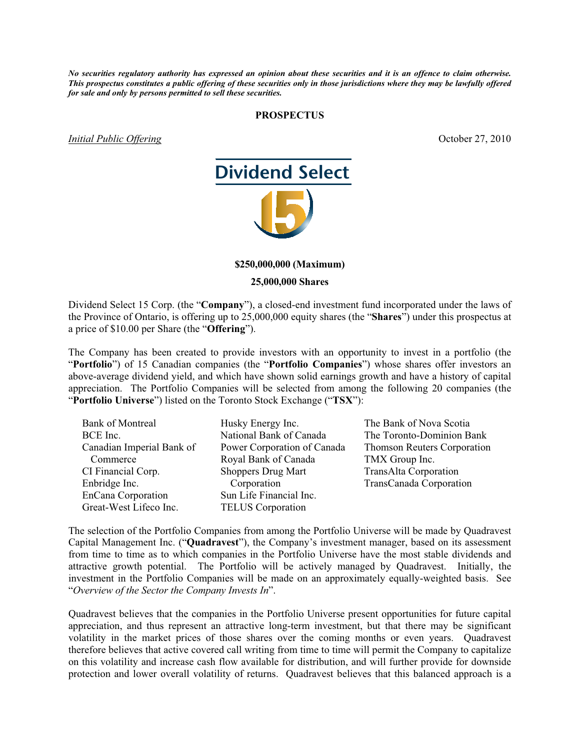***No securities regulatory authority has expressed an opinion about these securities and it is an offence to claim otherwise. This prospectus constitutes a public offering of these securities only in those jurisdictions where they may be lawfully offered for sale and only by persons permitted to sell these securities.***

**PROSPECTUS**

*Initial Public Offering* October 27, 2010

# Dividend Select 15

**$250,000,000 (Maximum)**

**25,000,000 Shares**

Dividend Select 15 Corp. (the "**Company**"), a closed-end investment fund incorporated under the laws of the Province of Ontario, is offering up to 25,000,000 equity shares (the "**Shares**") under this prospectus at a price of $10.00 per Share (the "**Offering**").

The Company has been created to provide investors with an opportunity to invest in a portfolio (the "**Portfolio**") of 15 Canadian companies (the "**Portfolio Companies**") whose shares offer investors an above-average dividend yield, and which have shown solid earnings growth and have a history of capital appreciation. The Portfolio Companies will be selected from among the following 20 companies (the "**Portfolio Universe**") listed on the Toronto Stock Exchange ("**TSX**"):

- Bank of Montreal
- BCE Inc.
- Canadian Imperial Bank of Commerce
- CI Financial Corp.
- Enbridge Inc.
- EnCana Corporation
- Great-West Lifeco Inc.
- Husky Energy Inc.
- National Bank of Canada
- Power Corporation of Canada
- Royal Bank of Canada
- Shoppers Drug Mart Corporation
- Sun Life Financial Inc.
- TELUS Corporation
- The Bank of Nova Scotia
- The Toronto-Dominion Bank
- Thomson Reuters Corporation
- TMX Group Inc.
- TransAlta Corporation
- TransCanada Corporation

The selection of the Portfolio Companies from among the Portfolio Universe will be made by Quadravest Capital Management Inc. ("**Quadravest**"), the Company's investment manager, based on its assessment from time to time as to which companies in the Portfolio Universe have the most stable dividends and attractive growth potential. The Portfolio will be actively managed by Quadravest. Initially, the investment in the Portfolio Companies will be made on an approximately equally-weighted basis. See "*Overview of the Sector the Company Invests In*".

Quadravest believes that the companies in the Portfolio Universe present opportunities for future capital appreciation, and thus represent an attractive long-term investment, but that there may be significant volatility in the market prices of those shares over the coming months or even years. Quadravest therefore believes that active covered call writing from time to time will permit the Company to capitalize on this volatility and increase cash flow available for distribution, and will further provide for downside protection and lower overall volatility of returns. Quadravest believes that this balanced approach is a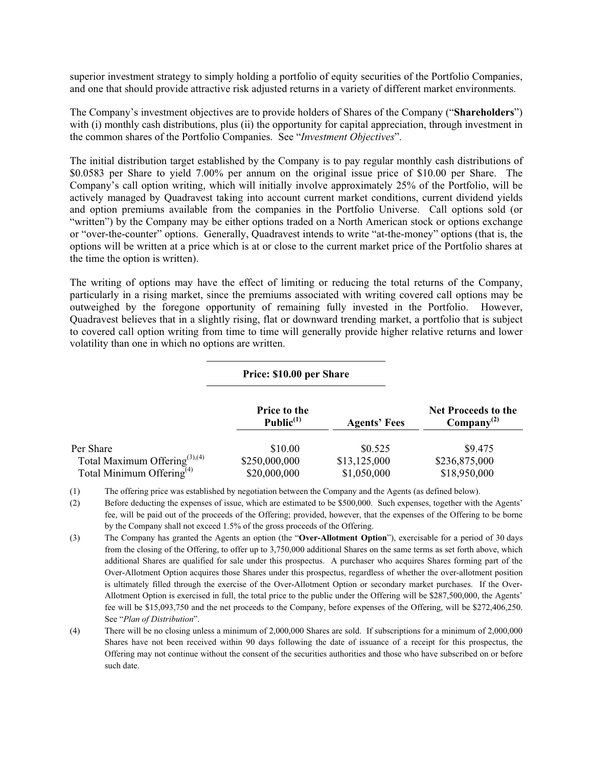superior investment strategy to simply holding a portfolio of equity securities of the Portfolio Companies, and one that should provide attractive risk adjusted returns in a variety of different market environments.

The Company's investment objectives are to provide holders of Shares of the Company ("**Shareholders**") with (i) monthly cash distributions, plus (ii) the opportunity for capital appreciation, through investment in the common shares of the Portfolio Companies. See "*Investment Objectives*".

The initial distribution target established by the Company is to pay regular monthly cash distributions of $0.0583 per Share to yield 7.00% per annum on the original issue price of $10.00 per Share. The Company's call option writing, which will initially involve approximately 25% of the Portfolio, will be actively managed by Quadravest taking into account current market conditions, current dividend yields and option premiums available from the companies in the Portfolio Universe. Call options sold (or "written") by the Company may be either options traded on a North American stock or options exchange or "over-the-counter" options. Generally, Quadravest intends to write "at-the-money" options (that is, the options will be written at a price which is at or close to the current market price of the Portfolio shares at the time the option is written).

The writing of options may have the effect of limiting or reducing the total returns of the Company, particularly in a rising market, since the premiums associated with writing covered call options may be outweighed by the foregone opportunity of remaining fully invested in the Portfolio. However, Quadravest believes that in a slightly rising, flat or downward trending market, a portfolio that is subject to covered call option writing from time to time will generally provide higher relative returns and lower volatility than one in which no options are written.

**Price: $10.00 per Share**

| | Price to the Public[(1)] | Agents' Fees | Net Proceeds to the Company[(2)] |
|---|---|---|---|
| Per Share | $10.00 | $0.525 | $9.475 |
| Total Maximum Offering[(3),(4)] | $250,000,000 | $13,125,000 | $236,875,000 |
| Total Minimum Offering[(4)] | $20,000,000 | $1,050,000 | $18,950,000 |

(1) The offering price was established by negotiation between the Company and the Agents (as defined below).

(2) Before deducting the expenses of issue, which are estimated to be $500,000. Such expenses, together with the Agents' fee, will be paid out of the proceeds of the Offering; provided, however, that the expenses of the Offering to be borne by the Company shall not exceed 1.5% of the gross proceeds of the Offering.

(3) The Company has granted the Agents an option (the "**Over-Allotment Option**"), exercisable for a period of 30 days from the closing of the Offering, to offer up to 3,750,000 additional Shares on the same terms as set forth above, which additional Shares are qualified for sale under this prospectus. A purchaser who acquires Shares forming part of the Over-Allotment Option acquires those Shares under this prospectus, regardless of whether the over-allotment position is ultimately filled through the exercise of the Over-Allotment Option or secondary market purchases. If the Over-Allotment Option is exercised in full, the total price to the public under the Offering will be $287,500,000, the Agents' fee will be $15,093,750 and the net proceeds to the Company, before expenses of the Offering, will be $272,406,250. See "*Plan of Distribution*".

(4) There will be no closing unless a minimum of 2,000,000 Shares are sold. If subscriptions for a minimum of 2,000,000 Shares have not been received within 90 days following the date of issuance of a receipt for this prospectus, the Offering may not continue without the consent of the securities authorities and those who have subscribed on or before such date.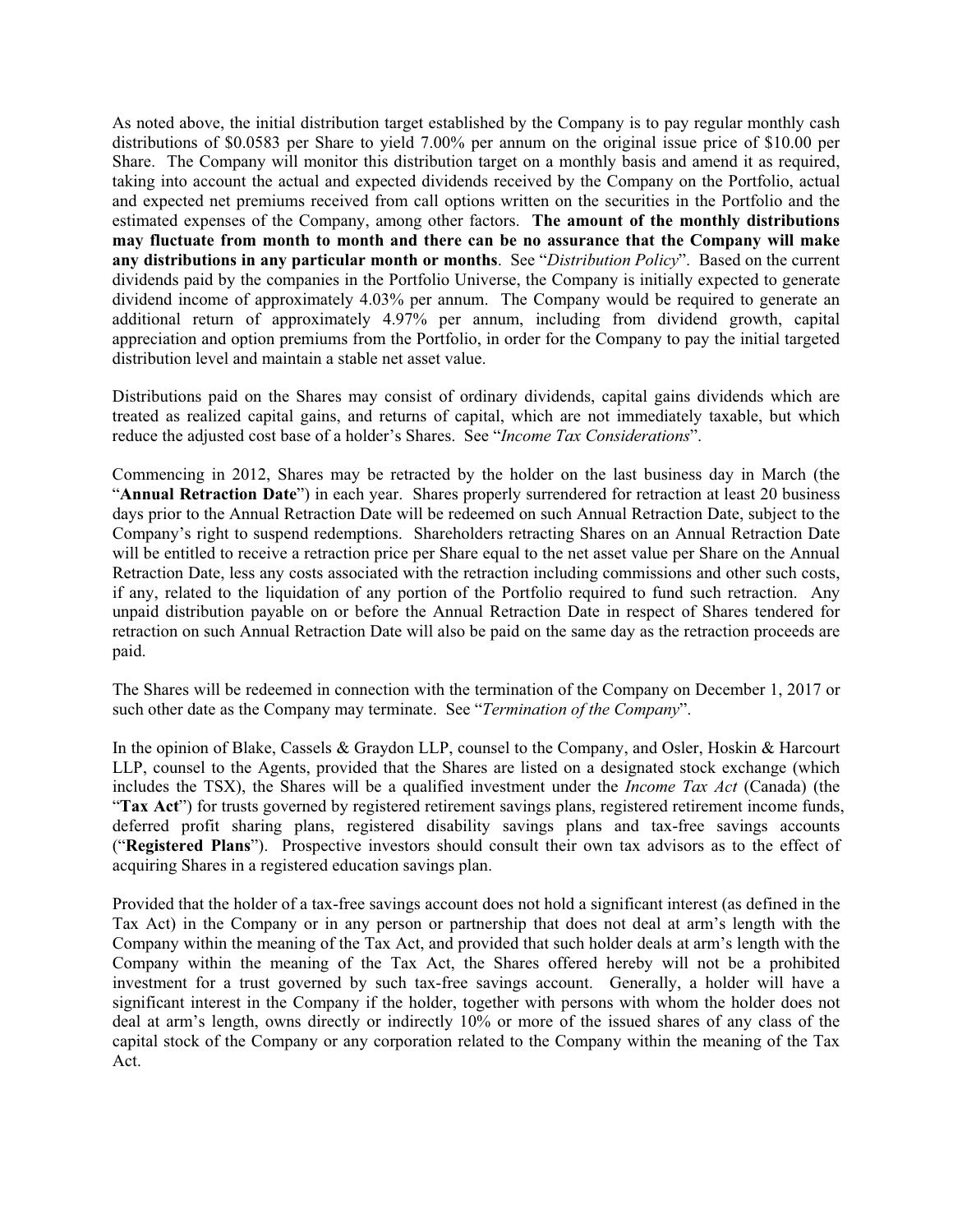As noted above, the initial distribution target established by the Company is to pay regular monthly cash distributions of $0.0583 per Share to yield 7.00% per annum on the original issue price of $10.00 per Share. The Company will monitor this distribution target on a monthly basis and amend it as required, taking into account the actual and expected dividends received by the Company on the Portfolio, actual and expected net premiums received from call options written on the securities in the Portfolio and the estimated expenses of the Company, among other factors. **The amount of the monthly distributions may fluctuate from month to month and there can be no assurance that the Company will make any distributions in any particular month or months**. See "*Distribution Policy*". Based on the current dividends paid by the companies in the Portfolio Universe, the Company is initially expected to generate dividend income of approximately 4.03% per annum. The Company would be required to generate an additional return of approximately 4.97% per annum, including from dividend growth, capital appreciation and option premiums from the Portfolio, in order for the Company to pay the initial targeted distribution level and maintain a stable net asset value.

Distributions paid on the Shares may consist of ordinary dividends, capital gains dividends which are treated as realized capital gains, and returns of capital, which are not immediately taxable, but which reduce the adjusted cost base of a holder's Shares. See "*Income Tax Considerations*".

Commencing in 2012, Shares may be retracted by the holder on the last business day in March (the "**Annual Retraction Date**") in each year. Shares properly surrendered for retraction at least 20 business days prior to the Annual Retraction Date will be redeemed on such Annual Retraction Date, subject to the Company's right to suspend redemptions. Shareholders retracting Shares on an Annual Retraction Date will be entitled to receive a retraction price per Share equal to the net asset value per Share on the Annual Retraction Date, less any costs associated with the retraction including commissions and other such costs, if any, related to the liquidation of any portion of the Portfolio required to fund such retraction. Any unpaid distribution payable on or before the Annual Retraction Date in respect of Shares tendered for retraction on such Annual Retraction Date will also be paid on the same day as the retraction proceeds are paid.

The Shares will be redeemed in connection with the termination of the Company on December 1, 2017 or such other date as the Company may terminate. See "*Termination of the Company*".

In the opinion of Blake, Cassels & Graydon LLP, counsel to the Company, and Osler, Hoskin & Harcourt LLP, counsel to the Agents, provided that the Shares are listed on a designated stock exchange (which includes the TSX), the Shares will be a qualified investment under the *Income Tax Act* (Canada) (the "**Tax Act**") for trusts governed by registered retirement savings plans, registered retirement income funds, deferred profit sharing plans, registered disability savings plans and tax-free savings accounts ("**Registered Plans**"). Prospective investors should consult their own tax advisors as to the effect of acquiring Shares in a registered education savings plan.

Provided that the holder of a tax-free savings account does not hold a significant interest (as defined in the Tax Act) in the Company or in any person or partnership that does not deal at arm's length with the Company within the meaning of the Tax Act, and provided that such holder deals at arm's length with the Company within the meaning of the Tax Act, the Shares offered hereby will not be a prohibited investment for a trust governed by such tax-free savings account. Generally, a holder will have a significant interest in the Company if the holder, together with persons with whom the holder does not deal at arm's length, owns directly or indirectly 10% or more of the issued shares of any class of the capital stock of the Company or any corporation related to the Company within the meaning of the Tax Act.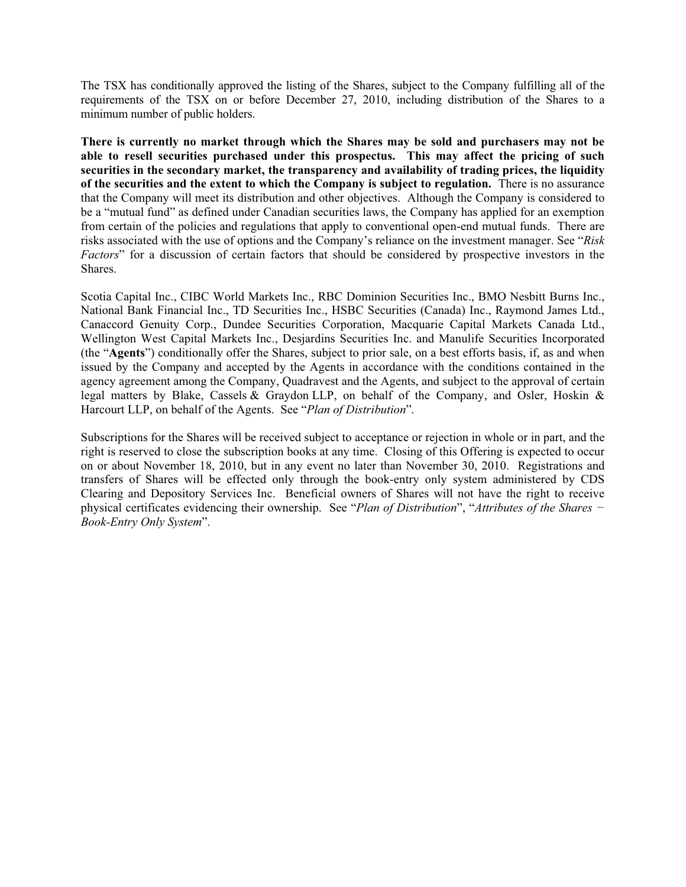The TSX has conditionally approved the listing of the Shares, subject to the Company fulfilling all of the requirements of the TSX on or before December 27, 2010, including distribution of the Shares to a minimum number of public holders.

**There is currently no market through which the Shares may be sold and purchasers may not be able to resell securities purchased under this prospectus. This may affect the pricing of such securities in the secondary market, the transparency and availability of trading prices, the liquidity of the securities and the extent to which the Company is subject to regulation.** There is no assurance that the Company will meet its distribution and other objectives. Although the Company is considered to be a "mutual fund" as defined under Canadian securities laws, the Company has applied for an exemption from certain of the policies and regulations that apply to conventional open-end mutual funds. There are risks associated with the use of options and the Company's reliance on the investment manager. See "*Risk Factors*" for a discussion of certain factors that should be considered by prospective investors in the Shares.

Scotia Capital Inc., CIBC World Markets Inc., RBC Dominion Securities Inc., BMO Nesbitt Burns Inc., National Bank Financial Inc., TD Securities Inc., HSBC Securities (Canada) Inc., Raymond James Ltd., Canaccord Genuity Corp., Dundee Securities Corporation, Macquarie Capital Markets Canada Ltd., Wellington West Capital Markets Inc., Desjardins Securities Inc. and Manulife Securities Incorporated (the "**Agents**") conditionally offer the Shares, subject to prior sale, on a best efforts basis, if, as and when issued by the Company and accepted by the Agents in accordance with the conditions contained in the agency agreement among the Company, Quadravest and the Agents, and subject to the approval of certain legal matters by Blake, Cassels & Graydon LLP, on behalf of the Company, and Osler, Hoskin & Harcourt LLP, on behalf of the Agents. See "*Plan of Distribution*".

Subscriptions for the Shares will be received subject to acceptance or rejection in whole or in part, and the right is reserved to close the subscription books at any time. Closing of this Offering is expected to occur on or about November 18, 2010, but in any event no later than November 30, 2010. Registrations and transfers of Shares will be effected only through the book-entry only system administered by CDS Clearing and Depository Services Inc. Beneficial owners of Shares will not have the right to receive physical certificates evidencing their ownership. See "*Plan of Distribution*", "*Attributes of the Shares − Book-Entry Only System*".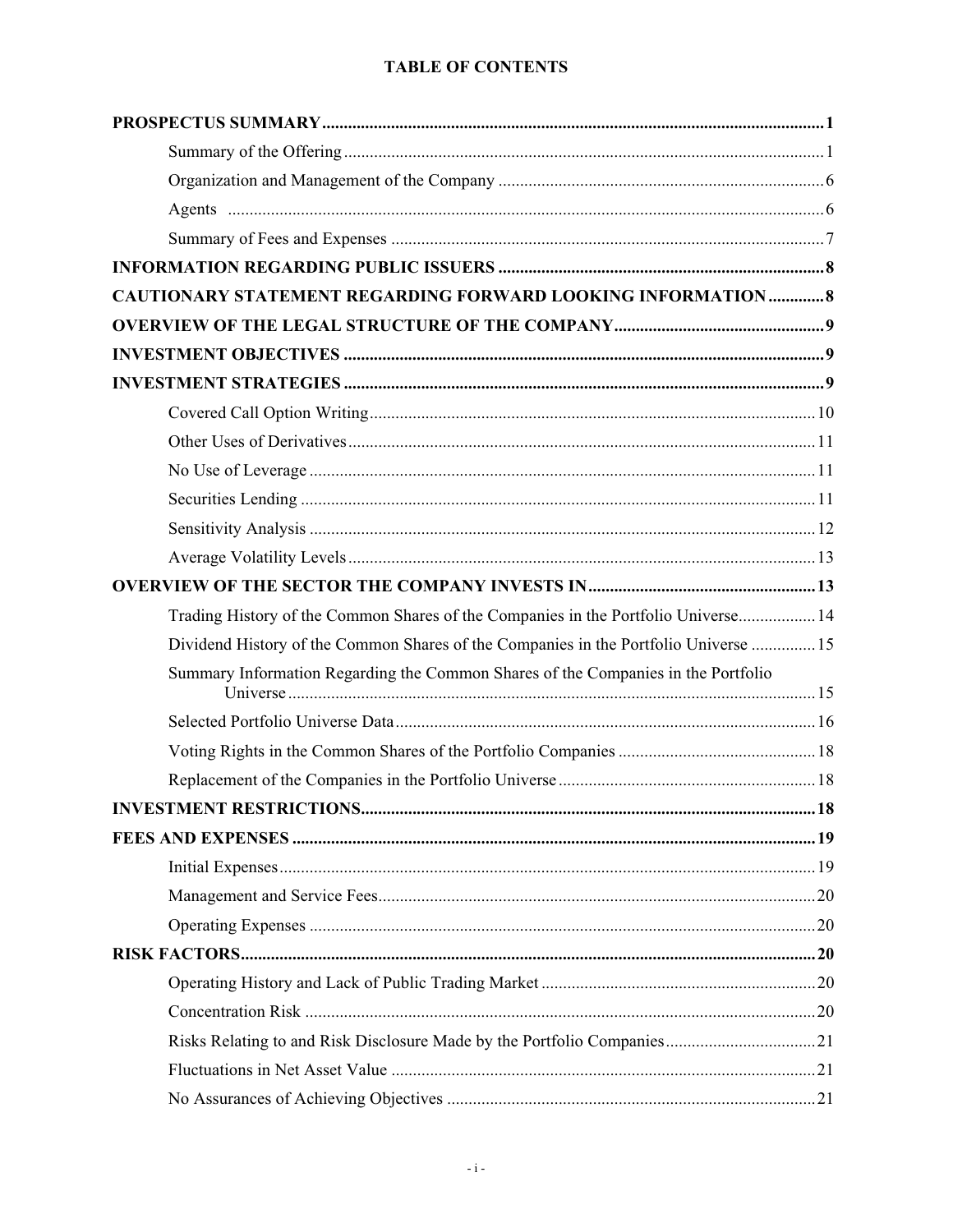# TABLE OF CONTENTS

**PROSPECTUS SUMMARY** .......... 1

- Summary of the Offering .......... 1
- Organization and Management of the Company .......... 6
- Agents .......... 6
- Summary of Fees and Expenses .......... 7

**INFORMATION REGARDING PUBLIC ISSUERS** .......... 8

**CAUTIONARY STATEMENT REGARDING FORWARD LOOKING INFORMATION** .......... 8

**OVERVIEW OF THE LEGAL STRUCTURE OF THE COMPANY** .......... 9

**INVESTMENT OBJECTIVES** .......... 9

**INVESTMENT STRATEGIES** .......... 9

- Covered Call Option Writing .......... 10
- Other Uses of Derivatives .......... 11
- No Use of Leverage .......... 11
- Securities Lending .......... 11
- Sensitivity Analysis .......... 12
- Average Volatility Levels .......... 13

**OVERVIEW OF THE SECTOR THE COMPANY INVESTS IN** .......... 13

- Trading History of the Common Shares of the Companies in the Portfolio Universe .......... 14
- Dividend History of the Common Shares of the Companies in the Portfolio Universe .......... 15
- Summary Information Regarding the Common Shares of the Companies in the Portfolio Universe .......... 15
- Selected Portfolio Universe Data .......... 16
- Voting Rights in the Common Shares of the Portfolio Companies .......... 18
- Replacement of the Companies in the Portfolio Universe .......... 18

**INVESTMENT RESTRICTIONS** .......... 18

**FEES AND EXPENSES** .......... 19

- Initial Expenses .......... 19
- Management and Service Fees .......... 20
- Operating Expenses .......... 20

**RISK FACTORS** .......... 20

- Operating History and Lack of Public Trading Market .......... 20
- Concentration Risk .......... 20
- Risks Relating to and Risk Disclosure Made by the Portfolio Companies .......... 21
- Fluctuations in Net Asset Value .......... 21
- No Assurances of Achieving Objectives .......... 21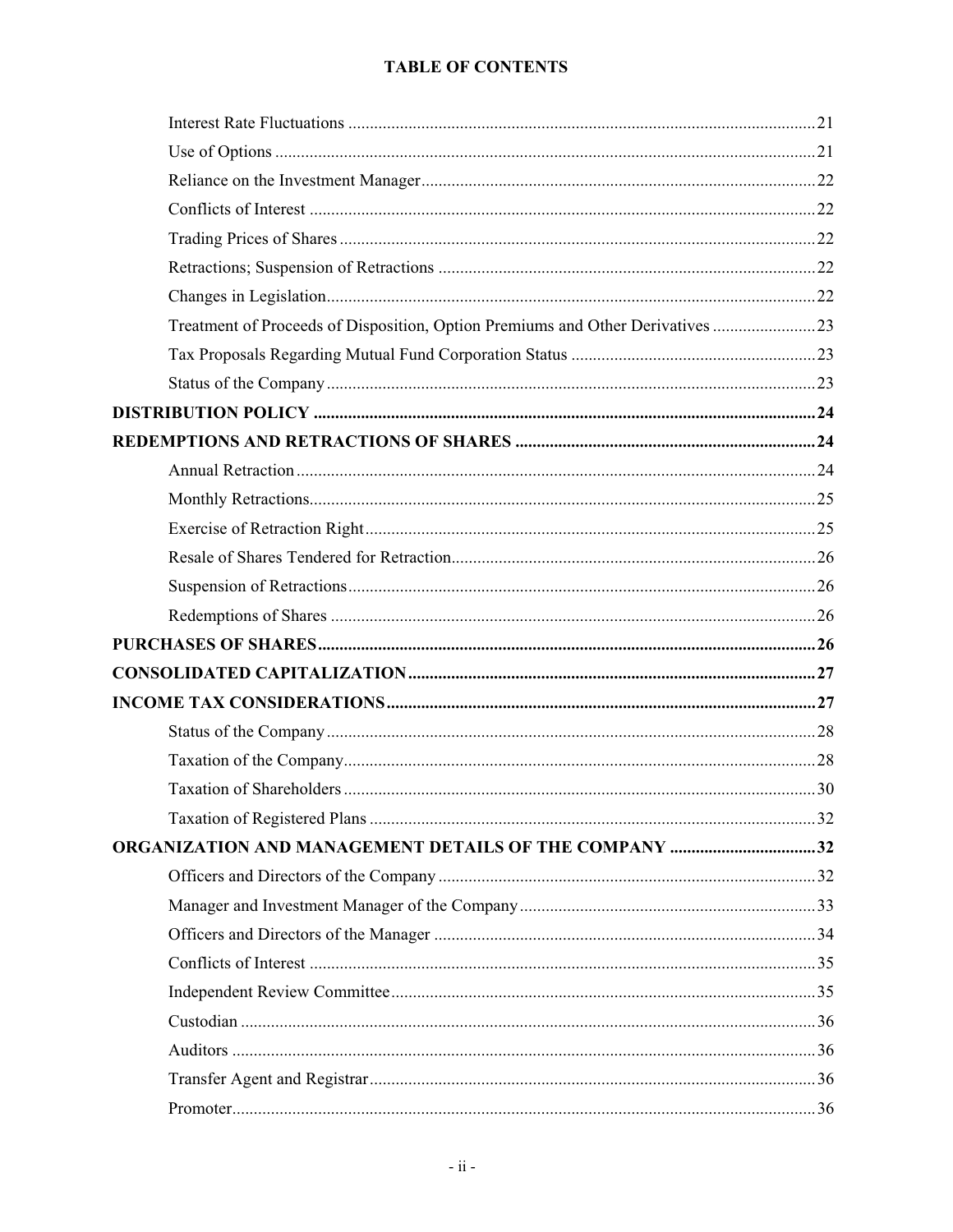**TABLE OF CONTENTS**

| | |
|---|---|
| Interest Rate Fluctuations | 21 |
| Use of Options | 21 |
| Reliance on the Investment Manager | 22 |
| Conflicts of Interest | 22 |
| Trading Prices of Shares | 22 |
| Retractions; Suspension of Retractions | 22 |
| Changes in Legislation | 22 |
| Treatment of Proceeds of Disposition, Option Premiums and Other Derivatives | 23 |
| Tax Proposals Regarding Mutual Fund Corporation Status | 23 |
| Status of the Company | 23 |
| **DISTRIBUTION POLICY** | **24** |
| **REDEMPTIONS AND RETRACTIONS OF SHARES** | **24** |
| Annual Retraction | 24 |
| Monthly Retractions | 25 |
| Exercise of Retraction Right | 25 |
| Resale of Shares Tendered for Retraction | 26 |
| Suspension of Retractions | 26 |
| Redemptions of Shares | 26 |
| **PURCHASES OF SHARES** | **26** |
| **CONSOLIDATED CAPITALIZATION** | **27** |
| **INCOME TAX CONSIDERATIONS** | **27** |
| Status of the Company | 28 |
| Taxation of the Company | 28 |
| Taxation of Shareholders | 30 |
| Taxation of Registered Plans | 32 |
| **ORGANIZATION AND MANAGEMENT DETAILS OF THE COMPANY** | **32** |
| Officers and Directors of the Company | 32 |
| Manager and Investment Manager of the Company | 33 |
| Officers and Directors of the Manager | 34 |
| Conflicts of Interest | 35 |
| Independent Review Committee | 35 |
| Custodian | 36 |
| Auditors | 36 |
| Transfer Agent and Registrar | 36 |
| Promoter | 36 |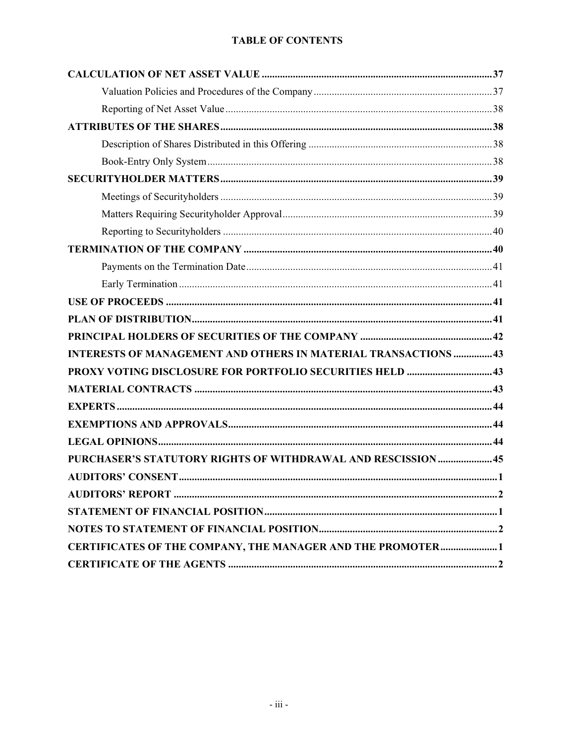**TABLE OF CONTENTS**

**CALCULATION OF NET ASSET VALUE** ........................................ 37
- Valuation Policies and Procedures of the Company ........................................ 37
- Reporting of Net Asset Value ........................................ 38

**ATTRIBUTES OF THE SHARES** ........................................ 38
- Description of Shares Distributed in this Offering ........................................ 38
- Book-Entry Only System ........................................ 38

**SECURITYHOLDER MATTERS** ........................................ 39
- Meetings of Securityholders ........................................ 39
- Matters Requiring Securityholder Approval ........................................ 39
- Reporting to Securityholders ........................................ 40

**TERMINATION OF THE COMPANY** ........................................ 40
- Payments on the Termination Date ........................................ 41
- Early Termination ........................................ 41

**USE OF PROCEEDS** ........................................ 41

**PLAN OF DISTRIBUTION** ........................................ 41

**PRINCIPAL HOLDERS OF SECURITIES OF THE COMPANY** ........................................ 42

**INTERESTS OF MANAGEMENT AND OTHERS IN MATERIAL TRANSACTIONS** ........................................ 43

**PROXY VOTING DISCLOSURE FOR PORTFOLIO SECURITIES HELD** ........................................ 43

**MATERIAL CONTRACTS** ........................................ 43

**EXPERTS** ........................................ 44

**EXEMPTIONS AND APPROVALS** ........................................ 44

**LEGAL OPINIONS** ........................................ 44

**PURCHASER'S STATUTORY RIGHTS OF WITHDRAWAL AND RESCISSION** ........................................ 45

**AUDITORS' CONSENT** ........................................ 1

**AUDITORS' REPORT** ........................................ 2

**STATEMENT OF FINANCIAL POSITION** ........................................ 1

**NOTES TO STATEMENT OF FINANCIAL POSITION** ........................................ 2

**CERTIFICATES OF THE COMPANY, THE MANAGER AND THE PROMOTER** ........................................ 1

**CERTIFICATE OF THE AGENTS** ........................................ 2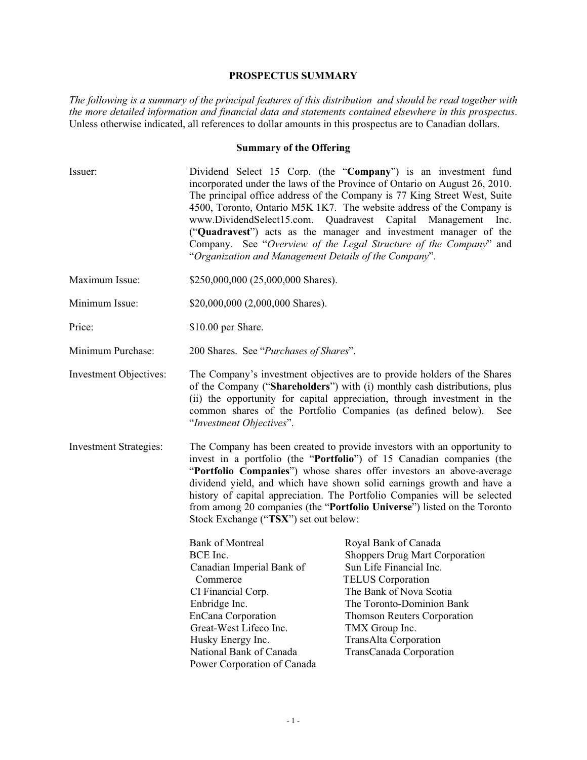## PROSPECTUS SUMMARY

*The following is a summary of the principal features of this distribution and should be read together with the more detailed information and financial data and statements contained elsewhere in this prospectus*. Unless otherwise indicated, all references to dollar amounts in this prospectus are to Canadian dollars.

### Summary of the Offering

**Issuer:** Dividend Select 15 Corp. (the "**Company**") is an investment fund incorporated under the laws of the Province of Ontario on August 26, 2010. The principal office address of the Company is 77 King Street West, Suite 4500, Toronto, Ontario M5K 1K7. The website address of the Company is www.DividendSelect15.com. Quadravest Capital Management Inc. ("**Quadravest**") acts as the manager and investment manager of the Company. See "*Overview of the Legal Structure of the Company*" and "*Organization and Management Details of the Company*".

**Maximum Issue:** $250,000,000 (25,000,000 Shares).

**Minimum Issue:** $20,000,000 (2,000,000 Shares).

**Price:** $10.00 per Share.

**Minimum Purchase:** 200 Shares. See "*Purchases of Shares*".

**Investment Objectives:** The Company's investment objectives are to provide holders of the Shares of the Company ("**Shareholders**") with (i) monthly cash distributions, plus (ii) the opportunity for capital appreciation, through investment in the common shares of the Portfolio Companies (as defined below). See "*Investment Objectives*".

**Investment Strategies:** The Company has been created to provide investors with an opportunity to invest in a portfolio (the "**Portfolio**") of 15 Canadian companies (the "**Portfolio Companies**") whose shares offer investors an above-average dividend yield, and which have shown solid earnings growth and have a history of capital appreciation. The Portfolio Companies will be selected from among 20 companies (the "**Portfolio Universe**") listed on the Toronto Stock Exchange ("**TSX**") set out below:

| | |
|---|---|
| Bank of Montreal | Royal Bank of Canada |
| BCE Inc. | Shoppers Drug Mart Corporation |
| Canadian Imperial Bank of Commerce | Sun Life Financial Inc. |
| CI Financial Corp. | TELUS Corporation |
| Enbridge Inc. | The Bank of Nova Scotia |
| EnCana Corporation | The Toronto-Dominion Bank |
| Great-West Lifeco Inc. | Thomson Reuters Corporation |
| Husky Energy Inc. | TMX Group Inc. |
| National Bank of Canada | TransAlta Corporation |
| Power Corporation of Canada | TransCanada Corporation |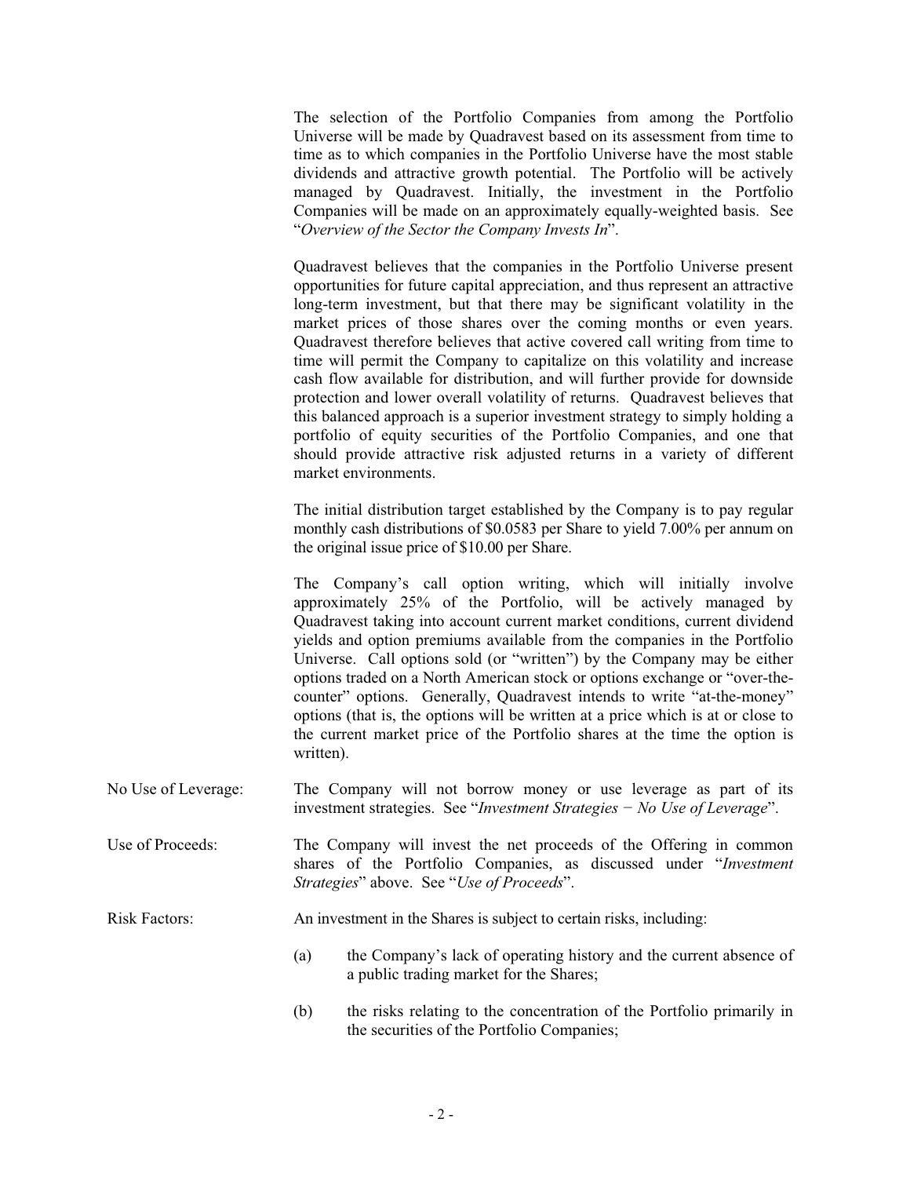The selection of the Portfolio Companies from among the Portfolio Universe will be made by Quadravest based on its assessment from time to time as to which companies in the Portfolio Universe have the most stable dividends and attractive growth potential. The Portfolio will be actively managed by Quadravest. Initially, the investment in the Portfolio Companies will be made on an approximately equally-weighted basis. See "*Overview of the Sector the Company Invests In*".

Quadravest believes that the companies in the Portfolio Universe present opportunities for future capital appreciation, and thus represent an attractive long-term investment, but that there may be significant volatility in the market prices of those shares over the coming months or even years. Quadravest therefore believes that active covered call writing from time to time will permit the Company to capitalize on this volatility and increase cash flow available for distribution, and will further provide for downside protection and lower overall volatility of returns. Quadravest believes that this balanced approach is a superior investment strategy to simply holding a portfolio of equity securities of the Portfolio Companies, and one that should provide attractive risk adjusted returns in a variety of different market environments.

The initial distribution target established by the Company is to pay regular monthly cash distributions of $0.0583 per Share to yield 7.00% per annum on the original issue price of $10.00 per Share.

The Company's call option writing, which will initially involve approximately 25% of the Portfolio, will be actively managed by Quadravest taking into account current market conditions, current dividend yields and option premiums available from the companies in the Portfolio Universe. Call options sold (or "written") by the Company may be either options traded on a North American stock or options exchange or "over-the-counter" options. Generally, Quadravest intends to write "at-the-money" options (that is, the options will be written at a price which is at or close to the current market price of the Portfolio shares at the time the option is written).

No Use of Leverage: The Company will not borrow money or use leverage as part of its investment strategies. See "*Investment Strategies − No Use of Leverage*".

Use of Proceeds: The Company will invest the net proceeds of the Offering in common shares of the Portfolio Companies, as discussed under "*Investment Strategies*" above. See "*Use of Proceeds*".

Risk Factors: An investment in the Shares is subject to certain risks, including:

(a) the Company's lack of operating history and the current absence of a public trading market for the Shares;

(b) the risks relating to the concentration of the Portfolio primarily in the securities of the Portfolio Companies;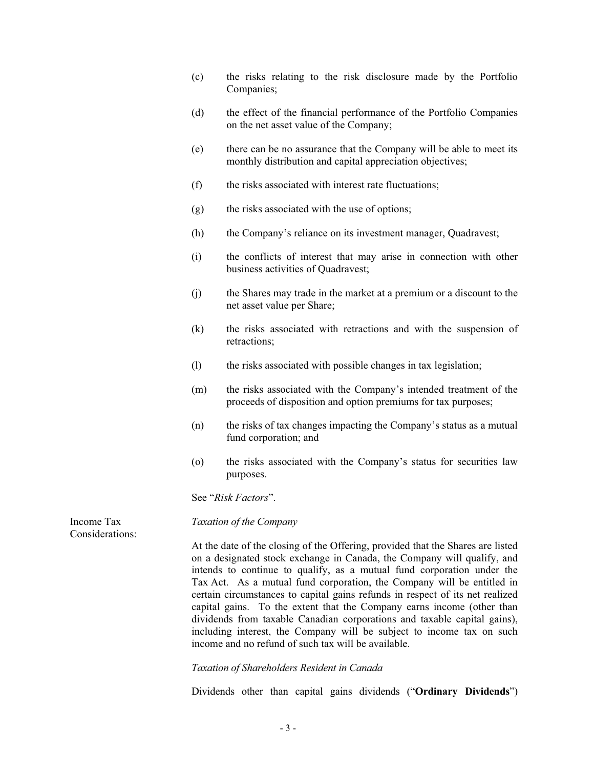(c) the risks relating to the risk disclosure made by the Portfolio Companies;

(d) the effect of the financial performance of the Portfolio Companies on the net asset value of the Company;

(e) there can be no assurance that the Company will be able to meet its monthly distribution and capital appreciation objectives;

(f) the risks associated with interest rate fluctuations;

(g) the risks associated with the use of options;

(h) the Company's reliance on its investment manager, Quadravest;

(i) the conflicts of interest that may arise in connection with other business activities of Quadravest;

(j) the Shares may trade in the market at a premium or a discount to the net asset value per Share;

(k) the risks associated with retractions and with the suspension of retractions;

(l) the risks associated with possible changes in tax legislation;

(m) the risks associated with the Company's intended treatment of the proceeds of disposition and option premiums for tax purposes;

(n) the risks of tax changes impacting the Company's status as a mutual fund corporation; and

(o) the risks associated with the Company's status for securities law purposes.

See "*Risk Factors*".

**Income Tax Considerations:**

*Taxation of the Company*

At the date of the closing of the Offering, provided that the Shares are listed on a designated stock exchange in Canada, the Company will qualify, and intends to continue to qualify, as a mutual fund corporation under the Tax Act. As a mutual fund corporation, the Company will be entitled in certain circumstances to capital gains refunds in respect of its net realized capital gains. To the extent that the Company earns income (other than dividends from taxable Canadian corporations and taxable capital gains), including interest, the Company will be subject to income tax on such income and no refund of such tax will be available.

*Taxation of Shareholders Resident in Canada*

Dividends other than capital gains dividends ("**Ordinary Dividends**")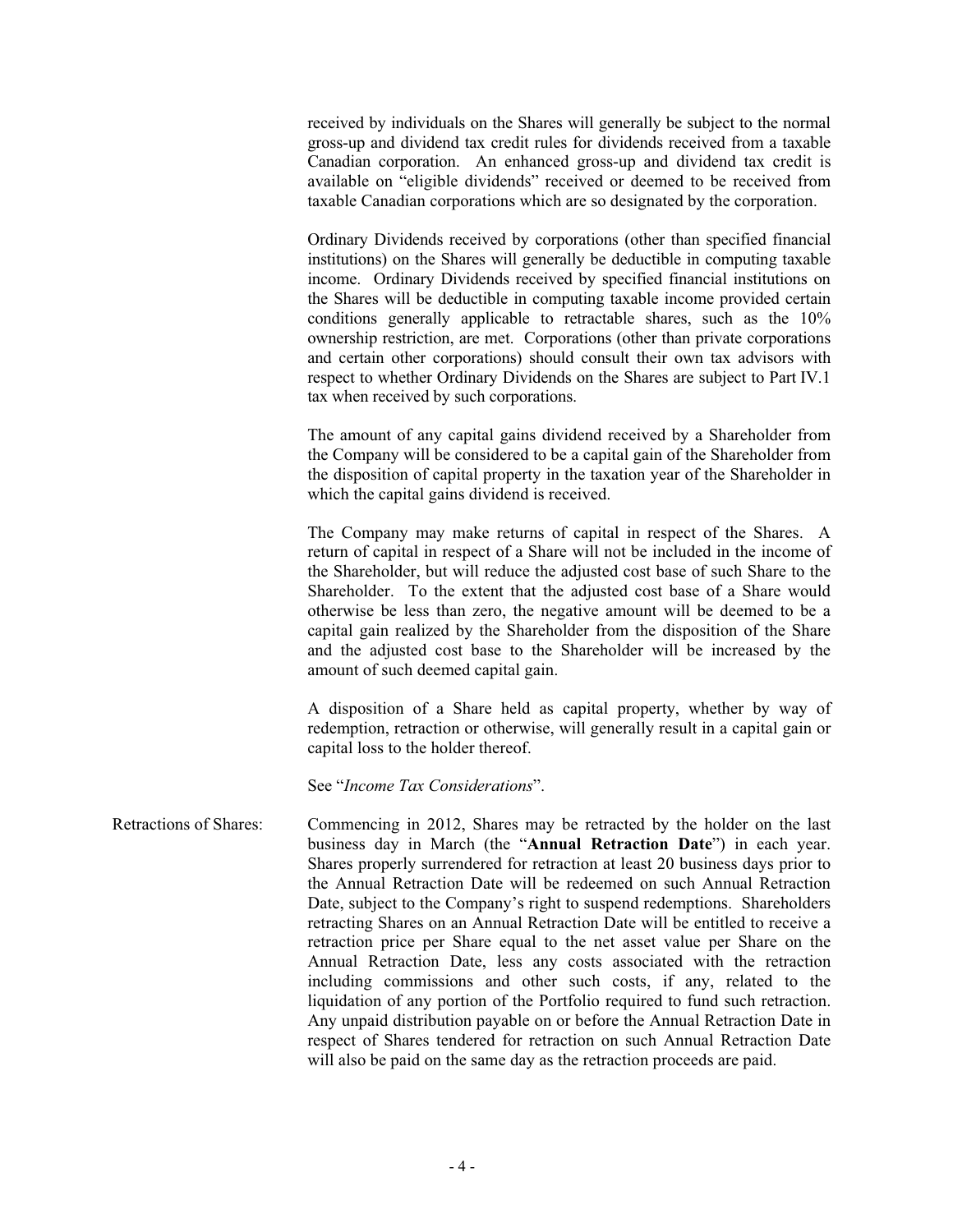received by individuals on the Shares will generally be subject to the normal gross-up and dividend tax credit rules for dividends received from a taxable Canadian corporation. An enhanced gross-up and dividend tax credit is available on "eligible dividends" received or deemed to be received from taxable Canadian corporations which are so designated by the corporation.

Ordinary Dividends received by corporations (other than specified financial institutions) on the Shares will generally be deductible in computing taxable income. Ordinary Dividends received by specified financial institutions on the Shares will be deductible in computing taxable income provided certain conditions generally applicable to retractable shares, such as the 10% ownership restriction, are met. Corporations (other than private corporations and certain other corporations) should consult their own tax advisors with respect to whether Ordinary Dividends on the Shares are subject to Part IV.1 tax when received by such corporations.

The amount of any capital gains dividend received by a Shareholder from the Company will be considered to be a capital gain of the Shareholder from the disposition of capital property in the taxation year of the Shareholder in which the capital gains dividend is received.

The Company may make returns of capital in respect of the Shares. A return of capital in respect of a Share will not be included in the income of the Shareholder, but will reduce the adjusted cost base of such Share to the Shareholder. To the extent that the adjusted cost base of a Share would otherwise be less than zero, the negative amount will be deemed to be a capital gain realized by the Shareholder from the disposition of the Share and the adjusted cost base to the Shareholder will be increased by the amount of such deemed capital gain.

A disposition of a Share held as capital property, whether by way of redemption, retraction or otherwise, will generally result in a capital gain or capital loss to the holder thereof.

See "*Income Tax Considerations*".

Retractions of Shares: Commencing in 2012, Shares may be retracted by the holder on the last business day in March (the "**Annual Retraction Date**") in each year. Shares properly surrendered for retraction at least 20 business days prior to the Annual Retraction Date will be redeemed on such Annual Retraction Date, subject to the Company's right to suspend redemptions. Shareholders retracting Shares on an Annual Retraction Date will be entitled to receive a retraction price per Share equal to the net asset value per Share on the Annual Retraction Date, less any costs associated with the retraction including commissions and other such costs, if any, related to the liquidation of any portion of the Portfolio required to fund such retraction. Any unpaid distribution payable on or before the Annual Retraction Date in respect of Shares tendered for retraction on such Annual Retraction Date will also be paid on the same day as the retraction proceeds are paid.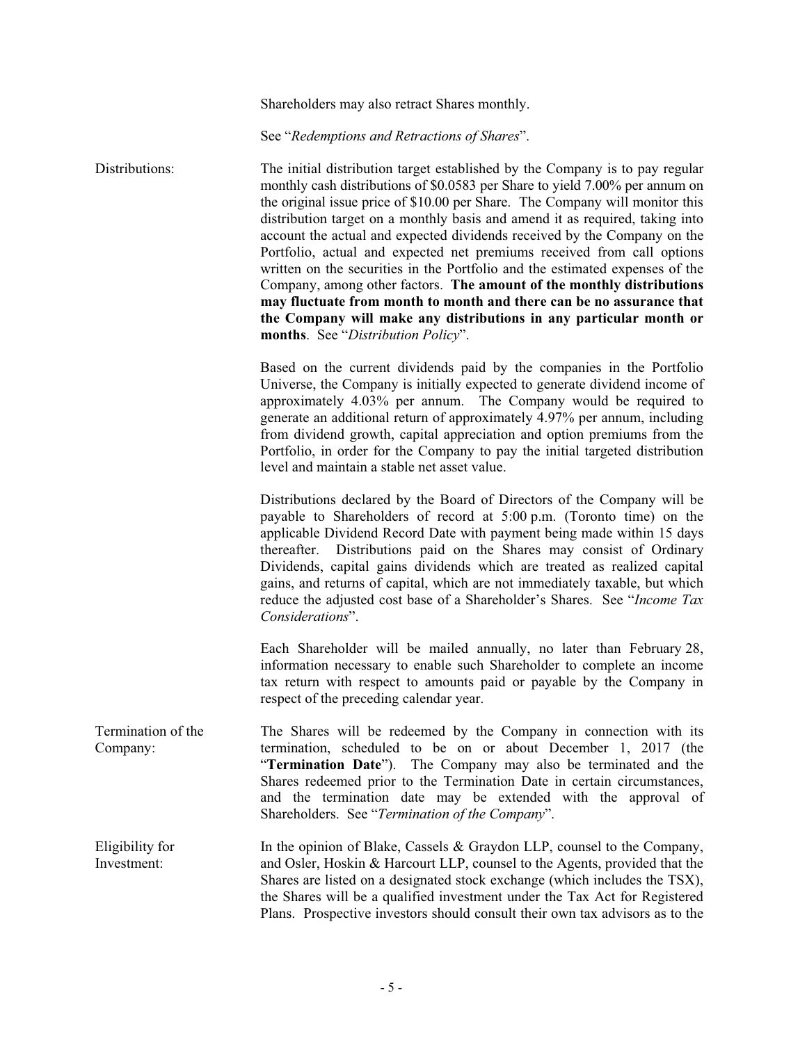Shareholders may also retract Shares monthly.

See "*Redemptions and Retractions of Shares*".

Distributions: The initial distribution target established by the Company is to pay regular monthly cash distributions of $0.0583 per Share to yield 7.00% per annum on the original issue price of $10.00 per Share. The Company will monitor this distribution target on a monthly basis and amend it as required, taking into account the actual and expected dividends received by the Company on the Portfolio, actual and expected net premiums received from call options written on the securities in the Portfolio and the estimated expenses of the Company, among other factors. **The amount of the monthly distributions may fluctuate from month to month and there can be no assurance that the Company will make any distributions in any particular month or months**. See "*Distribution Policy*".

Based on the current dividends paid by the companies in the Portfolio Universe, the Company is initially expected to generate dividend income of approximately 4.03% per annum. The Company would be required to generate an additional return of approximately 4.97% per annum, including from dividend growth, capital appreciation and option premiums from the Portfolio, in order for the Company to pay the initial targeted distribution level and maintain a stable net asset value.

Distributions declared by the Board of Directors of the Company will be payable to Shareholders of record at 5:00 p.m. (Toronto time) on the applicable Dividend Record Date with payment being made within 15 days thereafter. Distributions paid on the Shares may consist of Ordinary Dividends, capital gains dividends which are treated as realized capital gains, and returns of capital, which are not immediately taxable, but which reduce the adjusted cost base of a Shareholder's Shares. See "*Income Tax Considerations*".

Each Shareholder will be mailed annually, no later than February 28, information necessary to enable such Shareholder to complete an income tax return with respect to amounts paid or payable by the Company in respect of the preceding calendar year.

Termination of the Company: The Shares will be redeemed by the Company in connection with its termination, scheduled to be on or about December 1, 2017 (the "**Termination Date**"). The Company may also be terminated and the Shares redeemed prior to the Termination Date in certain circumstances, and the termination date may be extended with the approval of Shareholders. See "*Termination of the Company*".

Eligibility for Investment: In the opinion of Blake, Cassels & Graydon LLP, counsel to the Company, and Osler, Hoskin & Harcourt LLP, counsel to the Agents, provided that the Shares are listed on a designated stock exchange (which includes the TSX), the Shares will be a qualified investment under the Tax Act for Registered Plans. Prospective investors should consult their own tax advisors as to the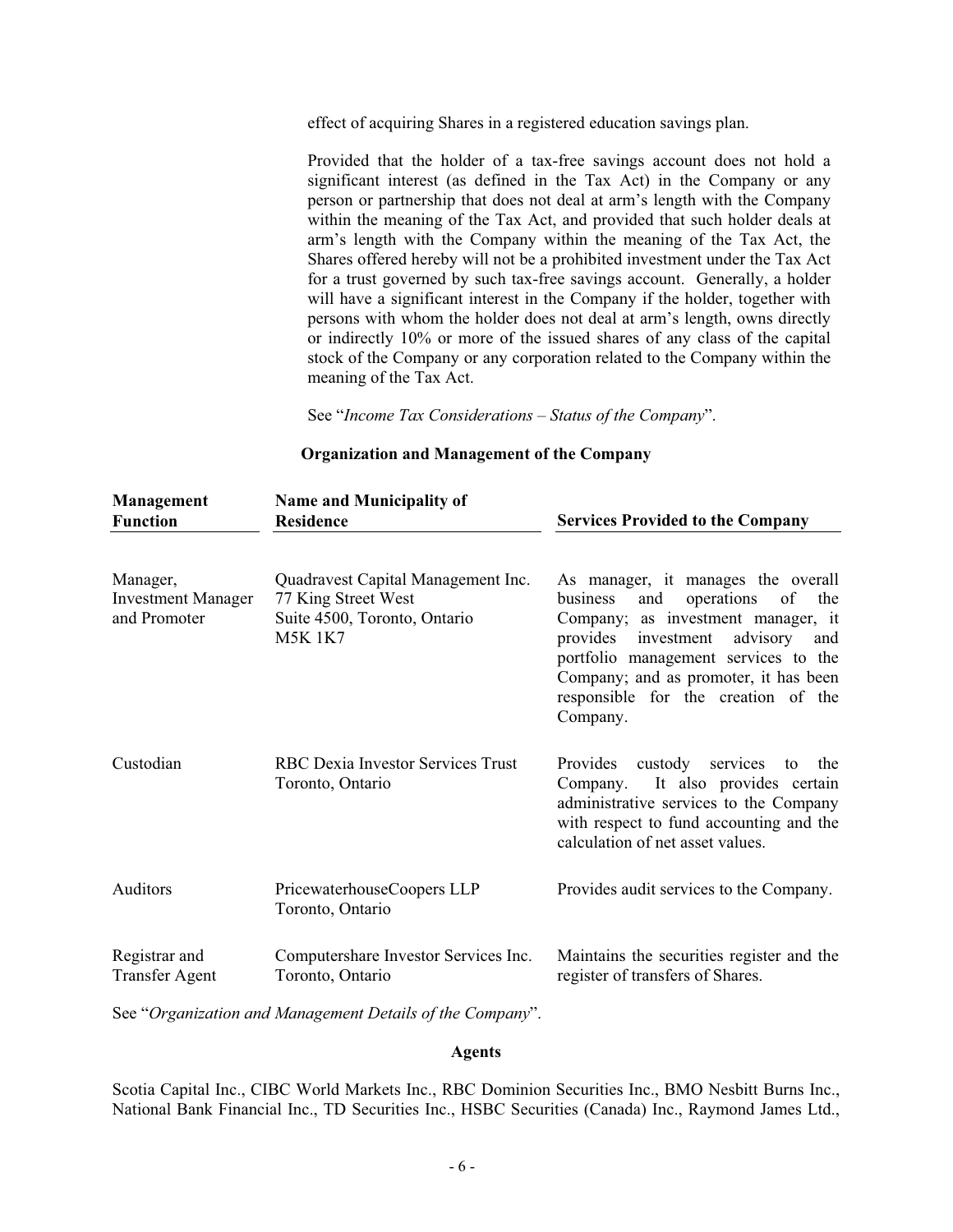effect of acquiring Shares in a registered education savings plan.

Provided that the holder of a tax-free savings account does not hold a significant interest (as defined in the Tax Act) in the Company or any person or partnership that does not deal at arm's length with the Company within the meaning of the Tax Act, and provided that such holder deals at arm's length with the Company within the meaning of the Tax Act, the Shares offered hereby will not be a prohibited investment under the Tax Act for a trust governed by such tax-free savings account. Generally, a holder will have a significant interest in the Company if the holder, together with persons with whom the holder does not deal at arm's length, owns directly or indirectly 10% or more of the issued shares of any class of the capital stock of the Company or any corporation related to the Company within the meaning of the Tax Act.

See "*Income Tax Considerations – Status of the Company*".

## Organization and Management of the Company

| Management Function | Name and Municipality of Residence | Services Provided to the Company |
|---|---|---|
| Manager, Investment Manager and Promoter | Quadravest Capital Management Inc. 77 King Street West Suite 4500, Toronto, Ontario M5K 1K7 | As manager, it manages the overall business and operations of the Company; as investment manager, it provides investment advisory and portfolio management services to the Company; and as promoter, it has been responsible for the creation of the Company. |
| Custodian | RBC Dexia Investor Services Trust Toronto, Ontario | Provides custody services to the Company. It also provides certain administrative services to the Company with respect to fund accounting and the calculation of net asset values. |
| Auditors | PricewaterhouseCoopers LLP Toronto, Ontario | Provides audit services to the Company. |
| Registrar and Transfer Agent | Computershare Investor Services Inc. Toronto, Ontario | Maintains the securities register and the register of transfers of Shares. |

See "*Organization and Management Details of the Company*".

## Agents

Scotia Capital Inc., CIBC World Markets Inc., RBC Dominion Securities Inc., BMO Nesbitt Burns Inc., National Bank Financial Inc., TD Securities Inc., HSBC Securities (Canada) Inc., Raymond James Ltd.,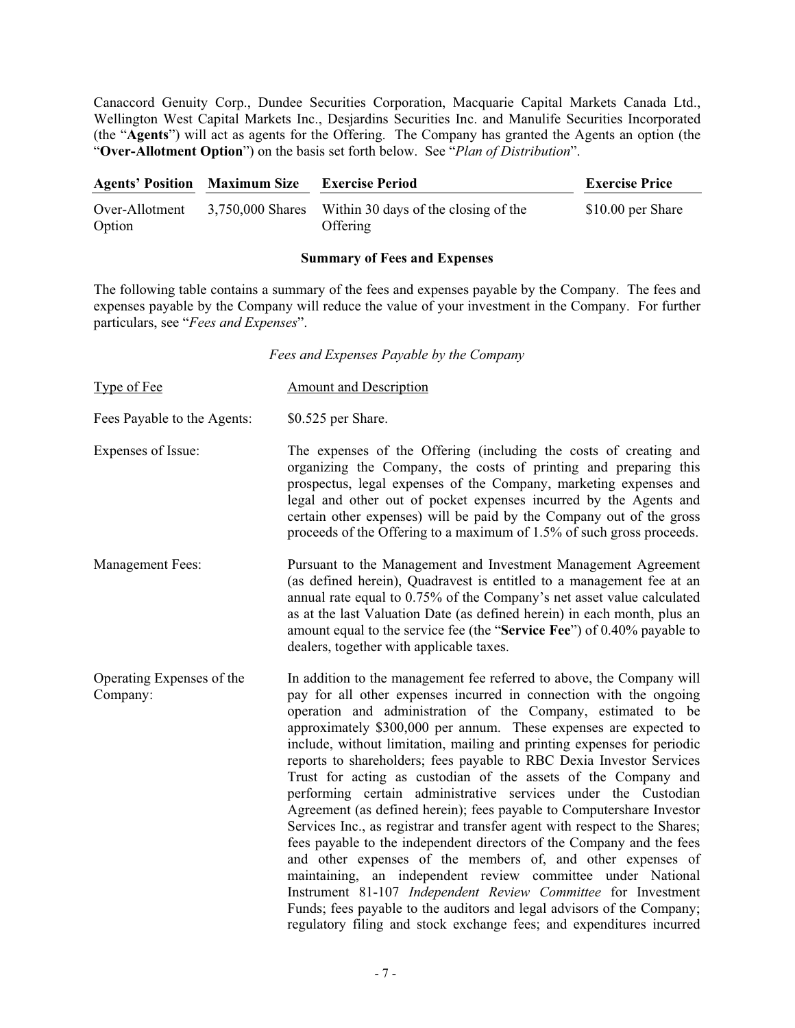Canaccord Genuity Corp., Dundee Securities Corporation, Macquarie Capital Markets Canada Ltd., Wellington West Capital Markets Inc., Desjardins Securities Inc. and Manulife Securities Incorporated (the "**Agents**") will act as agents for the Offering. The Company has granted the Agents an option (the "**Over-Allotment Option**") on the basis set forth below. See "*Plan of Distribution*".

| Agents' Position | Maximum Size | Exercise Period | Exercise Price |
|---|---|---|---|
| Over-Allotment Option | 3,750,000 Shares | Within 30 days of the closing of the Offering | $10.00 per Share |

**Summary of Fees and Expenses**

The following table contains a summary of the fees and expenses payable by the Company. The fees and expenses payable by the Company will reduce the value of your investment in the Company. For further particulars, see "*Fees and Expenses*".

*Fees and Expenses Payable by the Company*

| Type of Fee | Amount and Description |
|---|---|
| Fees Payable to the Agents: | $0.525 per Share. |
| Expenses of Issue: | The expenses of the Offering (including the costs of creating and organizing the Company, the costs of printing and preparing this prospectus, legal expenses of the Company, marketing expenses and legal and other out of pocket expenses incurred by the Agents and certain other expenses) will be paid by the Company out of the gross proceeds of the Offering to a maximum of 1.5% of such gross proceeds. |
| Management Fees: | Pursuant to the Management and Investment Management Agreement (as defined herein), Quadravest is entitled to a management fee at an annual rate equal to 0.75% of the Company's net asset value calculated as at the last Valuation Date (as defined herein) in each month, plus an amount equal to the service fee (the "**Service Fee**") of 0.40% payable to dealers, together with applicable taxes. |
| Operating Expenses of the Company: | In addition to the management fee referred to above, the Company will pay for all other expenses incurred in connection with the ongoing operation and administration of the Company, estimated to be approximately $300,000 per annum. These expenses are expected to include, without limitation, mailing and printing expenses for periodic reports to shareholders; fees payable to RBC Dexia Investor Services Trust for acting as custodian of the assets of the Company and performing certain administrative services under the Custodian Agreement (as defined herein); fees payable to Computershare Investor Services Inc., as registrar and transfer agent with respect to the Shares; fees payable to the independent directors of the Company and the fees and other expenses of the members of, and other expenses of maintaining, an independent review committee under National Instrument 81-107 *Independent Review Committee* for Investment Funds; fees payable to the auditors and legal advisors of the Company; regulatory filing and stock exchange fees; and expenditures incurred |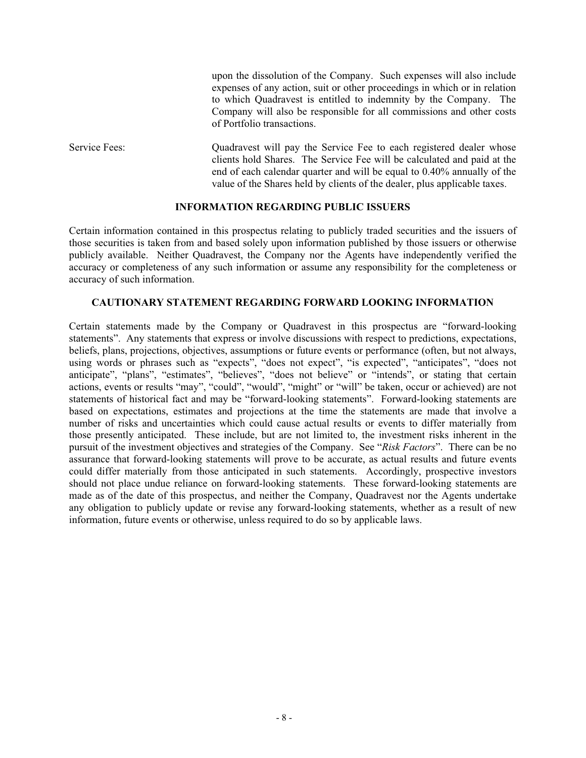upon the dissolution of the Company. Such expenses will also include expenses of any action, suit or other proceedings in which or in relation to which Quadravest is entitled to indemnity by the Company. The Company will also be responsible for all commissions and other costs of Portfolio transactions.

Service Fees: Quadravest will pay the Service Fee to each registered dealer whose clients hold Shares. The Service Fee will be calculated and paid at the end of each calendar quarter and will be equal to 0.40% annually of the value of the Shares held by clients of the dealer, plus applicable taxes.

## INFORMATION REGARDING PUBLIC ISSUERS

Certain information contained in this prospectus relating to publicly traded securities and the issuers of those securities is taken from and based solely upon information published by those issuers or otherwise publicly available. Neither Quadravest, the Company nor the Agents have independently verified the accuracy or completeness of any such information or assume any responsibility for the completeness or accuracy of such information.

## CAUTIONARY STATEMENT REGARDING FORWARD LOOKING INFORMATION

Certain statements made by the Company or Quadravest in this prospectus are "forward-looking statements". Any statements that express or involve discussions with respect to predictions, expectations, beliefs, plans, projections, objectives, assumptions or future events or performance (often, but not always, using words or phrases such as "expects", "does not expect", "is expected", "anticipates", "does not anticipate", "plans", "estimates", "believes", "does not believe" or "intends", or stating that certain actions, events or results "may", "could", "would", "might" or "will" be taken, occur or achieved) are not statements of historical fact and may be "forward-looking statements". Forward-looking statements are based on expectations, estimates and projections at the time the statements are made that involve a number of risks and uncertainties which could cause actual results or events to differ materially from those presently anticipated. These include, but are not limited to, the investment risks inherent in the pursuit of the investment objectives and strategies of the Company. See "*Risk Factors*". There can be no assurance that forward-looking statements will prove to be accurate, as actual results and future events could differ materially from those anticipated in such statements. Accordingly, prospective investors should not place undue reliance on forward-looking statements. These forward-looking statements are made as of the date of this prospectus, and neither the Company, Quadravest nor the Agents undertake any obligation to publicly update or revise any forward-looking statements, whether as a result of new information, future events or otherwise, unless required to do so by applicable laws.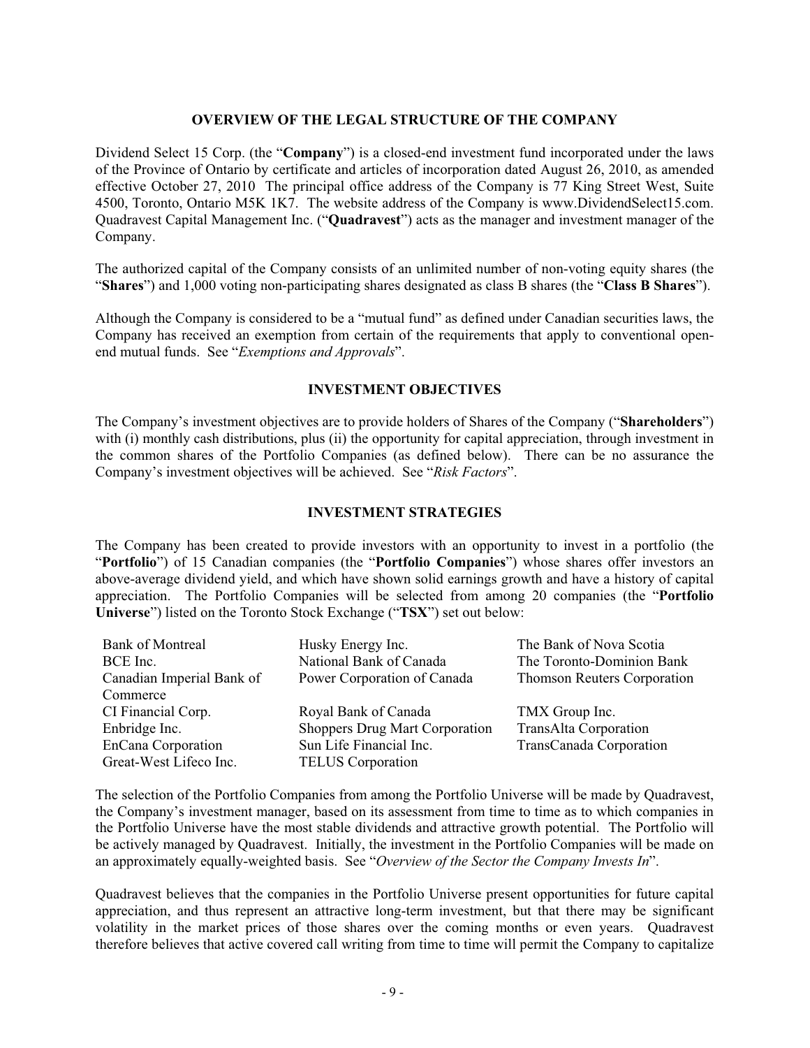## OVERVIEW OF THE LEGAL STRUCTURE OF THE COMPANY

Dividend Select 15 Corp. (the "**Company**") is a closed-end investment fund incorporated under the laws of the Province of Ontario by certificate and articles of incorporation dated August 26, 2010, as amended effective October 27, 2010 The principal office address of the Company is 77 King Street West, Suite 4500, Toronto, Ontario M5K 1K7. The website address of the Company is www.DividendSelect15.com. Quadravest Capital Management Inc. ("**Quadravest**") acts as the manager and investment manager of the Company.

The authorized capital of the Company consists of an unlimited number of non-voting equity shares (the "**Shares**") and 1,000 voting non-participating shares designated as class B shares (the "**Class B Shares**").

Although the Company is considered to be a "mutual fund" as defined under Canadian securities laws, the Company has received an exemption from certain of the requirements that apply to conventional open-end mutual funds. See "*Exemptions and Approvals*".

## INVESTMENT OBJECTIVES

The Company's investment objectives are to provide holders of Shares of the Company ("**Shareholders**") with (i) monthly cash distributions, plus (ii) the opportunity for capital appreciation, through investment in the common shares of the Portfolio Companies (as defined below). There can be no assurance the Company's investment objectives will be achieved. See "*Risk Factors*".

## INVESTMENT STRATEGIES

The Company has been created to provide investors with an opportunity to invest in a portfolio (the "**Portfolio**") of 15 Canadian companies (the "**Portfolio Companies**") whose shares offer investors an above-average dividend yield, and which have shown solid earnings growth and have a history of capital appreciation. The Portfolio Companies will be selected from among 20 companies (the "**Portfolio Universe**") listed on the Toronto Stock Exchange ("**TSX**") set out below:

| | | |
|---|---|---|
| Bank of Montreal | Husky Energy Inc. | The Bank of Nova Scotia |
| BCE Inc. | National Bank of Canada | The Toronto-Dominion Bank |
| Canadian Imperial Bank of Commerce | Power Corporation of Canada | Thomson Reuters Corporation |
| CI Financial Corp. | Royal Bank of Canada | TMX Group Inc. |
| Enbridge Inc. | Shoppers Drug Mart Corporation | TransAlta Corporation |
| EnCana Corporation | Sun Life Financial Inc. | TransCanada Corporation |
| Great-West Lifeco Inc. | TELUS Corporation | |

The selection of the Portfolio Companies from among the Portfolio Universe will be made by Quadravest, the Company's investment manager, based on its assessment from time to time as to which companies in the Portfolio Universe have the most stable dividends and attractive growth potential. The Portfolio will be actively managed by Quadravest. Initially, the investment in the Portfolio Companies will be made on an approximately equally-weighted basis. See "*Overview of the Sector the Company Invests In*".

Quadravest believes that the companies in the Portfolio Universe present opportunities for future capital appreciation, and thus represent an attractive long-term investment, but that there may be significant volatility in the market prices of those shares over the coming months or even years. Quadravest therefore believes that active covered call writing from time to time will permit the Company to capitalize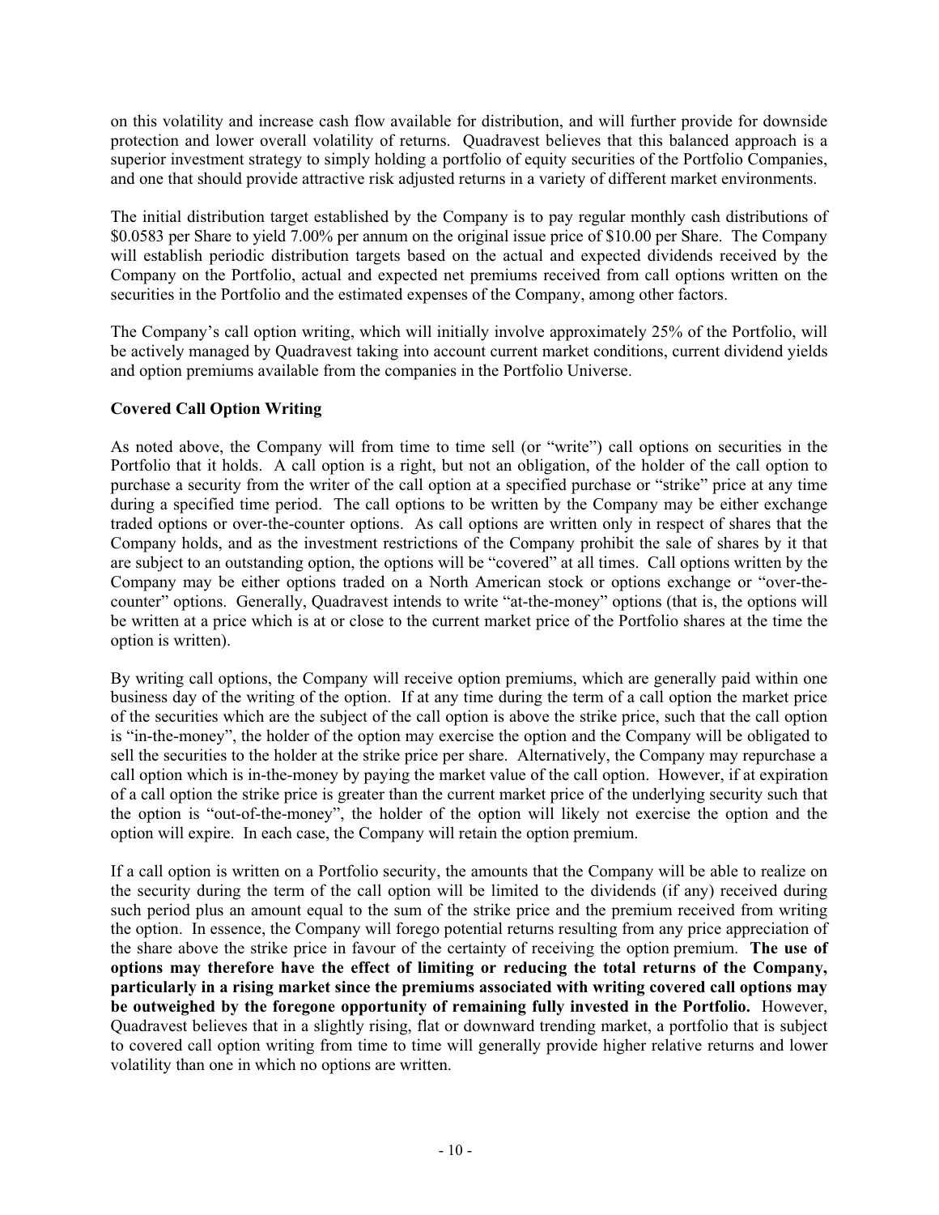on this volatility and increase cash flow available for distribution, and will further provide for downside protection and lower overall volatility of returns. Quadravest believes that this balanced approach is a superior investment strategy to simply holding a portfolio of equity securities of the Portfolio Companies, and one that should provide attractive risk adjusted returns in a variety of different market environments.

The initial distribution target established by the Company is to pay regular monthly cash distributions of $0.0583 per Share to yield 7.00% per annum on the original issue price of $10.00 per Share. The Company will establish periodic distribution targets based on the actual and expected dividends received by the Company on the Portfolio, actual and expected net premiums received from call options written on the securities in the Portfolio and the estimated expenses of the Company, among other factors.

The Company's call option writing, which will initially involve approximately 25% of the Portfolio, will be actively managed by Quadravest taking into account current market conditions, current dividend yields and option premiums available from the companies in the Portfolio Universe.

### Covered Call Option Writing

As noted above, the Company will from time to time sell (or "write") call options on securities in the Portfolio that it holds. A call option is a right, but not an obligation, of the holder of the call option to purchase a security from the writer of the call option at a specified purchase or "strike" price at any time during a specified time period. The call options to be written by the Company may be either exchange traded options or over-the-counter options. As call options are written only in respect of shares that the Company holds, and as the investment restrictions of the Company prohibit the sale of shares by it that are subject to an outstanding option, the options will be "covered" at all times. Call options written by the Company may be either options traded on a North American stock or options exchange or "over-the-counter" options. Generally, Quadravest intends to write "at-the-money" options (that is, the options will be written at a price which is at or close to the current market price of the Portfolio shares at the time the option is written).

By writing call options, the Company will receive option premiums, which are generally paid within one business day of the writing of the option. If at any time during the term of a call option the market price of the securities which are the subject of the call option is above the strike price, such that the call option is "in-the-money", the holder of the option may exercise the option and the Company will be obligated to sell the securities to the holder at the strike price per share. Alternatively, the Company may repurchase a call option which is in-the-money by paying the market value of the call option. However, if at expiration of a call option the strike price is greater than the current market price of the underlying security such that the option is "out-of-the-money", the holder of the option will likely not exercise the option and the option will expire. In each case, the Company will retain the option premium.

If a call option is written on a Portfolio security, the amounts that the Company will be able to realize on the security during the term of the call option will be limited to the dividends (if any) received during such period plus an amount equal to the sum of the strike price and the premium received from writing the option. In essence, the Company will forego potential returns resulting from any price appreciation of the share above the strike price in favour of the certainty of receiving the option premium. **The use of options may therefore have the effect of limiting or reducing the total returns of the Company, particularly in a rising market since the premiums associated with writing covered call options may be outweighed by the foregone opportunity of remaining fully invested in the Portfolio.** However, Quadravest believes that in a slightly rising, flat or downward trending market, a portfolio that is subject to covered call option writing from time to time will generally provide higher relative returns and lower volatility than one in which no options are written.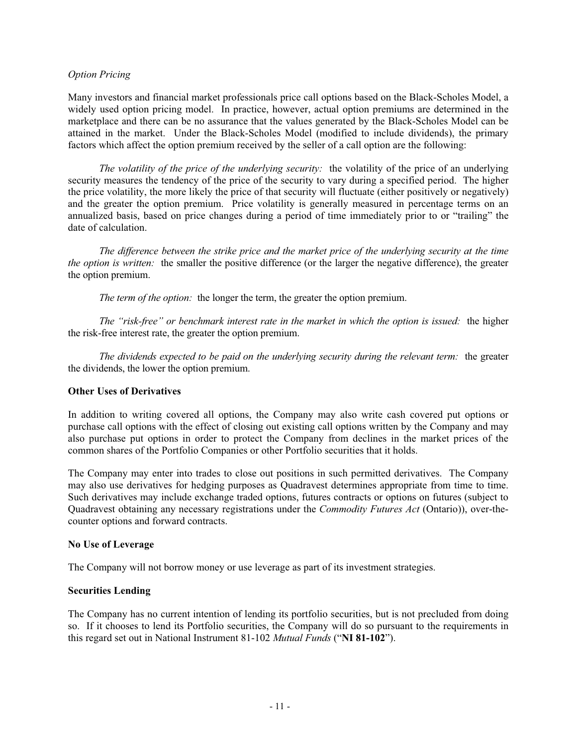*Option Pricing*

Many investors and financial market professionals price call options based on the Black-Scholes Model, a widely used option pricing model. In practice, however, actual option premiums are determined in the marketplace and there can be no assurance that the values generated by the Black-Scholes Model can be attained in the market. Under the Black-Scholes Model (modified to include dividends), the primary factors which affect the option premium received by the seller of a call option are the following:

*The volatility of the price of the underlying security:* the volatility of the price of an underlying security measures the tendency of the price of the security to vary during a specified period. The higher the price volatility, the more likely the price of that security will fluctuate (either positively or negatively) and the greater the option premium. Price volatility is generally measured in percentage terms on an annualized basis, based on price changes during a period of time immediately prior to or "trailing" the date of calculation.

*The difference between the strike price and the market price of the underlying security at the time the option is written:* the smaller the positive difference (or the larger the negative difference), the greater the option premium.

*The term of the option:* the longer the term, the greater the option premium.

*The "risk-free" or benchmark interest rate in the market in which the option is issued:* the higher the risk-free interest rate, the greater the option premium.

*The dividends expected to be paid on the underlying security during the relevant term:* the greater the dividends, the lower the option premium.

**Other Uses of Derivatives**

In addition to writing covered all options, the Company may also write cash covered put options or purchase call options with the effect of closing out existing call options written by the Company and may also purchase put options in order to protect the Company from declines in the market prices of the common shares of the Portfolio Companies or other Portfolio securities that it holds.

The Company may enter into trades to close out positions in such permitted derivatives. The Company may also use derivatives for hedging purposes as Quadravest determines appropriate from time to time. Such derivatives may include exchange traded options, futures contracts or options on futures (subject to Quadravest obtaining any necessary registrations under the *Commodity Futures Act* (Ontario)), over-the-counter options and forward contracts.

**No Use of Leverage**

The Company will not borrow money or use leverage as part of its investment strategies.

**Securities Lending**

The Company has no current intention of lending its portfolio securities, but is not precluded from doing so. If it chooses to lend its Portfolio securities, the Company will do so pursuant to the requirements in this regard set out in National Instrument 81-102 *Mutual Funds* ("**NI 81-102**").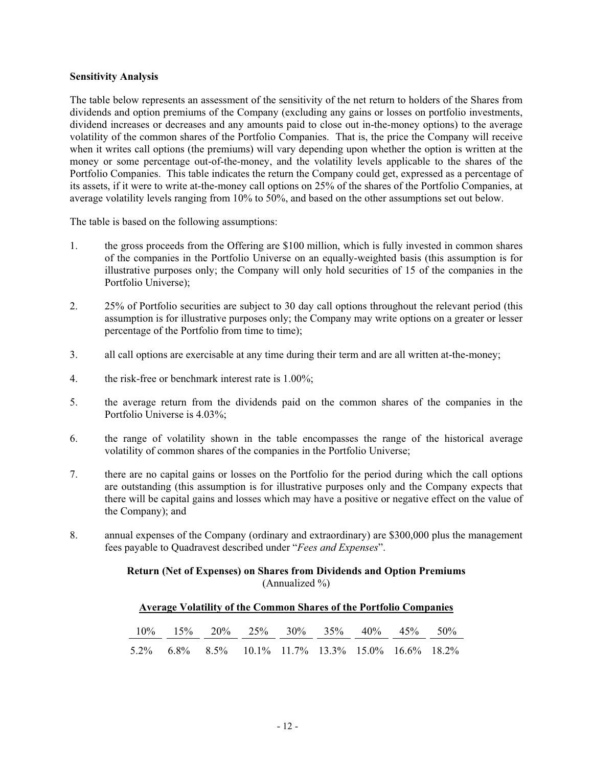**Sensitivity Analysis**

The table below represents an assessment of the sensitivity of the net return to holders of the Shares from dividends and option premiums of the Company (excluding any gains or losses on portfolio investments, dividend increases or decreases and any amounts paid to close out in-the-money options) to the average volatility of the common shares of the Portfolio Companies. That is, the price the Company will receive when it writes call options (the premiums) will vary depending upon whether the option is written at the money or some percentage out-of-the-money, and the volatility levels applicable to the shares of the Portfolio Companies. This table indicates the return the Company could get, expressed as a percentage of its assets, if it were to write at-the-money call options on 25% of the shares of the Portfolio Companies, at average volatility levels ranging from 10% to 50%, and based on the other assumptions set out below.

The table is based on the following assumptions:

1. the gross proceeds from the Offering are $100 million, which is fully invested in common shares of the companies in the Portfolio Universe on an equally-weighted basis (this assumption is for illustrative purposes only; the Company will only hold securities of 15 of the companies in the Portfolio Universe);
2. 25% of Portfolio securities are subject to 30 day call options throughout the relevant period (this assumption is for illustrative purposes only; the Company may write options on a greater or lesser percentage of the Portfolio from time to time);
3. all call options are exercisable at any time during their term and are all written at-the-money;
4. the risk-free or benchmark interest rate is 1.00%;
5. the average return from the dividends paid on the common shares of the companies in the Portfolio Universe is 4.03%;
6. the range of volatility shown in the table encompasses the range of the historical average volatility of common shares of the companies in the Portfolio Universe;
7. there are no capital gains or losses on the Portfolio for the period during which the call options are outstanding (this assumption is for illustrative purposes only and the Company expects that there will be capital gains and losses which may have a positive or negative effect on the value of the Company); and
8. annual expenses of the Company (ordinary and extraordinary) are $300,000 plus the management fees payable to Quadravest described under "*Fees and Expenses*".

**Return (Net of Expenses) on Shares from Dividends and Option Premiums**
(Annualized %)

**Average Volatility of the Common Shares of the Portfolio Companies**

| 10% | 15% | 20% | 25% | 30% | 35% | 40% | 45% | 50% |
|---|---|---|---|---|---|---|---|---|
| 5.2% | 6.8% | 8.5% | 10.1% | 11.7% | 13.3% | 15.0% | 16.6% | 18.2% |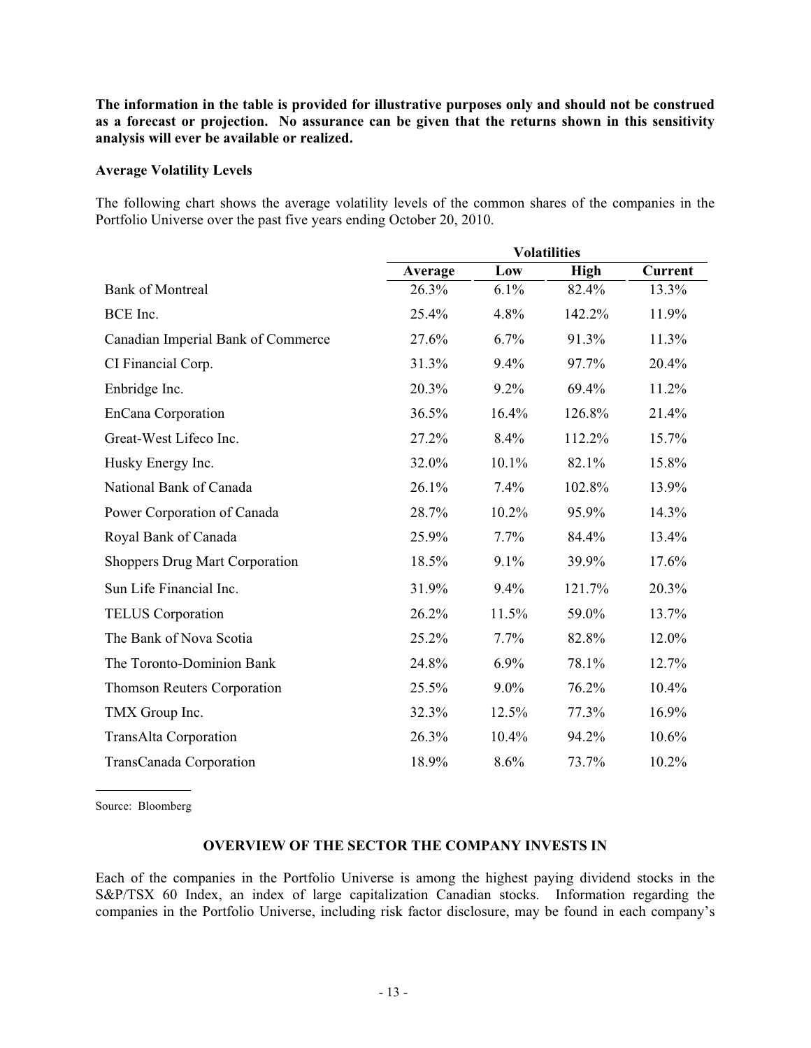**The information in the table is provided for illustrative purposes only and should not be construed as a forecast or projection. No assurance can be given that the returns shown in this sensitivity analysis will ever be available or realized.**

**Average Volatility Levels**

The following chart shows the average volatility levels of the common shares of the companies in the Portfolio Universe over the past five years ending October 20, 2010.

| | Volatilities | | | |
|---|---|---|---|---|
| | **Average** | **Low** | **High** | **Current** |
| Bank of Montreal | 26.3% | 6.1% | 82.4% | 13.3% |
| BCE Inc. | 25.4% | 4.8% | 142.2% | 11.9% |
| Canadian Imperial Bank of Commerce | 27.6% | 6.7% | 91.3% | 11.3% |
| CI Financial Corp. | 31.3% | 9.4% | 97.7% | 20.4% |
| Enbridge Inc. | 20.3% | 9.2% | 69.4% | 11.2% |
| EnCana Corporation | 36.5% | 16.4% | 126.8% | 21.4% |
| Great-West Lifeco Inc. | 27.2% | 8.4% | 112.2% | 15.7% |
| Husky Energy Inc. | 32.0% | 10.1% | 82.1% | 15.8% |
| National Bank of Canada | 26.1% | 7.4% | 102.8% | 13.9% |
| Power Corporation of Canada | 28.7% | 10.2% | 95.9% | 14.3% |
| Royal Bank of Canada | 25.9% | 7.7% | 84.4% | 13.4% |
| Shoppers Drug Mart Corporation | 18.5% | 9.1% | 39.9% | 17.6% |
| Sun Life Financial Inc. | 31.9% | 9.4% | 121.7% | 20.3% |
| TELUS Corporation | 26.2% | 11.5% | 59.0% | 13.7% |
| The Bank of Nova Scotia | 25.2% | 7.7% | 82.8% | 12.0% |
| The Toronto-Dominion Bank | 24.8% | 6.9% | 78.1% | 12.7% |
| Thomson Reuters Corporation | 25.5% | 9.0% | 76.2% | 10.4% |
| TMX Group Inc. | 32.3% | 12.5% | 77.3% | 16.9% |
| TransAlta Corporation | 26.3% | 10.4% | 94.2% | 10.6% |
| TransCanada Corporation | 18.9% | 8.6% | 73.7% | 10.2% |

Source: Bloomberg

## OVERVIEW OF THE SECTOR THE COMPANY INVESTS IN

Each of the companies in the Portfolio Universe is among the highest paying dividend stocks in the S&P/TSX 60 Index, an index of large capitalization Canadian stocks. Information regarding the companies in the Portfolio Universe, including risk factor disclosure, may be found in each company's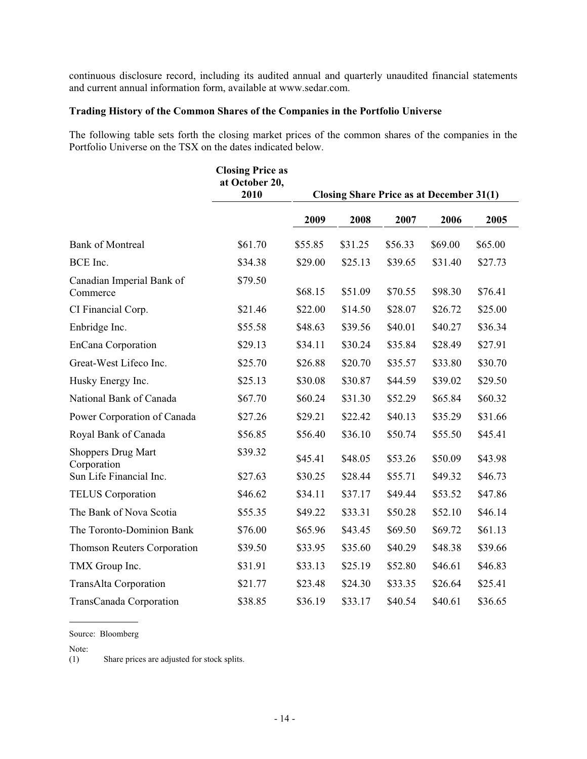continuous disclosure record, including its audited annual and quarterly unaudited financial statements and current annual information form, available at www.sedar.com.

**Trading History of the Common Shares of the Companies in the Portfolio Universe**

The following table sets forth the closing market prices of the common shares of the companies in the Portfolio Universe on the TSX on the dates indicated below.

| | Closing Price as at October 20, 2010 | Closing Share Price as at December 31(1) | | | | |
|---|---|---|---|---|---|---|
| | | 2009 | 2008 | 2007 | 2006 | 2005 |
| Bank of Montreal | $61.70 | $55.85 | $31.25 | $56.33 | $69.00 | $65.00 |
| BCE Inc. | $34.38 | $29.00 | $25.13 | $39.65 | $31.40 | $27.73 |
| Canadian Imperial Bank of Commerce | $79.50 | $68.15 | $51.09 | $70.55 | $98.30 | $76.41 |
| CI Financial Corp. | $21.46 | $22.00 | $14.50 | $28.07 | $26.72 | $25.00 |
| Enbridge Inc. | $55.58 | $48.63 | $39.56 | $40.01 | $40.27 | $36.34 |
| EnCana Corporation | $29.13 | $34.11 | $30.24 | $35.84 | $28.49 | $27.91 |
| Great-West Lifeco Inc. | $25.70 | $26.88 | $20.70 | $35.57 | $33.80 | $30.70 |
| Husky Energy Inc. | $25.13 | $30.08 | $30.87 | $44.59 | $39.02 | $29.50 |
| National Bank of Canada | $67.70 | $60.24 | $31.30 | $52.29 | $65.84 | $60.32 |
| Power Corporation of Canada | $27.26 | $29.21 | $22.42 | $40.13 | $35.29 | $31.66 |
| Royal Bank of Canada | $56.85 | $56.40 | $36.10 | $50.74 | $55.50 | $45.41 |
| Shoppers Drug Mart Corporation | $39.32 | $45.41 | $48.05 | $53.26 | $50.09 | $43.98 |
| Sun Life Financial Inc. | $27.63 | $30.25 | $28.44 | $55.71 | $49.32 | $46.73 |
| TELUS Corporation | $46.62 | $34.11 | $37.17 | $49.44 | $53.52 | $47.86 |
| The Bank of Nova Scotia | $55.35 | $49.22 | $33.31 | $50.28 | $52.10 | $46.14 |
| The Toronto-Dominion Bank | $76.00 | $65.96 | $43.45 | $69.50 | $69.72 | $61.13 |
| Thomson Reuters Corporation | $39.50 | $33.95 | $35.60 | $40.29 | $48.38 | $39.66 |
| TMX Group Inc. | $31.91 | $33.13 | $25.19 | $52.80 | $46.61 | $46.83 |
| TransAlta Corporation | $21.77 | $23.48 | $24.30 | $33.35 | $26.64 | $25.41 |
| TransCanada Corporation | $38.85 | $36.19 | $33.17 | $40.54 | $40.61 | $36.65 |

Source: Bloomberg

Note:

(1) Share prices are adjusted for stock splits.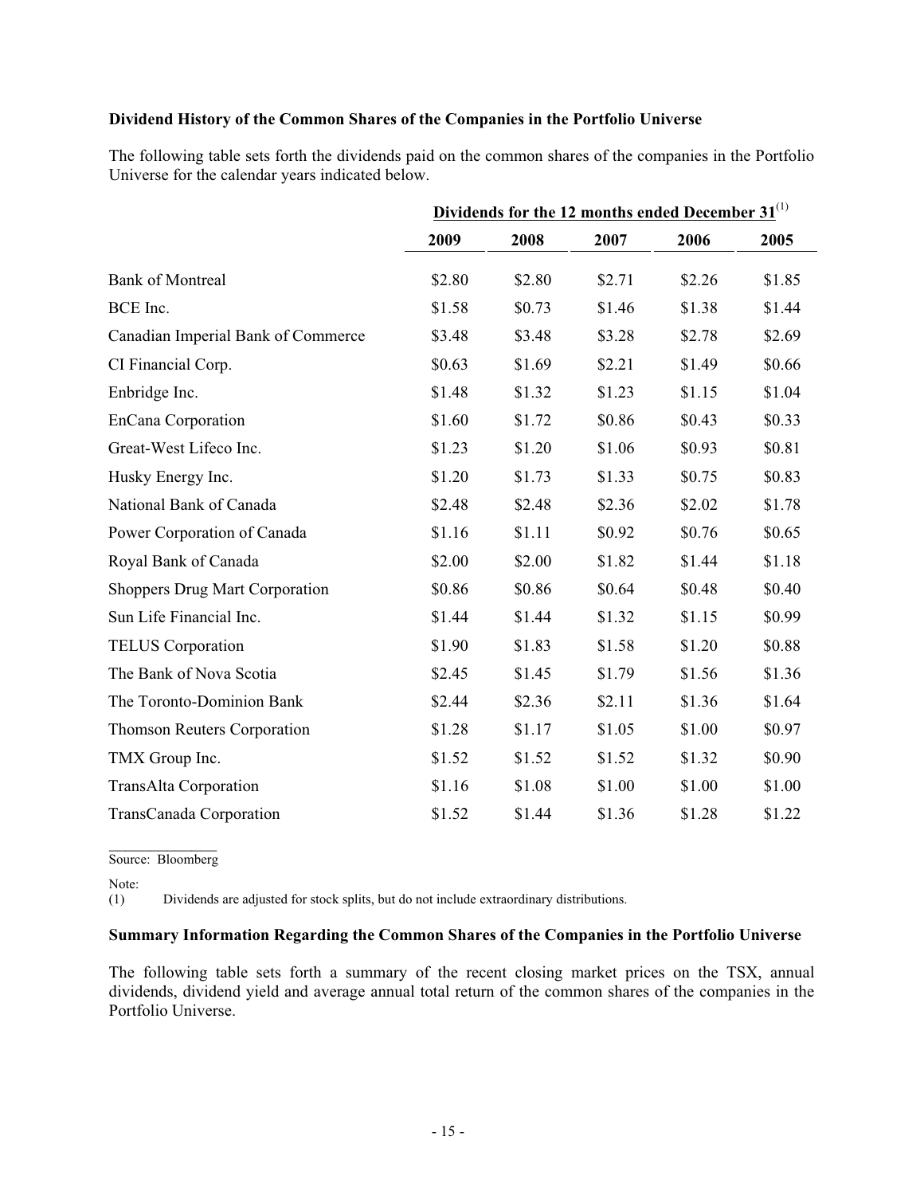**Dividend History of the Common Shares of the Companies in the Portfolio Universe**

The following table sets forth the dividends paid on the common shares of the companies in the Portfolio Universe for the calendar years indicated below.

| | Dividends for the 12 months ended December 31[(1)] | | | | |
|---|---|---|---|---|---|
| | **2009** | **2008** | **2007** | **2006** | **2005** |
| Bank of Montreal | $2.80 | $2.80 | $2.71 | $2.26 | $1.85 |
| BCE Inc. | $1.58 | $0.73 | $1.46 | $1.38 | $1.44 |
| Canadian Imperial Bank of Commerce | $3.48 | $3.48 | $3.28 | $2.78 | $2.69 |
| CI Financial Corp. | $0.63 | $1.69 | $2.21 | $1.49 | $0.66 |
| Enbridge Inc. | $1.48 | $1.32 | $1.23 | $1.15 | $1.04 |
| EnCana Corporation | $1.60 | $1.72 | $0.86 | $0.43 | $0.33 |
| Great-West Lifeco Inc. | $1.23 | $1.20 | $1.06 | $0.93 | $0.81 |
| Husky Energy Inc. | $1.20 | $1.73 | $1.33 | $0.75 | $0.83 |
| National Bank of Canada | $2.48 | $2.48 | $2.36 | $2.02 | $1.78 |
| Power Corporation of Canada | $1.16 | $1.11 | $0.92 | $0.76 | $0.65 |
| Royal Bank of Canada | $2.00 | $2.00 | $1.82 | $1.44 | $1.18 |
| Shoppers Drug Mart Corporation | $0.86 | $0.86 | $0.64 | $0.48 | $0.40 |
| Sun Life Financial Inc. | $1.44 | $1.44 | $1.32 | $1.15 | $0.99 |
| TELUS Corporation | $1.90 | $1.83 | $1.58 | $1.20 | $0.88 |
| The Bank of Nova Scotia | $2.45 | $1.45 | $1.79 | $1.56 | $1.36 |
| The Toronto-Dominion Bank | $2.44 | $2.36 | $2.11 | $1.36 | $1.64 |
| Thomson Reuters Corporation | $1.28 | $1.17 | $1.05 | $1.00 | $0.97 |
| TMX Group Inc. | $1.52 | $1.52 | $1.52 | $1.32 | $0.90 |
| TransAlta Corporation | $1.16 | $1.08 | $1.00 | $1.00 | $1.00 |
| TransCanada Corporation | $1.52 | $1.44 | $1.36 | $1.28 | $1.22 |

Source: Bloomberg

Note:
(1) Dividends are adjusted for stock splits, but do not include extraordinary distributions.

**Summary Information Regarding the Common Shares of the Companies in the Portfolio Universe**

The following table sets forth a summary of the recent closing market prices on the TSX, annual dividends, dividend yield and average annual total return of the common shares of the companies in the Portfolio Universe.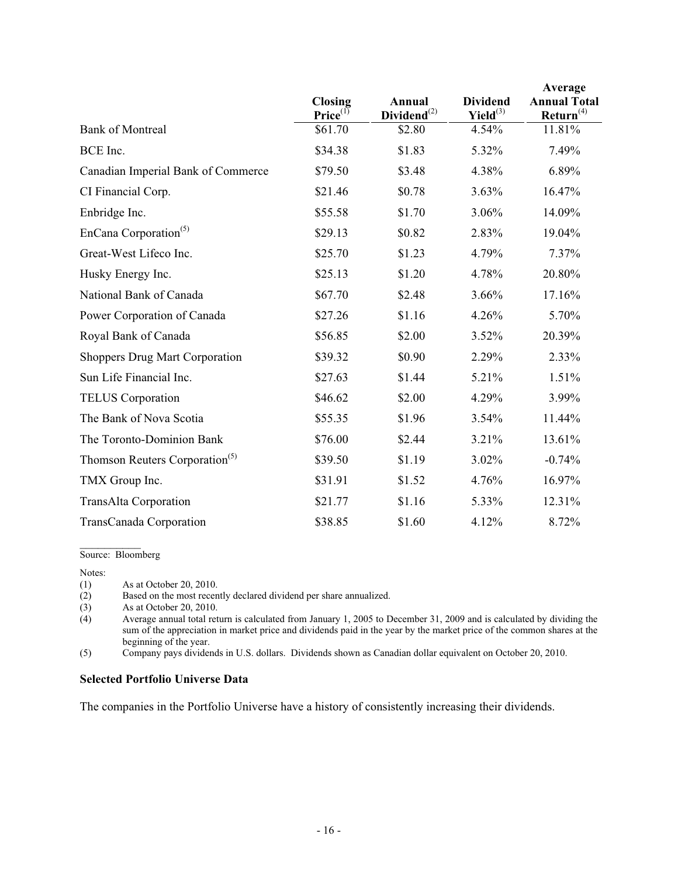| | Closing Price[(1)] | Annual Dividend[(2)] | Dividend Yield[(3)] | Average Annual Total Return[(4)] |
|---|---|---|---|---|
| Bank of Montreal | $61.70 | $2.80 | 4.54% | 11.81% |
| BCE Inc. | $34.38 | $1.83 | 5.32% | 7.49% |
| Canadian Imperial Bank of Commerce | $79.50 | $3.48 | 4.38% | 6.89% |
| CI Financial Corp. | $21.46 | $0.78 | 3.63% | 16.47% |
| Enbridge Inc. | $55.58 | $1.70 | 3.06% | 14.09% |
| EnCana Corporation[(5)] | $29.13 | $0.82 | 2.83% | 19.04% |
| Great-West Lifeco Inc. | $25.70 | $1.23 | 4.79% | 7.37% |
| Husky Energy Inc. | $25.13 | $1.20 | 4.78% | 20.80% |
| National Bank of Canada | $67.70 | $2.48 | 3.66% | 17.16% |
| Power Corporation of Canada | $27.26 | $1.16 | 4.26% | 5.70% |
| Royal Bank of Canada | $56.85 | $2.00 | 3.52% | 20.39% |
| Shoppers Drug Mart Corporation | $39.32 | $0.90 | 2.29% | 2.33% |
| Sun Life Financial Inc. | $27.63 | $1.44 | 5.21% | 1.51% |
| TELUS Corporation | $46.62 | $2.00 | 4.29% | 3.99% |
| The Bank of Nova Scotia | $55.35 | $1.96 | 3.54% | 11.44% |
| The Toronto-Dominion Bank | $76.00 | $2.44 | 3.21% | 13.61% |
| Thomson Reuters Corporation[(5)] | $39.50 | $1.19 | 3.02% | -0.74% |
| TMX Group Inc. | $31.91 | $1.52 | 4.76% | 16.97% |
| TransAlta Corporation | $21.77 | $1.16 | 5.33% | 12.31% |
| TransCanada Corporation | $38.85 | $1.60 | 4.12% | 8.72% |

Source: Bloomberg

Notes:

(1) As at October 20, 2010.

(2) Based on the most recently declared dividend per share annualized.

(3) As at October 20, 2010.

(4) Average annual total return is calculated from January 1, 2005 to December 31, 2009 and is calculated by dividing the sum of the appreciation in market price and dividends paid in the year by the market price of the common shares at the beginning of the year.

(5) Company pays dividends in U.S. dollars. Dividends shown as Canadian dollar equivalent on October 20, 2010.

**Selected Portfolio Universe Data**

The companies in the Portfolio Universe have a history of consistently increasing their dividends.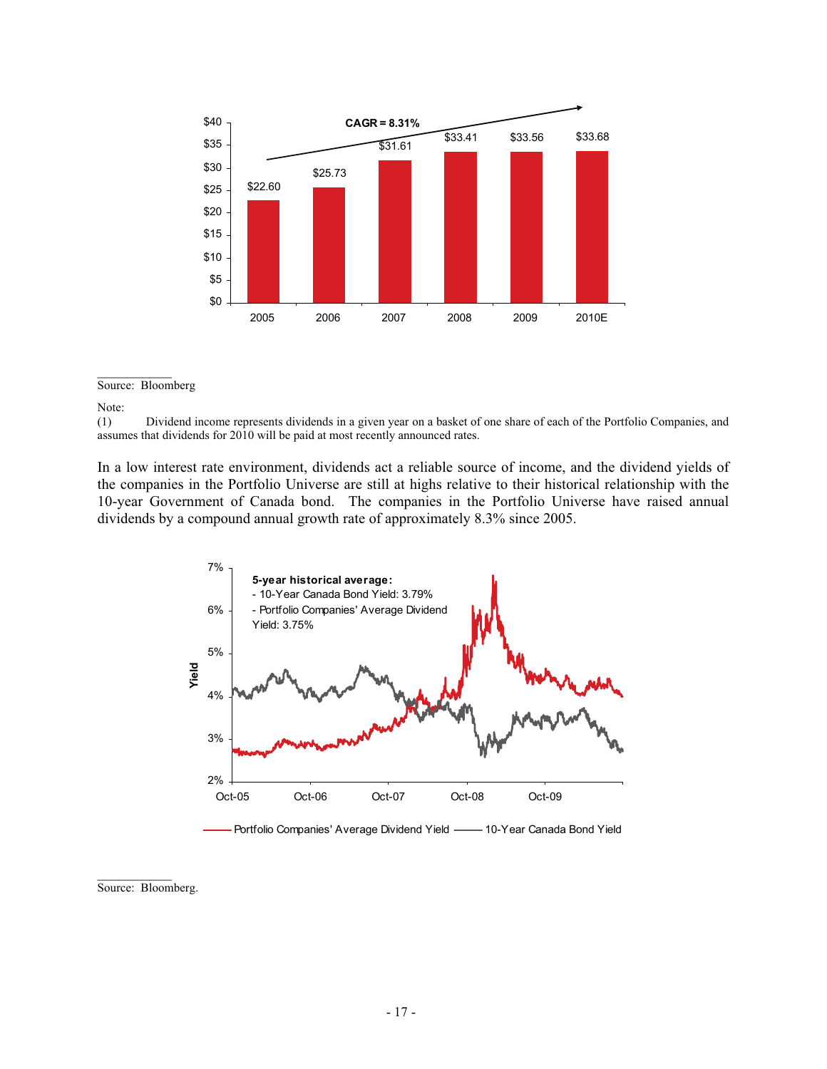| | 2005 | 2006 | 2007 | 2008 | 2009 | 2010E |
|---|---|---|---|---|---|---|
| Dividend income | $22.60 | $25.73 | $31.61 | $33.41 | $33.56 | $33.68 |

CAGR = 8.31%

Source: Bloomberg

Note:
(1) Dividend income represents dividends in a given year on a basket of one share of each of the Portfolio Companies, and assumes that dividends for 2010 will be paid at most recently announced rates.

In a low interest rate environment, dividends act a reliable source of income, and the dividend yields of the companies in the Portfolio Universe are still at highs relative to their historical relationship with the 10-year Government of Canada bond. The companies in the Portfolio Universe have raised annual dividends by a compound annual growth rate of approximately 8.3% since 2005.

**5-year historical average:**
- 10-Year Canada Bond Yield: 3.79%
- Portfolio Companies' Average Dividend Yield: 3.75%

Portfolio Companies' Average Dividend Yield —— 10-Year Canada Bond Yield

Source: Bloomberg.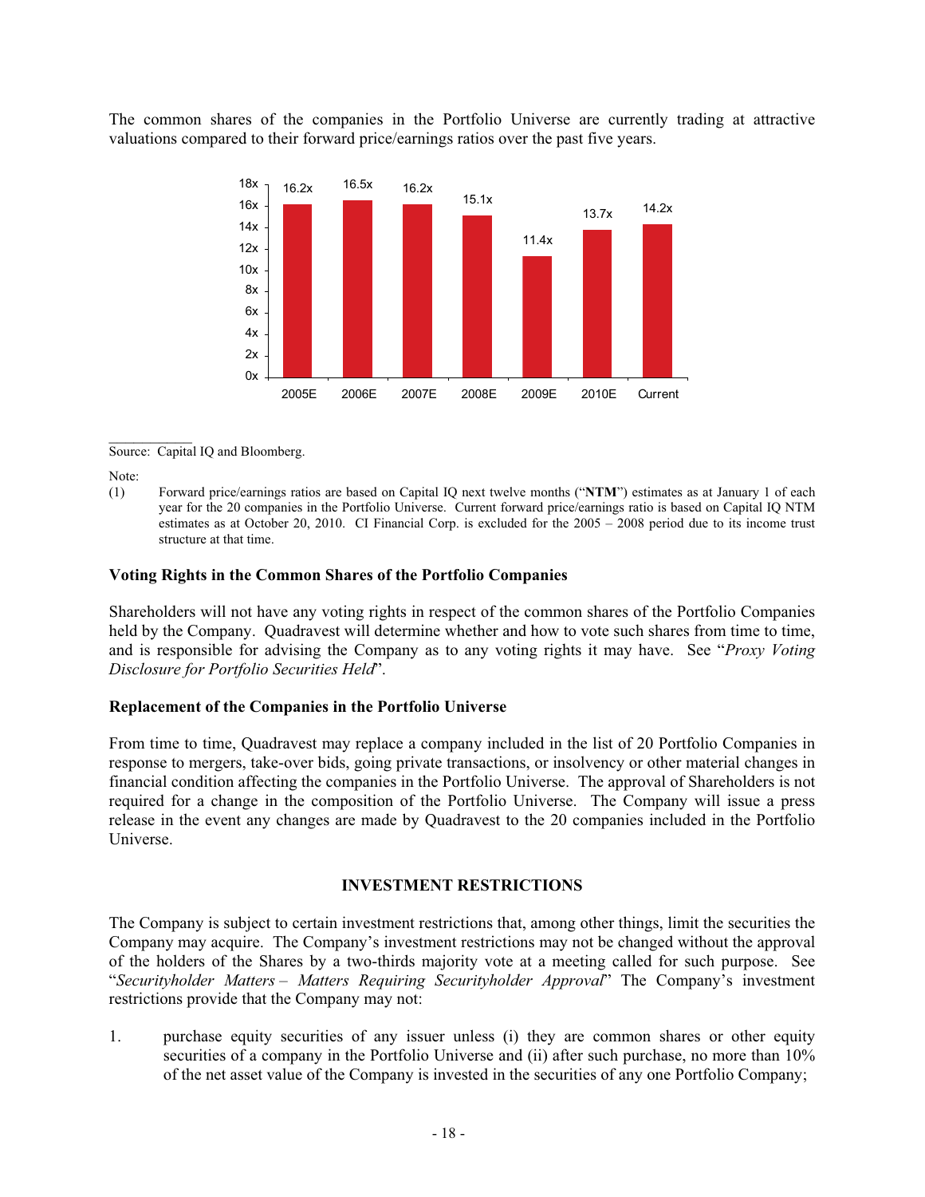The common shares of the companies in the Portfolio Universe are currently trading at attractive valuations compared to their forward price/earnings ratios over the past five years.

| | 2005E | 2006E | 2007E | 2008E | 2009E | 2010E | Current |
|---|---|---|---|---|---|---|---|
| Forward P/E | 16.2x | 16.5x | 16.2x | 15.1x | 11.4x | 13.7x | 14.2x |

Source: Capital IQ and Bloomberg.

Note:

(1) Forward price/earnings ratios are based on Capital IQ next twelve months ("**NTM**") estimates as at January 1 of each year for the 20 companies in the Portfolio Universe. Current forward price/earnings ratio is based on Capital IQ NTM estimates as at October 20, 2010. CI Financial Corp. is excluded for the 2005 – 2008 period due to its income trust structure at that time.

### Voting Rights in the Common Shares of the Portfolio Companies

Shareholders will not have any voting rights in respect of the common shares of the Portfolio Companies held by the Company. Quadravest will determine whether and how to vote such shares from time to time, and is responsible for advising the Company as to any voting rights it may have. See "*Proxy Voting Disclosure for Portfolio Securities Held*".

### Replacement of the Companies in the Portfolio Universe

From time to time, Quadravest may replace a company included in the list of 20 Portfolio Companies in response to mergers, take-over bids, going private transactions, or insolvency or other material changes in financial condition affecting the companies in the Portfolio Universe. The approval of Shareholders is not required for a change in the composition of the Portfolio Universe. The Company will issue a press release in the event any changes are made by Quadravest to the 20 companies included in the Portfolio Universe.

## INVESTMENT RESTRICTIONS

The Company is subject to certain investment restrictions that, among other things, limit the securities the Company may acquire. The Company's investment restrictions may not be changed without the approval of the holders of the Shares by a two-thirds majority vote at a meeting called for such purpose. See "*Securityholder Matters – Matters Requiring Securityholder Approval*" The Company's investment restrictions provide that the Company may not:

1. purchase equity securities of any issuer unless (i) they are common shares or other equity securities of a company in the Portfolio Universe and (ii) after such purchase, no more than 10% of the net asset value of the Company is invested in the securities of any one Portfolio Company;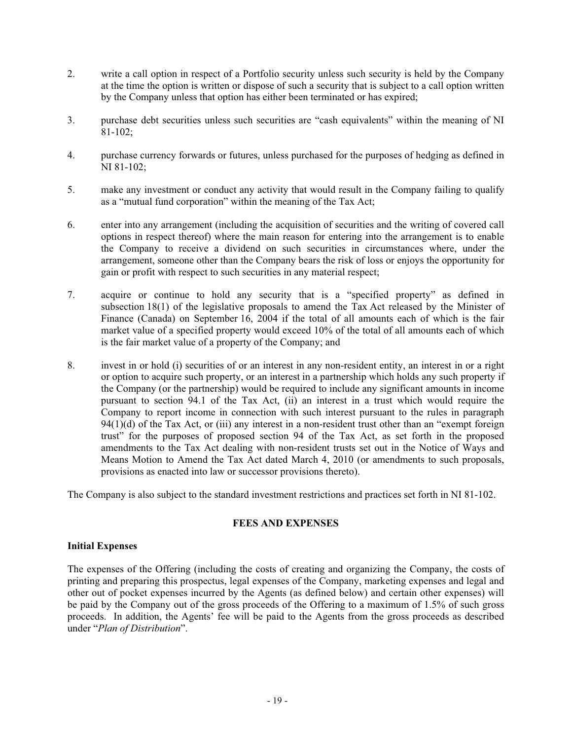2. write a call option in respect of a Portfolio security unless such security is held by the Company at the time the option is written or dispose of such a security that is subject to a call option written by the Company unless that option has either been terminated or has expired;

3. purchase debt securities unless such securities are "cash equivalents" within the meaning of NI 81-102;

4. purchase currency forwards or futures, unless purchased for the purposes of hedging as defined in NI 81-102;

5. make any investment or conduct any activity that would result in the Company failing to qualify as a "mutual fund corporation" within the meaning of the Tax Act;

6. enter into any arrangement (including the acquisition of securities and the writing of covered call options in respect thereof) where the main reason for entering into the arrangement is to enable the Company to receive a dividend on such securities in circumstances where, under the arrangement, someone other than the Company bears the risk of loss or enjoys the opportunity for gain or profit with respect to such securities in any material respect;

7. acquire or continue to hold any security that is a "specified property" as defined in subsection 18(1) of the legislative proposals to amend the Tax Act released by the Minister of Finance (Canada) on September 16, 2004 if the total of all amounts each of which is the fair market value of a specified property would exceed 10% of the total of all amounts each of which is the fair market value of a property of the Company; and

8. invest in or hold (i) securities of or an interest in any non-resident entity, an interest in or a right or option to acquire such property, or an interest in a partnership which holds any such property if the Company (or the partnership) would be required to include any significant amounts in income pursuant to section 94.1 of the Tax Act, (ii) an interest in a trust which would require the Company to report income in connection with such interest pursuant to the rules in paragraph 94(1)(d) of the Tax Act, or (iii) any interest in a non-resident trust other than an "exempt foreign trust" for the purposes of proposed section 94 of the Tax Act, as set forth in the proposed amendments to the Tax Act dealing with non-resident trusts set out in the Notice of Ways and Means Motion to Amend the Tax Act dated March 4, 2010 (or amendments to such proposals, provisions as enacted into law or successor provisions thereto).

The Company is also subject to the standard investment restrictions and practices set forth in NI 81-102.

## FEES AND EXPENSES

### Initial Expenses

The expenses of the Offering (including the costs of creating and organizing the Company, the costs of printing and preparing this prospectus, legal expenses of the Company, marketing expenses and legal and other out of pocket expenses incurred by the Agents (as defined below) and certain other expenses) will be paid by the Company out of the gross proceeds of the Offering to a maximum of 1.5% of such gross proceeds. In addition, the Agents' fee will be paid to the Agents from the gross proceeds as described under "*Plan of Distribution*".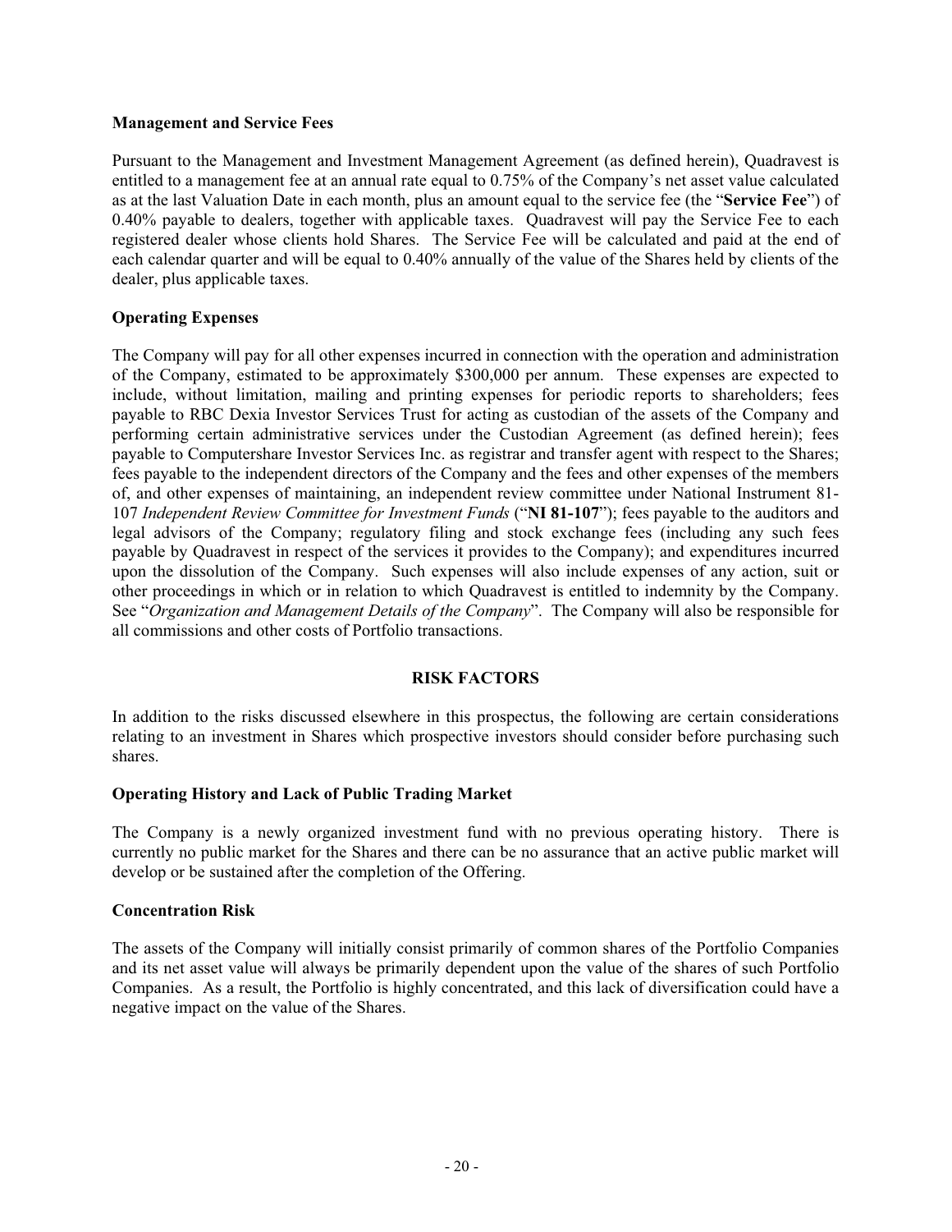### Management and Service Fees

Pursuant to the Management and Investment Management Agreement (as defined herein), Quadravest is entitled to a management fee at an annual rate equal to 0.75% of the Company's net asset value calculated as at the last Valuation Date in each month, plus an amount equal to the service fee (the "**Service Fee**") of 0.40% payable to dealers, together with applicable taxes. Quadravest will pay the Service Fee to each registered dealer whose clients hold Shares. The Service Fee will be calculated and paid at the end of each calendar quarter and will be equal to 0.40% annually of the value of the Shares held by clients of the dealer, plus applicable taxes.

### Operating Expenses

The Company will pay for all other expenses incurred in connection with the operation and administration of the Company, estimated to be approximately $300,000 per annum. These expenses are expected to include, without limitation, mailing and printing expenses for periodic reports to shareholders; fees payable to RBC Dexia Investor Services Trust for acting as custodian of the assets of the Company and performing certain administrative services under the Custodian Agreement (as defined herein); fees payable to Computershare Investor Services Inc. as registrar and transfer agent with respect to the Shares; fees payable to the independent directors of the Company and the fees and other expenses of the members of, and other expenses of maintaining, an independent review committee under National Instrument 81-107 *Independent Review Committee for Investment Funds* ("**NI 81-107**"); fees payable to the auditors and legal advisors of the Company; regulatory filing and stock exchange fees (including any such fees payable by Quadravest in respect of the services it provides to the Company); and expenditures incurred upon the dissolution of the Company. Such expenses will also include expenses of any action, suit or other proceedings in which or in relation to which Quadravest is entitled to indemnity by the Company. See "*Organization and Management Details of the Company*". The Company will also be responsible for all commissions and other costs of Portfolio transactions.

## RISK FACTORS

In addition to the risks discussed elsewhere in this prospectus, the following are certain considerations relating to an investment in Shares which prospective investors should consider before purchasing such shares.

### Operating History and Lack of Public Trading Market

The Company is a newly organized investment fund with no previous operating history. There is currently no public market for the Shares and there can be no assurance that an active public market will develop or be sustained after the completion of the Offering.

### Concentration Risk

The assets of the Company will initially consist primarily of common shares of the Portfolio Companies and its net asset value will always be primarily dependent upon the value of the shares of such Portfolio Companies. As a result, the Portfolio is highly concentrated, and this lack of diversification could have a negative impact on the value of the Shares.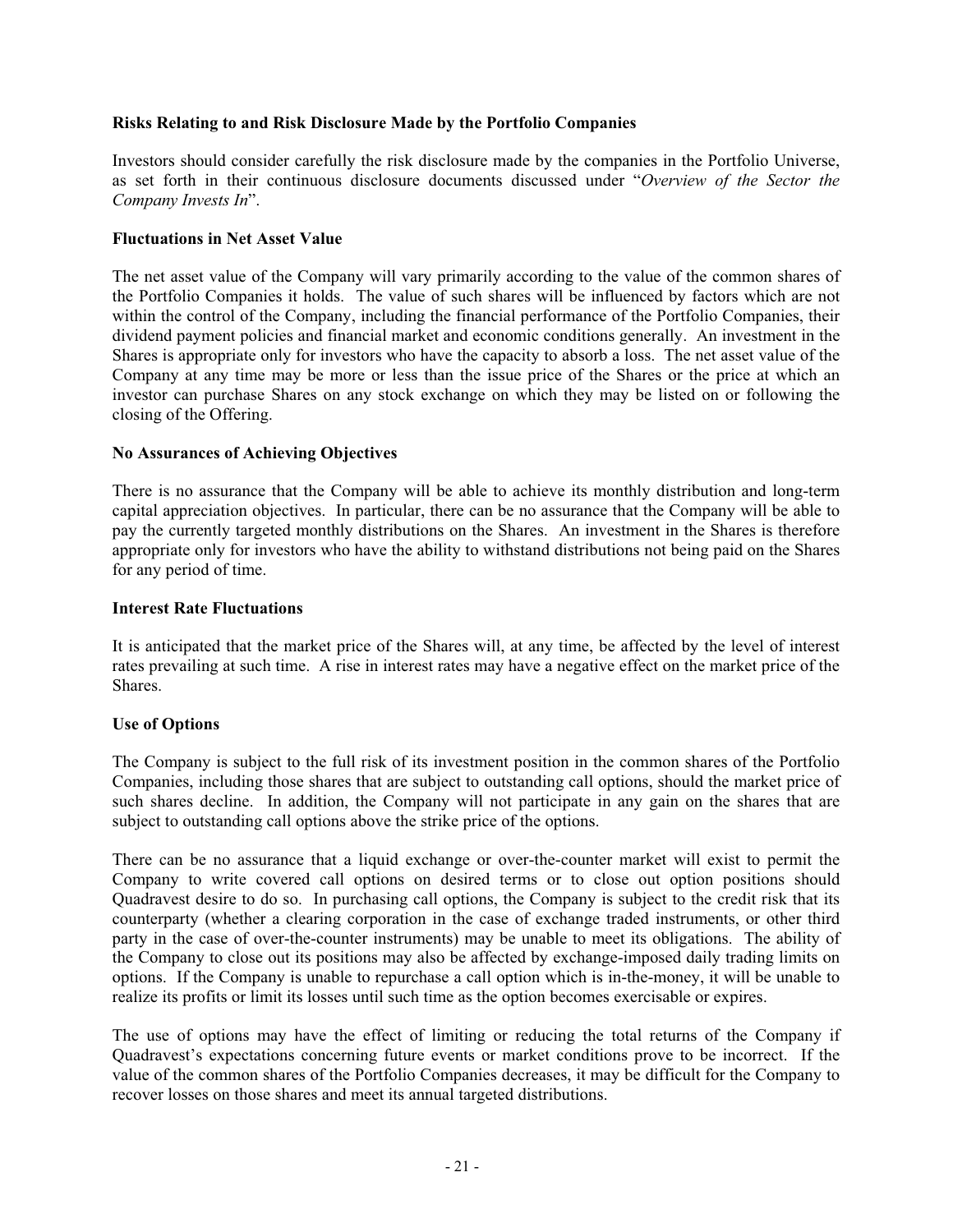**Risks Relating to and Risk Disclosure Made by the Portfolio Companies**

Investors should consider carefully the risk disclosure made by the companies in the Portfolio Universe, as set forth in their continuous disclosure documents discussed under "*Overview of the Sector the Company Invests In*".

**Fluctuations in Net Asset Value**

The net asset value of the Company will vary primarily according to the value of the common shares of the Portfolio Companies it holds. The value of such shares will be influenced by factors which are not within the control of the Company, including the financial performance of the Portfolio Companies, their dividend payment policies and financial market and economic conditions generally. An investment in the Shares is appropriate only for investors who have the capacity to absorb a loss. The net asset value of the Company at any time may be more or less than the issue price of the Shares or the price at which an investor can purchase Shares on any stock exchange on which they may be listed on or following the closing of the Offering.

**No Assurances of Achieving Objectives**

There is no assurance that the Company will be able to achieve its monthly distribution and long-term capital appreciation objectives. In particular, there can be no assurance that the Company will be able to pay the currently targeted monthly distributions on the Shares. An investment in the Shares is therefore appropriate only for investors who have the ability to withstand distributions not being paid on the Shares for any period of time.

**Interest Rate Fluctuations**

It is anticipated that the market price of the Shares will, at any time, be affected by the level of interest rates prevailing at such time. A rise in interest rates may have a negative effect on the market price of the Shares.

**Use of Options**

The Company is subject to the full risk of its investment position in the common shares of the Portfolio Companies, including those shares that are subject to outstanding call options, should the market price of such shares decline. In addition, the Company will not participate in any gain on the shares that are subject to outstanding call options above the strike price of the options.

There can be no assurance that a liquid exchange or over-the-counter market will exist to permit the Company to write covered call options on desired terms or to close out option positions should Quadravest desire to do so. In purchasing call options, the Company is subject to the credit risk that its counterparty (whether a clearing corporation in the case of exchange traded instruments, or other third party in the case of over-the-counter instruments) may be unable to meet its obligations. The ability of the Company to close out its positions may also be affected by exchange-imposed daily trading limits on options. If the Company is unable to repurchase a call option which is in-the-money, it will be unable to realize its profits or limit its losses until such time as the option becomes exercisable or expires.

The use of options may have the effect of limiting or reducing the total returns of the Company if Quadravest's expectations concerning future events or market conditions prove to be incorrect. If the value of the common shares of the Portfolio Companies decreases, it may be difficult for the Company to recover losses on those shares and meet its annual targeted distributions.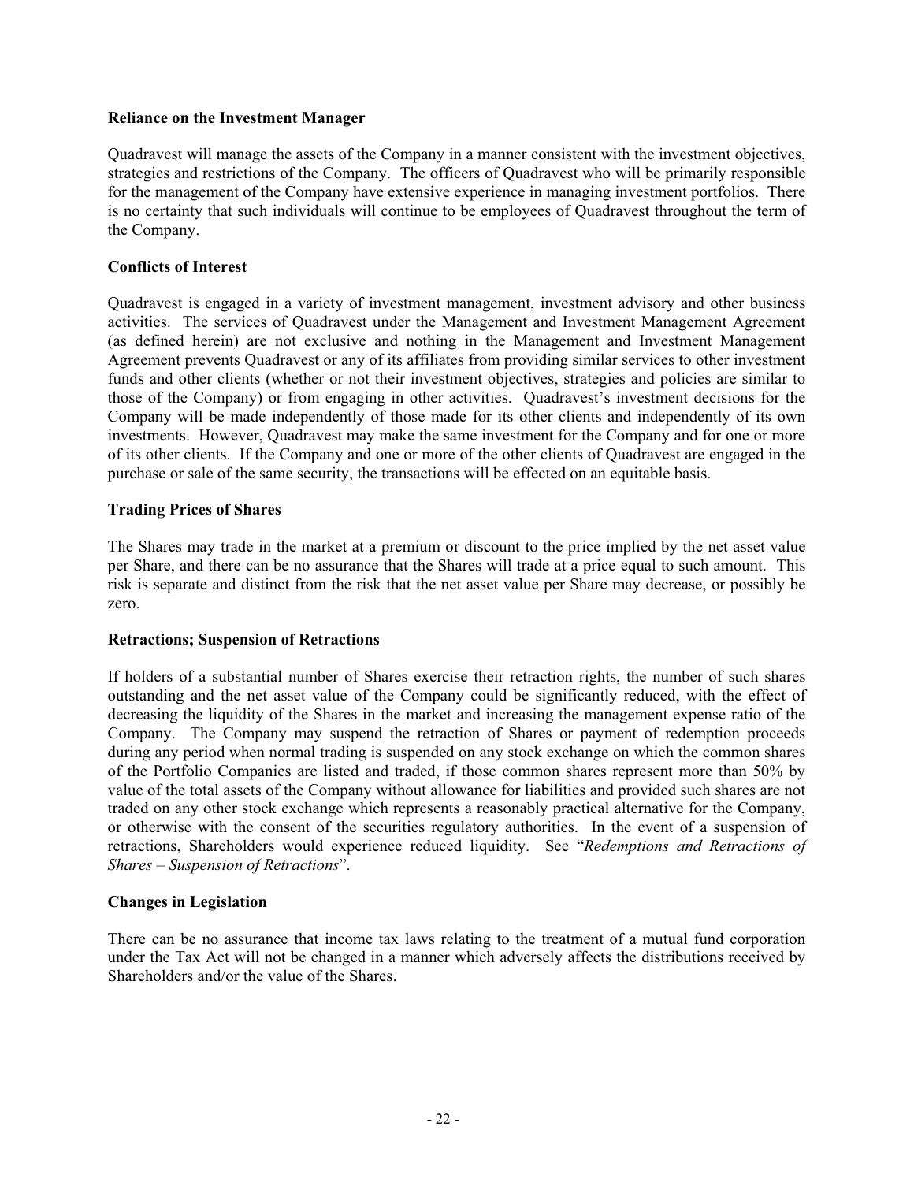**Reliance on the Investment Manager**

Quadravest will manage the assets of the Company in a manner consistent with the investment objectives, strategies and restrictions of the Company. The officers of Quadravest who will be primarily responsible for the management of the Company have extensive experience in managing investment portfolios. There is no certainty that such individuals will continue to be employees of Quadravest throughout the term of the Company.

**Conflicts of Interest**

Quadravest is engaged in a variety of investment management, investment advisory and other business activities. The services of Quadravest under the Management and Investment Management Agreement (as defined herein) are not exclusive and nothing in the Management and Investment Management Agreement prevents Quadravest or any of its affiliates from providing similar services to other investment funds and other clients (whether or not their investment objectives, strategies and policies are similar to those of the Company) or from engaging in other activities. Quadravest's investment decisions for the Company will be made independently of those made for its other clients and independently of its own investments. However, Quadravest may make the same investment for the Company and for one or more of its other clients. If the Company and one or more of the other clients of Quadravest are engaged in the purchase or sale of the same security, the transactions will be effected on an equitable basis.

**Trading Prices of Shares**

The Shares may trade in the market at a premium or discount to the price implied by the net asset value per Share, and there can be no assurance that the Shares will trade at a price equal to such amount. This risk is separate and distinct from the risk that the net asset value per Share may decrease, or possibly be zero.

**Retractions; Suspension of Retractions**

If holders of a substantial number of Shares exercise their retraction rights, the number of such shares outstanding and the net asset value of the Company could be significantly reduced, with the effect of decreasing the liquidity of the Shares in the market and increasing the management expense ratio of the Company. The Company may suspend the retraction of Shares or payment of redemption proceeds during any period when normal trading is suspended on any stock exchange on which the common shares of the Portfolio Companies are listed and traded, if those common shares represent more than 50% by value of the total assets of the Company without allowance for liabilities and provided such shares are not traded on any other stock exchange which represents a reasonably practical alternative for the Company, or otherwise with the consent of the securities regulatory authorities. In the event of a suspension of retractions, Shareholders would experience reduced liquidity. See "*Redemptions and Retractions of Shares – Suspension of Retractions*".

**Changes in Legislation**

There can be no assurance that income tax laws relating to the treatment of a mutual fund corporation under the Tax Act will not be changed in a manner which adversely affects the distributions received by Shareholders and/or the value of the Shares.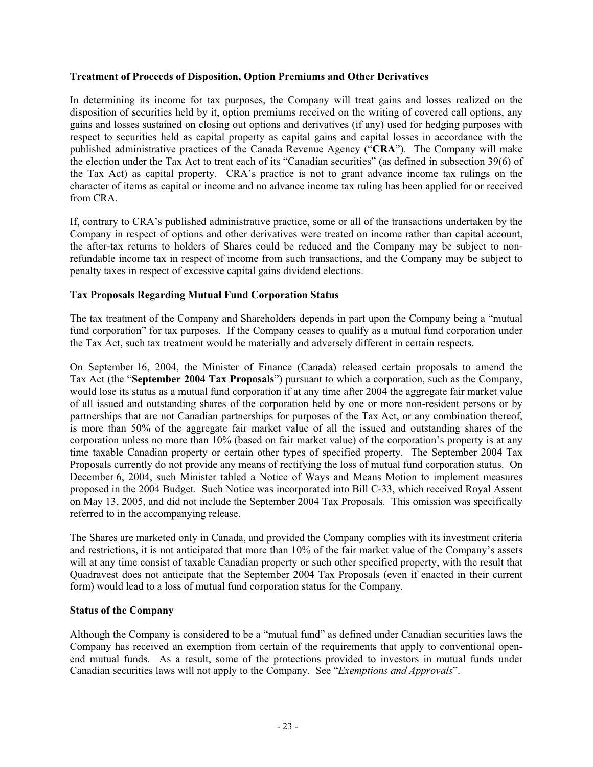**Treatment of Proceeds of Disposition, Option Premiums and Other Derivatives**

In determining its income for tax purposes, the Company will treat gains and losses realized on the disposition of securities held by it, option premiums received on the writing of covered call options, any gains and losses sustained on closing out options and derivatives (if any) used for hedging purposes with respect to securities held as capital property as capital gains and capital losses in accordance with the published administrative practices of the Canada Revenue Agency ("**CRA**"). The Company will make the election under the Tax Act to treat each of its "Canadian securities" (as defined in subsection 39(6) of the Tax Act) as capital property. CRA's practice is not to grant advance income tax rulings on the character of items as capital or income and no advance income tax ruling has been applied for or received from CRA.

If, contrary to CRA's published administrative practice, some or all of the transactions undertaken by the Company in respect of options and other derivatives were treated on income rather than capital account, the after-tax returns to holders of Shares could be reduced and the Company may be subject to non-refundable income tax in respect of income from such transactions, and the Company may be subject to penalty taxes in respect of excessive capital gains dividend elections.

**Tax Proposals Regarding Mutual Fund Corporation Status**

The tax treatment of the Company and Shareholders depends in part upon the Company being a "mutual fund corporation" for tax purposes. If the Company ceases to qualify as a mutual fund corporation under the Tax Act, such tax treatment would be materially and adversely different in certain respects.

On September 16, 2004, the Minister of Finance (Canada) released certain proposals to amend the Tax Act (the "**September 2004 Tax Proposals**") pursuant to which a corporation, such as the Company, would lose its status as a mutual fund corporation if at any time after 2004 the aggregate fair market value of all issued and outstanding shares of the corporation held by one or more non-resident persons or by partnerships that are not Canadian partnerships for purposes of the Tax Act, or any combination thereof, is more than 50% of the aggregate fair market value of all the issued and outstanding shares of the corporation unless no more than 10% (based on fair market value) of the corporation's property is at any time taxable Canadian property or certain other types of specified property. The September 2004 Tax Proposals currently do not provide any means of rectifying the loss of mutual fund corporation status. On December 6, 2004, such Minister tabled a Notice of Ways and Means Motion to implement measures proposed in the 2004 Budget. Such Notice was incorporated into Bill C-33, which received Royal Assent on May 13, 2005, and did not include the September 2004 Tax Proposals. This omission was specifically referred to in the accompanying release.

The Shares are marketed only in Canada, and provided the Company complies with its investment criteria and restrictions, it is not anticipated that more than 10% of the fair market value of the Company's assets will at any time consist of taxable Canadian property or such other specified property, with the result that Quadravest does not anticipate that the September 2004 Tax Proposals (even if enacted in their current form) would lead to a loss of mutual fund corporation status for the Company.

**Status of the Company**

Although the Company is considered to be a "mutual fund" as defined under Canadian securities laws the Company has received an exemption from certain of the requirements that apply to conventional open-end mutual funds. As a result, some of the protections provided to investors in mutual funds under Canadian securities laws will not apply to the Company. See "*Exemptions and Approvals*".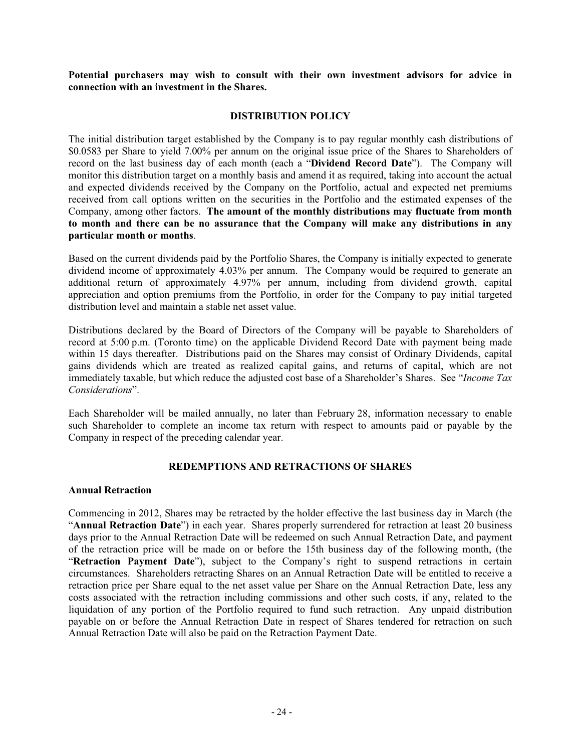**Potential purchasers may wish to consult with their own investment advisors for advice in connection with an investment in the Shares.**

## DISTRIBUTION POLICY

The initial distribution target established by the Company is to pay regular monthly cash distributions of $0.0583 per Share to yield 7.00% per annum on the original issue price of the Shares to Shareholders of record on the last business day of each month (each a "**Dividend Record Date**"). The Company will monitor this distribution target on a monthly basis and amend it as required, taking into account the actual and expected dividends received by the Company on the Portfolio, actual and expected net premiums received from call options written on the securities in the Portfolio and the estimated expenses of the Company, among other factors. **The amount of the monthly distributions may fluctuate from month to month and there can be no assurance that the Company will make any distributions in any particular month or months**.

Based on the current dividends paid by the Portfolio Shares, the Company is initially expected to generate dividend income of approximately 4.03% per annum. The Company would be required to generate an additional return of approximately 4.97% per annum, including from dividend growth, capital appreciation and option premiums from the Portfolio, in order for the Company to pay initial targeted distribution level and maintain a stable net asset value.

Distributions declared by the Board of Directors of the Company will be payable to Shareholders of record at 5:00 p.m. (Toronto time) on the applicable Dividend Record Date with payment being made within 15 days thereafter. Distributions paid on the Shares may consist of Ordinary Dividends, capital gains dividends which are treated as realized capital gains, and returns of capital, which are not immediately taxable, but which reduce the adjusted cost base of a Shareholder's Shares. See "*Income Tax Considerations*".

Each Shareholder will be mailed annually, no later than February 28, information necessary to enable such Shareholder to complete an income tax return with respect to amounts paid or payable by the Company in respect of the preceding calendar year.

## REDEMPTIONS AND RETRACTIONS OF SHARES

### Annual Retraction

Commencing in 2012, Shares may be retracted by the holder effective the last business day in March (the "**Annual Retraction Date**") in each year. Shares properly surrendered for retraction at least 20 business days prior to the Annual Retraction Date will be redeemed on such Annual Retraction Date, and payment of the retraction price will be made on or before the 15th business day of the following month, (the "**Retraction Payment Date**"), subject to the Company's right to suspend retractions in certain circumstances. Shareholders retracting Shares on an Annual Retraction Date will be entitled to receive a retraction price per Share equal to the net asset value per Share on the Annual Retraction Date, less any costs associated with the retraction including commissions and other such costs, if any, related to the liquidation of any portion of the Portfolio required to fund such retraction. Any unpaid distribution payable on or before the Annual Retraction Date in respect of Shares tendered for retraction on such Annual Retraction Date will also be paid on the Retraction Payment Date.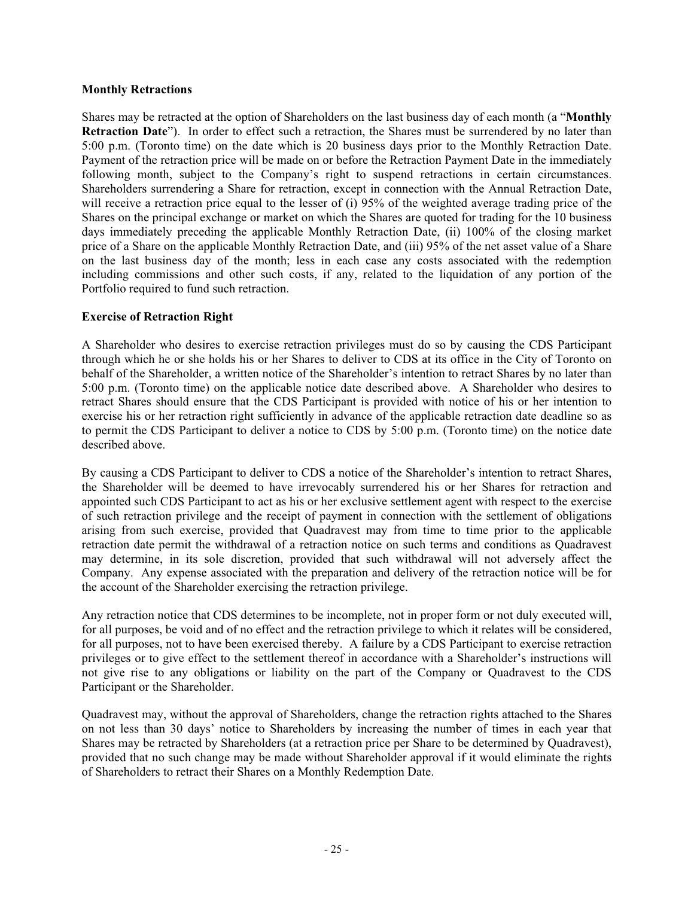**Monthly Retractions**

Shares may be retracted at the option of Shareholders on the last business day of each month (a "**Monthly Retraction Date**"). In order to effect such a retraction, the Shares must be surrendered by no later than 5:00 p.m. (Toronto time) on the date which is 20 business days prior to the Monthly Retraction Date. Payment of the retraction price will be made on or before the Retraction Payment Date in the immediately following month, subject to the Company's right to suspend retractions in certain circumstances. Shareholders surrendering a Share for retraction, except in connection with the Annual Retraction Date, will receive a retraction price equal to the lesser of (i) 95% of the weighted average trading price of the Shares on the principal exchange or market on which the Shares are quoted for trading for the 10 business days immediately preceding the applicable Monthly Retraction Date, (ii) 100% of the closing market price of a Share on the applicable Monthly Retraction Date, and (iii) 95% of the net asset value of a Share on the last business day of the month; less in each case any costs associated with the redemption including commissions and other such costs, if any, related to the liquidation of any portion of the Portfolio required to fund such retraction.

**Exercise of Retraction Right**

A Shareholder who desires to exercise retraction privileges must do so by causing the CDS Participant through which he or she holds his or her Shares to deliver to CDS at its office in the City of Toronto on behalf of the Shareholder, a written notice of the Shareholder's intention to retract Shares by no later than 5:00 p.m. (Toronto time) on the applicable notice date described above. A Shareholder who desires to retract Shares should ensure that the CDS Participant is provided with notice of his or her intention to exercise his or her retraction right sufficiently in advance of the applicable retraction date deadline so as to permit the CDS Participant to deliver a notice to CDS by 5:00 p.m. (Toronto time) on the notice date described above.

By causing a CDS Participant to deliver to CDS a notice of the Shareholder's intention to retract Shares, the Shareholder will be deemed to have irrevocably surrendered his or her Shares for retraction and appointed such CDS Participant to act as his or her exclusive settlement agent with respect to the exercise of such retraction privilege and the receipt of payment in connection with the settlement of obligations arising from such exercise, provided that Quadravest may from time to time prior to the applicable retraction date permit the withdrawal of a retraction notice on such terms and conditions as Quadravest may determine, in its sole discretion, provided that such withdrawal will not adversely affect the Company. Any expense associated with the preparation and delivery of the retraction notice will be for the account of the Shareholder exercising the retraction privilege.

Any retraction notice that CDS determines to be incomplete, not in proper form or not duly executed will, for all purposes, be void and of no effect and the retraction privilege to which it relates will be considered, for all purposes, not to have been exercised thereby. A failure by a CDS Participant to exercise retraction privileges or to give effect to the settlement thereof in accordance with a Shareholder's instructions will not give rise to any obligations or liability on the part of the Company or Quadravest to the CDS Participant or the Shareholder.

Quadravest may, without the approval of Shareholders, change the retraction rights attached to the Shares on not less than 30 days' notice to Shareholders by increasing the number of times in each year that Shares may be retracted by Shareholders (at a retraction price per Share to be determined by Quadravest), provided that no such change may be made without Shareholder approval if it would eliminate the rights of Shareholders to retract their Shares on a Monthly Redemption Date.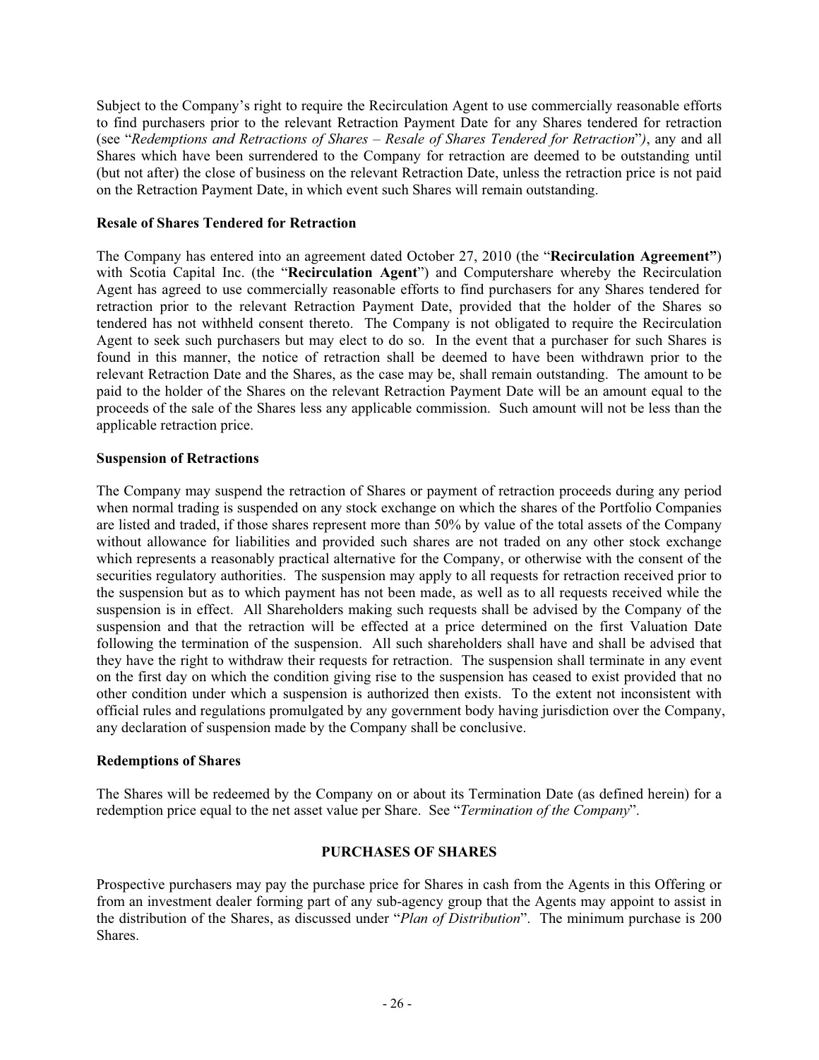Subject to the Company's right to require the Recirculation Agent to use commercially reasonable efforts to find purchasers prior to the relevant Retraction Payment Date for any Shares tendered for retraction (see "*Redemptions and Retractions of Shares – Resale of Shares Tendered for Retraction*"*)*, any and all Shares which have been surrendered to the Company for retraction are deemed to be outstanding until (but not after) the close of business on the relevant Retraction Date, unless the retraction price is not paid on the Retraction Payment Date, in which event such Shares will remain outstanding.

**Resale of Shares Tendered for Retraction**

The Company has entered into an agreement dated October 27, 2010 (the "**Recirculation Agreement"**) with Scotia Capital Inc. (the "**Recirculation Agent**") and Computershare whereby the Recirculation Agent has agreed to use commercially reasonable efforts to find purchasers for any Shares tendered for retraction prior to the relevant Retraction Payment Date, provided that the holder of the Shares so tendered has not withheld consent thereto. The Company is not obligated to require the Recirculation Agent to seek such purchasers but may elect to do so. In the event that a purchaser for such Shares is found in this manner, the notice of retraction shall be deemed to have been withdrawn prior to the relevant Retraction Date and the Shares, as the case may be, shall remain outstanding. The amount to be paid to the holder of the Shares on the relevant Retraction Payment Date will be an amount equal to the proceeds of the sale of the Shares less any applicable commission. Such amount will not be less than the applicable retraction price.

**Suspension of Retractions**

The Company may suspend the retraction of Shares or payment of retraction proceeds during any period when normal trading is suspended on any stock exchange on which the shares of the Portfolio Companies are listed and traded, if those shares represent more than 50% by value of the total assets of the Company without allowance for liabilities and provided such shares are not traded on any other stock exchange which represents a reasonably practical alternative for the Company, or otherwise with the consent of the securities regulatory authorities. The suspension may apply to all requests for retraction received prior to the suspension but as to which payment has not been made, as well as to all requests received while the suspension is in effect. All Shareholders making such requests shall be advised by the Company of the suspension and that the retraction will be effected at a price determined on the first Valuation Date following the termination of the suspension. All such shareholders shall have and shall be advised that they have the right to withdraw their requests for retraction. The suspension shall terminate in any event on the first day on which the condition giving rise to the suspension has ceased to exist provided that no other condition under which a suspension is authorized then exists. To the extent not inconsistent with official rules and regulations promulgated by any government body having jurisdiction over the Company, any declaration of suspension made by the Company shall be conclusive.

**Redemptions of Shares**

The Shares will be redeemed by the Company on or about its Termination Date (as defined herein) for a redemption price equal to the net asset value per Share. See "*Termination of the Company*".

## PURCHASES OF SHARES

Prospective purchasers may pay the purchase price for Shares in cash from the Agents in this Offering or from an investment dealer forming part of any sub-agency group that the Agents may appoint to assist in the distribution of the Shares, as discussed under "*Plan of Distribution*". The minimum purchase is 200 Shares.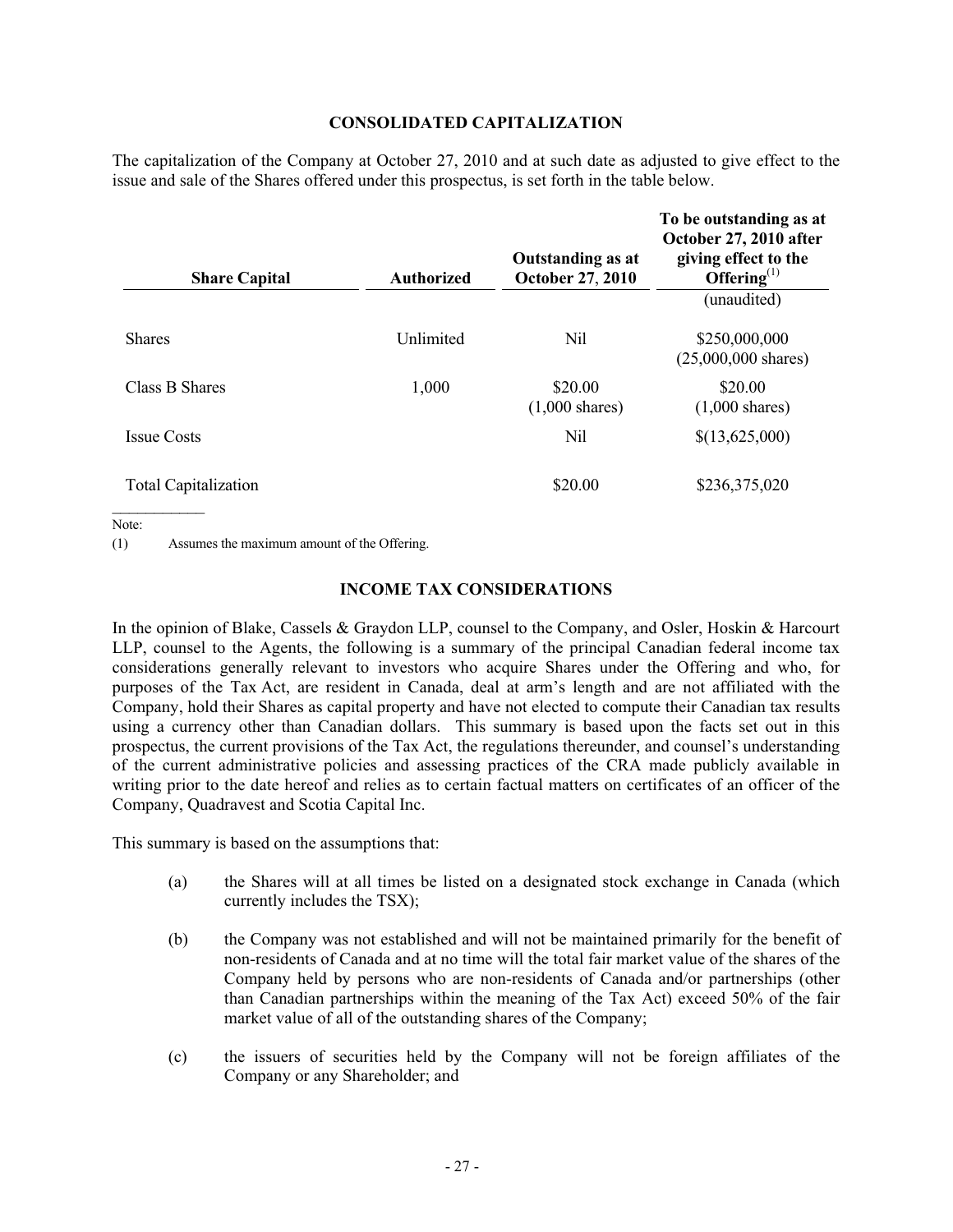## CONSOLIDATED CAPITALIZATION

The capitalization of the Company at October 27, 2010 and at such date as adjusted to give effect to the issue and sale of the Shares offered under this prospectus, is set forth in the table below.

| Share Capital | Authorized | Outstanding as at October 27, 2010 | To be outstanding as at October 27, 2010 after giving effect to the Offering[1] |
|---|---|---|---|
| | | | (unaudited) |
| Shares | Unlimited | Nil | \$250,000,000 (25,000,000 shares) |
| Class B Shares | 1,000 | \$20.00 (1,000 shares) | \$20.00 (1,000 shares) |
| Issue Costs | | Nil | \$(13,625,000) |
| Total Capitalization | | \$20.00 | \$236,375,020 |

Note:

(1) Assumes the maximum amount of the Offering.

## INCOME TAX CONSIDERATIONS

In the opinion of Blake, Cassels & Graydon LLP, counsel to the Company, and Osler, Hoskin & Harcourt LLP, counsel to the Agents, the following is a summary of the principal Canadian federal income tax considerations generally relevant to investors who acquire Shares under the Offering and who, for purposes of the Tax Act, are resident in Canada, deal at arm's length and are not affiliated with the Company, hold their Shares as capital property and have not elected to compute their Canadian tax results using a currency other than Canadian dollars. This summary is based upon the facts set out in this prospectus, the current provisions of the Tax Act, the regulations thereunder, and counsel's understanding of the current administrative policies and assessing practices of the CRA made publicly available in writing prior to the date hereof and relies as to certain factual matters on certificates of an officer of the Company, Quadravest and Scotia Capital Inc.

This summary is based on the assumptions that:

(a) the Shares will at all times be listed on a designated stock exchange in Canada (which currently includes the TSX);

(b) the Company was not established and will not be maintained primarily for the benefit of non-residents of Canada and at no time will the total fair market value of the shares of the Company held by persons who are non-residents of Canada and/or partnerships (other than Canadian partnerships within the meaning of the Tax Act) exceed 50% of the fair market value of all of the outstanding shares of the Company;

(c) the issuers of securities held by the Company will not be foreign affiliates of the Company or any Shareholder; and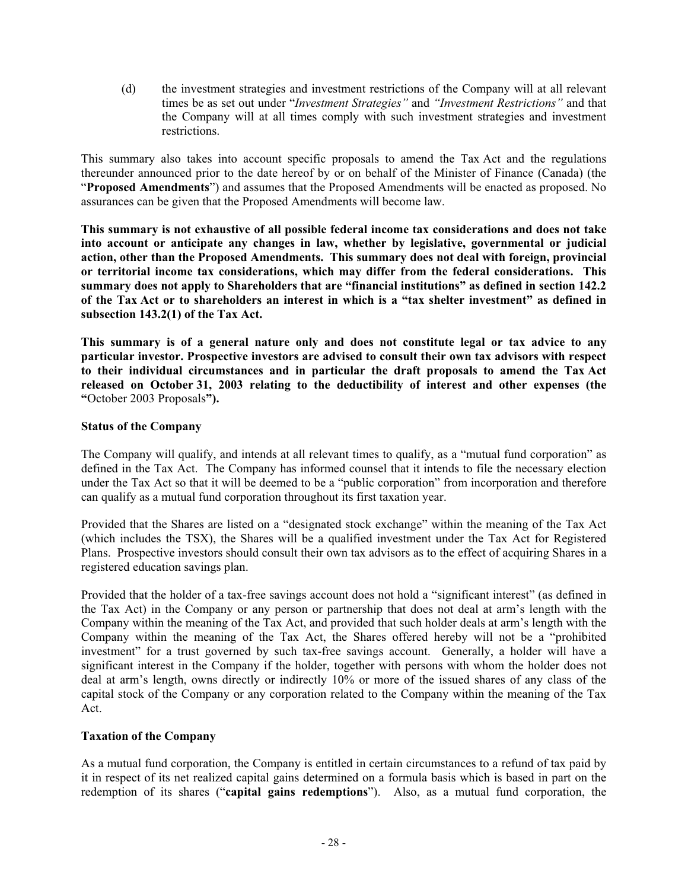(d) the investment strategies and investment restrictions of the Company will at all relevant times be as set out under "*Investment Strategies*" and *"Investment Restrictions"* and that the Company will at all times comply with such investment strategies and investment restrictions.

This summary also takes into account specific proposals to amend the Tax Act and the regulations thereunder announced prior to the date hereof by or on behalf of the Minister of Finance (Canada) (the "**Proposed Amendments**") and assumes that the Proposed Amendments will be enacted as proposed. No assurances can be given that the Proposed Amendments will become law.

**This summary is not exhaustive of all possible federal income tax considerations and does not take into account or anticipate any changes in law, whether by legislative, governmental or judicial action, other than the Proposed Amendments. This summary does not deal with foreign, provincial or territorial income tax considerations, which may differ from the federal considerations. This summary does not apply to Shareholders that are "financial institutions" as defined in section 142.2 of the Tax Act or to shareholders an interest in which is a "tax shelter investment" as defined in subsection 143.2(1) of the Tax Act.**

**This summary is of a general nature only and does not constitute legal or tax advice to any particular investor. Prospective investors are advised to consult their own tax advisors with respect to their individual circumstances and in particular the draft proposals to amend the Tax Act released on October 31, 2003 relating to the deductibility of interest and other expenses (the "**October 2003 Proposals**").**

**Status of the Company**

The Company will qualify, and intends at all relevant times to qualify, as a "mutual fund corporation" as defined in the Tax Act. The Company has informed counsel that it intends to file the necessary election under the Tax Act so that it will be deemed to be a "public corporation" from incorporation and therefore can qualify as a mutual fund corporation throughout its first taxation year.

Provided that the Shares are listed on a "designated stock exchange" within the meaning of the Tax Act (which includes the TSX), the Shares will be a qualified investment under the Tax Act for Registered Plans. Prospective investors should consult their own tax advisors as to the effect of acquiring Shares in a registered education savings plan.

Provided that the holder of a tax-free savings account does not hold a "significant interest" (as defined in the Tax Act) in the Company or any person or partnership that does not deal at arm's length with the Company within the meaning of the Tax Act, and provided that such holder deals at arm's length with the Company within the meaning of the Tax Act, the Shares offered hereby will not be a "prohibited investment" for a trust governed by such tax-free savings account. Generally, a holder will have a significant interest in the Company if the holder, together with persons with whom the holder does not deal at arm's length, owns directly or indirectly 10% or more of the issued shares of any class of the capital stock of the Company or any corporation related to the Company within the meaning of the Tax Act.

**Taxation of the Company**

As a mutual fund corporation, the Company is entitled in certain circumstances to a refund of tax paid by it in respect of its net realized capital gains determined on a formula basis which is based in part on the redemption of its shares ("**capital gains redemptions**"). Also, as a mutual fund corporation, the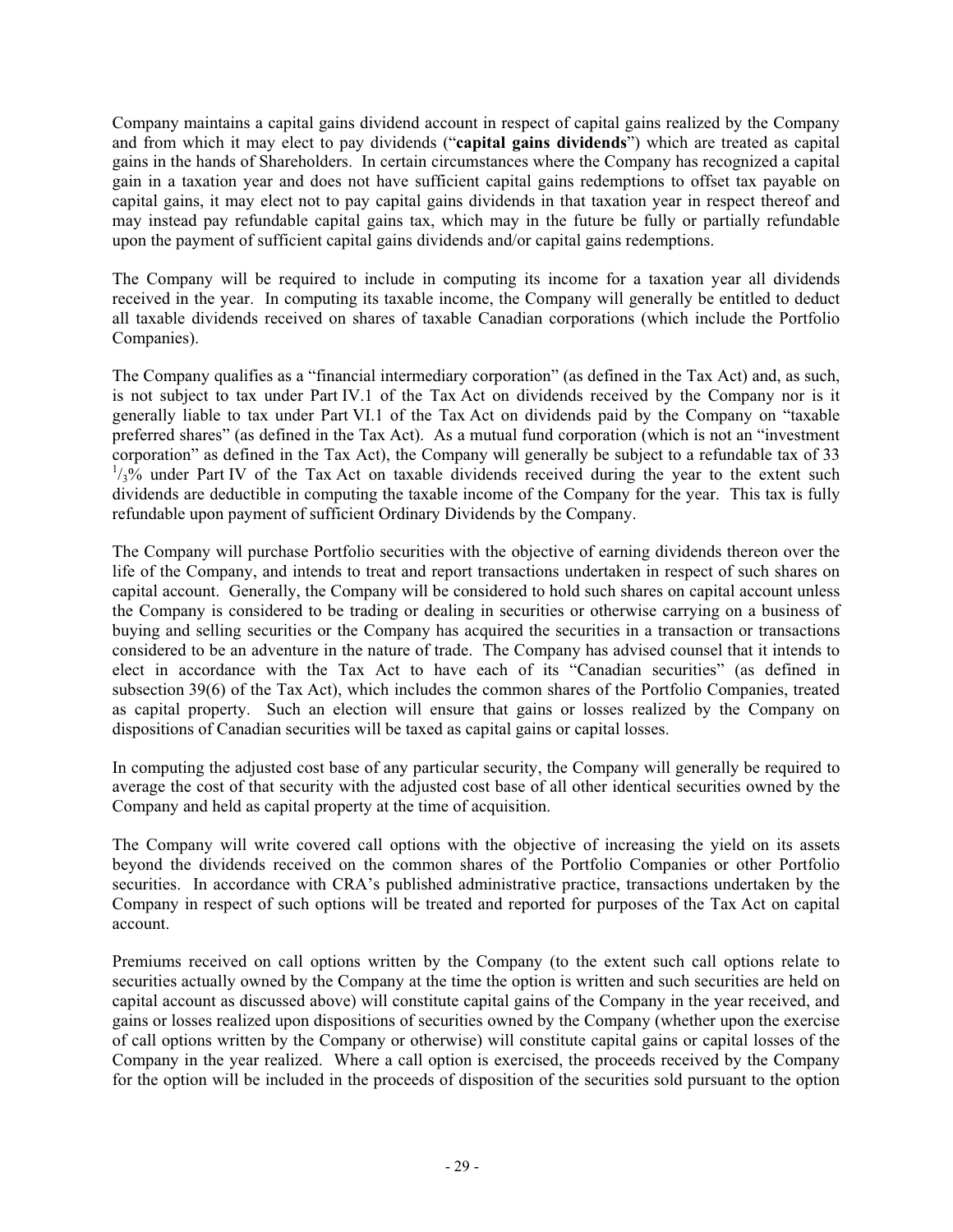Company maintains a capital gains dividend account in respect of capital gains realized by the Company and from which it may elect to pay dividends ("**capital gains dividends**") which are treated as capital gains in the hands of Shareholders. In certain circumstances where the Company has recognized a capital gain in a taxation year and does not have sufficient capital gains redemptions to offset tax payable on capital gains, it may elect not to pay capital gains dividends in that taxation year in respect thereof and may instead pay refundable capital gains tax, which may in the future be fully or partially refundable upon the payment of sufficient capital gains dividends and/or capital gains redemptions.

The Company will be required to include in computing its income for a taxation year all dividends received in the year. In computing its taxable income, the Company will generally be entitled to deduct all taxable dividends received on shares of taxable Canadian corporations (which include the Portfolio Companies).

The Company qualifies as a "financial intermediary corporation" (as defined in the Tax Act) and, as such, is not subject to tax under Part IV.1 of the Tax Act on dividends received by the Company nor is it generally liable to tax under Part VI.1 of the Tax Act on dividends paid by the Company on "taxable preferred shares" (as defined in the Tax Act). As a mutual fund corporation (which is not an "investment corporation" as defined in the Tax Act), the Company will generally be subject to a refundable tax of 33 $^{1}/_{3}$% under Part IV of the Tax Act on taxable dividends received during the year to the extent such dividends are deductible in computing the taxable income of the Company for the year. This tax is fully refundable upon payment of sufficient Ordinary Dividends by the Company.

The Company will purchase Portfolio securities with the objective of earning dividends thereon over the life of the Company, and intends to treat and report transactions undertaken in respect of such shares on capital account. Generally, the Company will be considered to hold such shares on capital account unless the Company is considered to be trading or dealing in securities or otherwise carrying on a business of buying and selling securities or the Company has acquired the securities in a transaction or transactions considered to be an adventure in the nature of trade. The Company has advised counsel that it intends to elect in accordance with the Tax Act to have each of its "Canadian securities" (as defined in subsection 39(6) of the Tax Act), which includes the common shares of the Portfolio Companies, treated as capital property. Such an election will ensure that gains or losses realized by the Company on dispositions of Canadian securities will be taxed as capital gains or capital losses.

In computing the adjusted cost base of any particular security, the Company will generally be required to average the cost of that security with the adjusted cost base of all other identical securities owned by the Company and held as capital property at the time of acquisition.

The Company will write covered call options with the objective of increasing the yield on its assets beyond the dividends received on the common shares of the Portfolio Companies or other Portfolio securities. In accordance with CRA's published administrative practice, transactions undertaken by the Company in respect of such options will be treated and reported for purposes of the Tax Act on capital account.

Premiums received on call options written by the Company (to the extent such call options relate to securities actually owned by the Company at the time the option is written and such securities are held on capital account as discussed above) will constitute capital gains of the Company in the year received, and gains or losses realized upon dispositions of securities owned by the Company (whether upon the exercise of call options written by the Company or otherwise) will constitute capital gains or capital losses of the Company in the year realized. Where a call option is exercised, the proceeds received by the Company for the option will be included in the proceeds of disposition of the securities sold pursuant to the option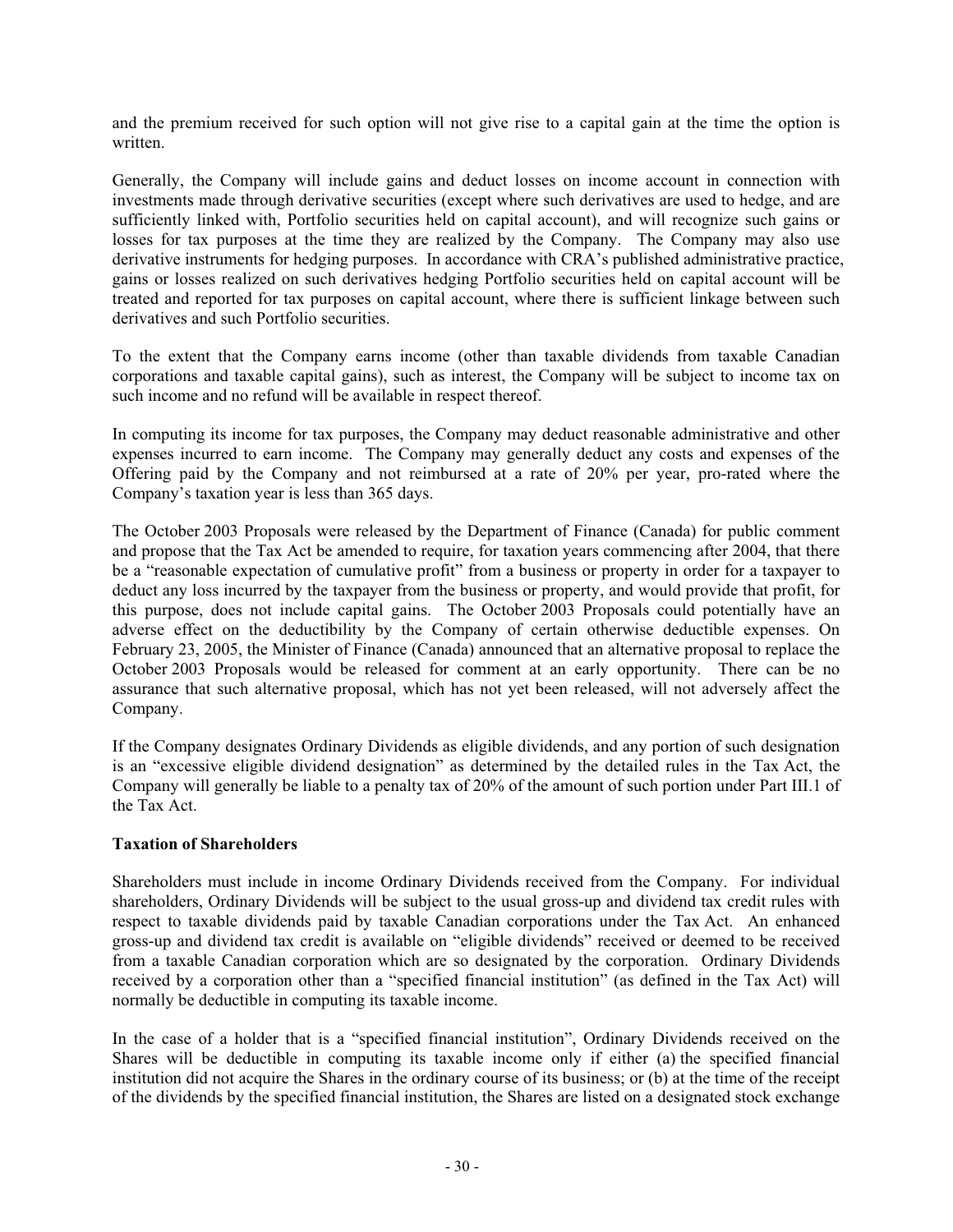and the premium received for such option will not give rise to a capital gain at the time the option is written.

Generally, the Company will include gains and deduct losses on income account in connection with investments made through derivative securities (except where such derivatives are used to hedge, and are sufficiently linked with, Portfolio securities held on capital account), and will recognize such gains or losses for tax purposes at the time they are realized by the Company. The Company may also use derivative instruments for hedging purposes. In accordance with CRA's published administrative practice, gains or losses realized on such derivatives hedging Portfolio securities held on capital account will be treated and reported for tax purposes on capital account, where there is sufficient linkage between such derivatives and such Portfolio securities.

To the extent that the Company earns income (other than taxable dividends from taxable Canadian corporations and taxable capital gains), such as interest, the Company will be subject to income tax on such income and no refund will be available in respect thereof.

In computing its income for tax purposes, the Company may deduct reasonable administrative and other expenses incurred to earn income. The Company may generally deduct any costs and expenses of the Offering paid by the Company and not reimbursed at a rate of 20% per year, pro-rated where the Company's taxation year is less than 365 days.

The October 2003 Proposals were released by the Department of Finance (Canada) for public comment and propose that the Tax Act be amended to require, for taxation years commencing after 2004, that there be a "reasonable expectation of cumulative profit" from a business or property in order for a taxpayer to deduct any loss incurred by the taxpayer from the business or property, and would provide that profit, for this purpose, does not include capital gains. The October 2003 Proposals could potentially have an adverse effect on the deductibility by the Company of certain otherwise deductible expenses. On February 23, 2005, the Minister of Finance (Canada) announced that an alternative proposal to replace the October 2003 Proposals would be released for comment at an early opportunity. There can be no assurance that such alternative proposal, which has not yet been released, will not adversely affect the Company.

If the Company designates Ordinary Dividends as eligible dividends, and any portion of such designation is an "excessive eligible dividend designation" as determined by the detailed rules in the Tax Act, the Company will generally be liable to a penalty tax of 20% of the amount of such portion under Part III.1 of the Tax Act.

**Taxation of Shareholders**

Shareholders must include in income Ordinary Dividends received from the Company. For individual shareholders, Ordinary Dividends will be subject to the usual gross-up and dividend tax credit rules with respect to taxable dividends paid by taxable Canadian corporations under the Tax Act. An enhanced gross-up and dividend tax credit is available on "eligible dividends" received or deemed to be received from a taxable Canadian corporation which are so designated by the corporation. Ordinary Dividends received by a corporation other than a "specified financial institution" (as defined in the Tax Act) will normally be deductible in computing its taxable income.

In the case of a holder that is a "specified financial institution", Ordinary Dividends received on the Shares will be deductible in computing its taxable income only if either (a) the specified financial institution did not acquire the Shares in the ordinary course of its business; or (b) at the time of the receipt of the dividends by the specified financial institution, the Shares are listed on a designated stock exchange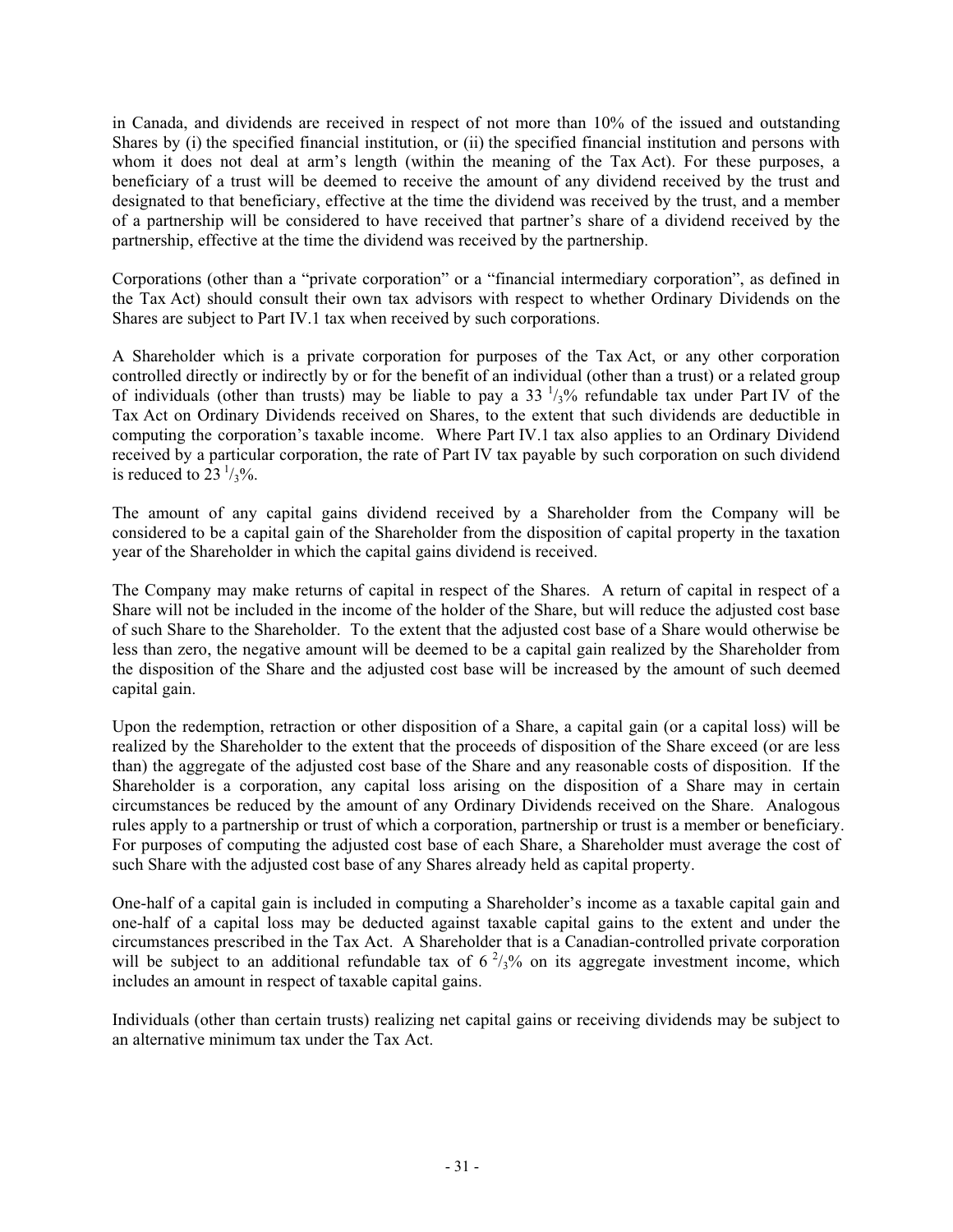in Canada, and dividends are received in respect of not more than 10% of the issued and outstanding Shares by (i) the specified financial institution, or (ii) the specified financial institution and persons with whom it does not deal at arm's length (within the meaning of the Tax Act). For these purposes, a beneficiary of a trust will be deemed to receive the amount of any dividend received by the trust and designated to that beneficiary, effective at the time the dividend was received by the trust, and a member of a partnership will be considered to have received that partner's share of a dividend received by the partnership, effective at the time the dividend was received by the partnership.

Corporations (other than a "private corporation" or a "financial intermediary corporation", as defined in the Tax Act) should consult their own tax advisors with respect to whether Ordinary Dividends on the Shares are subject to Part IV.1 tax when received by such corporations.

A Shareholder which is a private corporation for purposes of the Tax Act, or any other corporation controlled directly or indirectly by or for the benefit of an individual (other than a trust) or a related group of individuals (other than trusts) may be liable to pay a 33 $^{1}/_{3}$% refundable tax under Part IV of the Tax Act on Ordinary Dividends received on Shares, to the extent that such dividends are deductible in computing the corporation's taxable income. Where Part IV.1 tax also applies to an Ordinary Dividend received by a particular corporation, the rate of Part IV tax payable by such corporation on such dividend is reduced to 23 $^{1}/_{3}$%.

The amount of any capital gains dividend received by a Shareholder from the Company will be considered to be a capital gain of the Shareholder from the disposition of capital property in the taxation year of the Shareholder in which the capital gains dividend is received.

The Company may make returns of capital in respect of the Shares. A return of capital in respect of a Share will not be included in the income of the holder of the Share, but will reduce the adjusted cost base of such Share to the Shareholder. To the extent that the adjusted cost base of a Share would otherwise be less than zero, the negative amount will be deemed to be a capital gain realized by the Shareholder from the disposition of the Share and the adjusted cost base will be increased by the amount of such deemed capital gain.

Upon the redemption, retraction or other disposition of a Share, a capital gain (or a capital loss) will be realized by the Shareholder to the extent that the proceeds of disposition of the Share exceed (or are less than) the aggregate of the adjusted cost base of the Share and any reasonable costs of disposition. If the Shareholder is a corporation, any capital loss arising on the disposition of a Share may in certain circumstances be reduced by the amount of any Ordinary Dividends received on the Share. Analogous rules apply to a partnership or trust of which a corporation, partnership or trust is a member or beneficiary. For purposes of computing the adjusted cost base of each Share, a Shareholder must average the cost of such Share with the adjusted cost base of any Shares already held as capital property.

One-half of a capital gain is included in computing a Shareholder's income as a taxable capital gain and one-half of a capital loss may be deducted against taxable capital gains to the extent and under the circumstances prescribed in the Tax Act. A Shareholder that is a Canadian-controlled private corporation will be subject to an additional refundable tax of 6 $^{2}/_{3}$% on its aggregate investment income, which includes an amount in respect of taxable capital gains.

Individuals (other than certain trusts) realizing net capital gains or receiving dividends may be subject to an alternative minimum tax under the Tax Act.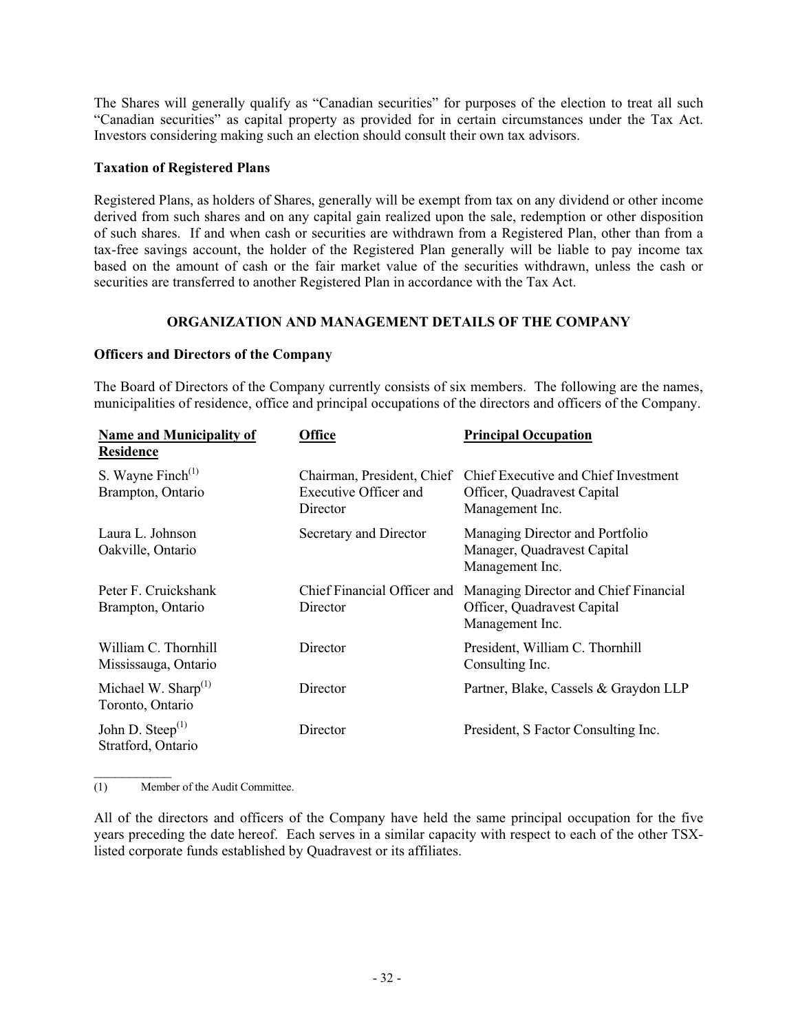The Shares will generally qualify as "Canadian securities" for purposes of the election to treat all such "Canadian securities" as capital property as provided for in certain circumstances under the Tax Act. Investors considering making such an election should consult their own tax advisors.

**Taxation of Registered Plans**

Registered Plans, as holders of Shares, generally will be exempt from tax on any dividend or other income derived from such shares and on any capital gain realized upon the sale, redemption or other disposition of such shares. If and when cash or securities are withdrawn from a Registered Plan, other than from a tax-free savings account, the holder of the Registered Plan generally will be liable to pay income tax based on the amount of cash or the fair market value of the securities withdrawn, unless the cash or securities are transferred to another Registered Plan in accordance with the Tax Act.

## ORGANIZATION AND MANAGEMENT DETAILS OF THE COMPANY

**Officers and Directors of the Company**

The Board of Directors of the Company currently consists of six members. The following are the names, municipalities of residence, office and principal occupations of the directors and officers of the Company.

| Name and Municipality of Residence | Office | Principal Occupation |
|---|---|---|
| S. Wayne Finch[1]<br>Brampton, Ontario | Chairman, President, Chief Executive Officer and Director | Chief Executive and Chief Investment Officer, Quadravest Capital Management Inc. |
| Laura L. Johnson<br>Oakville, Ontario | Secretary and Director | Managing Director and Portfolio Manager, Quadravest Capital Management Inc. |
| Peter F. Cruickshank<br>Brampton, Ontario | Chief Financial Officer and Director | Managing Director and Chief Financial Officer, Quadravest Capital Management Inc. |
| William C. Thornhill<br>Mississauga, Ontario | Director | President, William C. Thornhill Consulting Inc. |
| Michael W. Sharp[1]<br>Toronto, Ontario | Director | Partner, Blake, Cassels & Graydon LLP |
| John D. Steep[1]<br>Stratford, Ontario | Director | President, S Factor Consulting Inc. |

(1) Member of the Audit Committee.

All of the directors and officers of the Company have held the same principal occupation for the five years preceding the date hereof. Each serves in a similar capacity with respect to each of the other TSX-listed corporate funds established by Quadravest or its affiliates.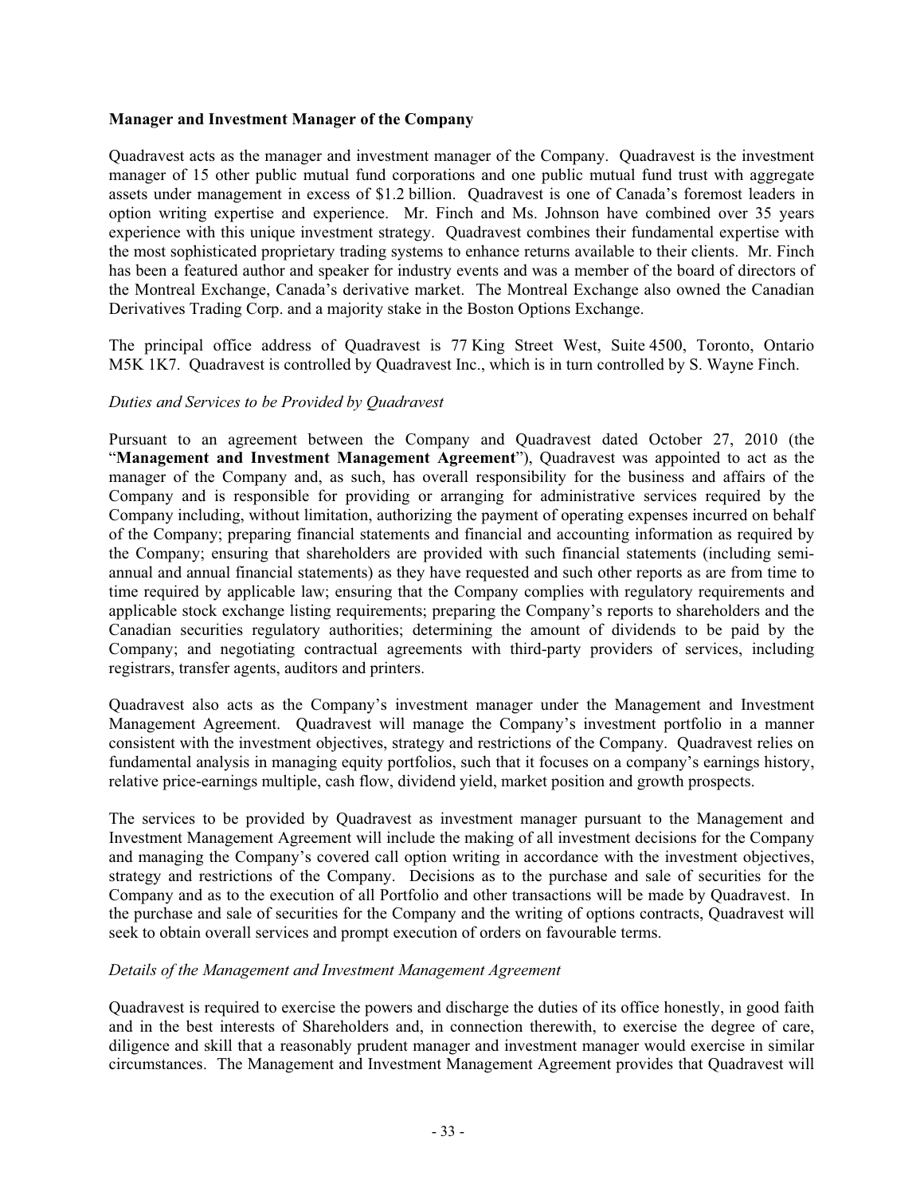**Manager and Investment Manager of the Company**

Quadravest acts as the manager and investment manager of the Company. Quadravest is the investment manager of 15 other public mutual fund corporations and one public mutual fund trust with aggregate assets under management in excess of \$1.2 billion. Quadravest is one of Canada's foremost leaders in option writing expertise and experience. Mr. Finch and Ms. Johnson have combined over 35 years experience with this unique investment strategy. Quadravest combines their fundamental expertise with the most sophisticated proprietary trading systems to enhance returns available to their clients. Mr. Finch has been a featured author and speaker for industry events and was a member of the board of directors of the Montreal Exchange, Canada's derivative market. The Montreal Exchange also owned the Canadian Derivatives Trading Corp. and a majority stake in the Boston Options Exchange.

The principal office address of Quadravest is 77 King Street West, Suite 4500, Toronto, Ontario M5K 1K7. Quadravest is controlled by Quadravest Inc., which is in turn controlled by S. Wayne Finch.

*Duties and Services to be Provided by Quadravest*

Pursuant to an agreement between the Company and Quadravest dated October 27, 2010 (the "**Management and Investment Management Agreement**"), Quadravest was appointed to act as the manager of the Company and, as such, has overall responsibility for the business and affairs of the Company and is responsible for providing or arranging for administrative services required by the Company including, without limitation, authorizing the payment of operating expenses incurred on behalf of the Company; preparing financial statements and financial and accounting information as required by the Company; ensuring that shareholders are provided with such financial statements (including semi-annual and annual financial statements) as they have requested and such other reports as are from time to time required by applicable law; ensuring that the Company complies with regulatory requirements and applicable stock exchange listing requirements; preparing the Company's reports to shareholders and the Canadian securities regulatory authorities; determining the amount of dividends to be paid by the Company; and negotiating contractual agreements with third-party providers of services, including registrars, transfer agents, auditors and printers.

Quadravest also acts as the Company's investment manager under the Management and Investment Management Agreement. Quadravest will manage the Company's investment portfolio in a manner consistent with the investment objectives, strategy and restrictions of the Company. Quadravest relies on fundamental analysis in managing equity portfolios, such that it focuses on a company's earnings history, relative price-earnings multiple, cash flow, dividend yield, market position and growth prospects.

The services to be provided by Quadravest as investment manager pursuant to the Management and Investment Management Agreement will include the making of all investment decisions for the Company and managing the Company's covered call option writing in accordance with the investment objectives, strategy and restrictions of the Company. Decisions as to the purchase and sale of securities for the Company and as to the execution of all Portfolio and other transactions will be made by Quadravest. In the purchase and sale of securities for the Company and the writing of options contracts, Quadravest will seek to obtain overall services and prompt execution of orders on favourable terms.

*Details of the Management and Investment Management Agreement*

Quadravest is required to exercise the powers and discharge the duties of its office honestly, in good faith and in the best interests of Shareholders and, in connection therewith, to exercise the degree of care, diligence and skill that a reasonably prudent manager and investment manager would exercise in similar circumstances. The Management and Investment Management Agreement provides that Quadravest will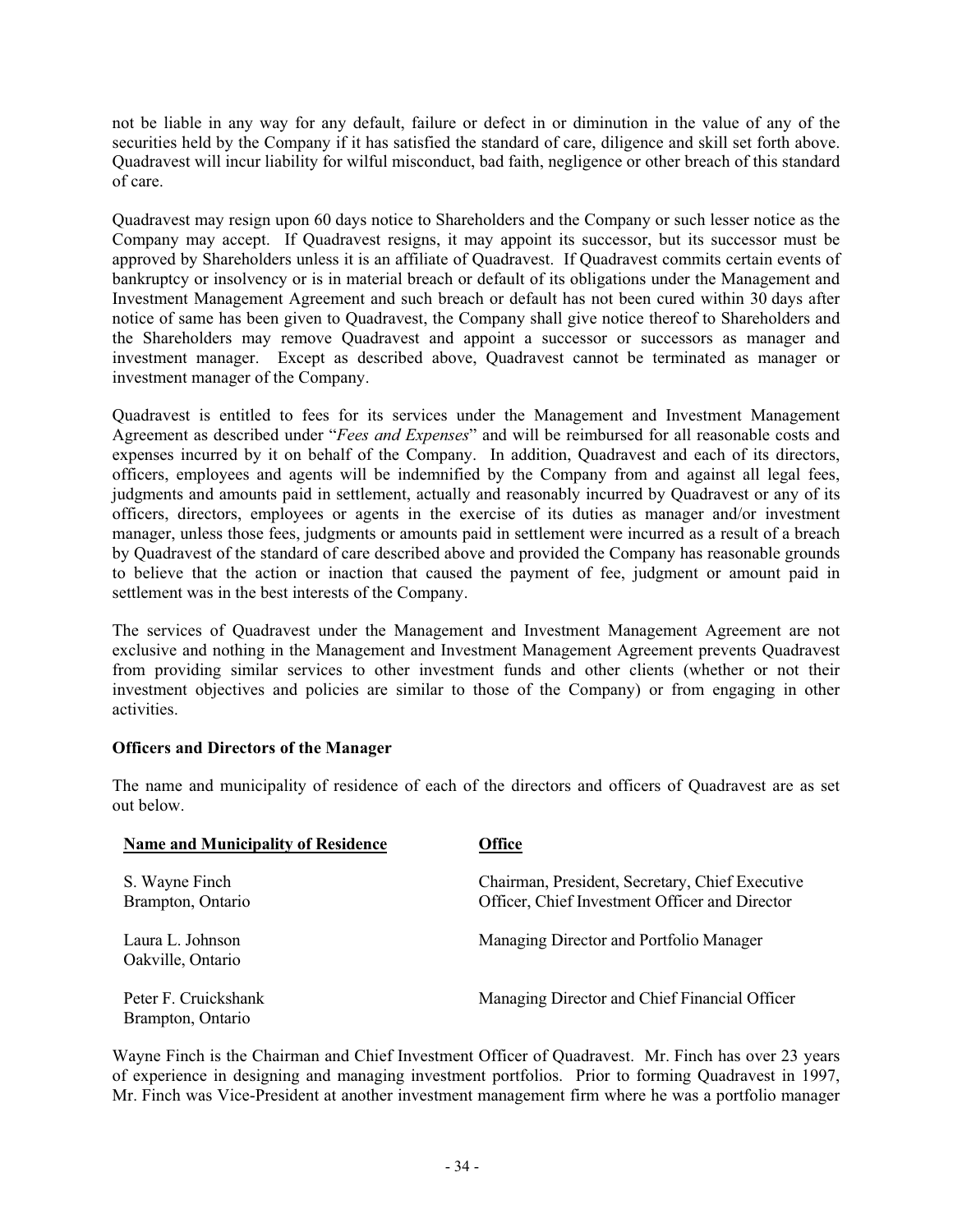not be liable in any way for any default, failure or defect in or diminution in the value of any of the securities held by the Company if it has satisfied the standard of care, diligence and skill set forth above. Quadravest will incur liability for wilful misconduct, bad faith, negligence or other breach of this standard of care.

Quadravest may resign upon 60 days notice to Shareholders and the Company or such lesser notice as the Company may accept. If Quadravest resigns, it may appoint its successor, but its successor must be approved by Shareholders unless it is an affiliate of Quadravest. If Quadravest commits certain events of bankruptcy or insolvency or is in material breach or default of its obligations under the Management and Investment Management Agreement and such breach or default has not been cured within 30 days after notice of same has been given to Quadravest, the Company shall give notice thereof to Shareholders and the Shareholders may remove Quadravest and appoint a successor or successors as manager and investment manager. Except as described above, Quadravest cannot be terminated as manager or investment manager of the Company.

Quadravest is entitled to fees for its services under the Management and Investment Management Agreement as described under "*Fees and Expenses*" and will be reimbursed for all reasonable costs and expenses incurred by it on behalf of the Company. In addition, Quadravest and each of its directors, officers, employees and agents will be indemnified by the Company from and against all legal fees, judgments and amounts paid in settlement, actually and reasonably incurred by Quadravest or any of its officers, directors, employees or agents in the exercise of its duties as manager and/or investment manager, unless those fees, judgments or amounts paid in settlement were incurred as a result of a breach by Quadravest of the standard of care described above and provided the Company has reasonable grounds to believe that the action or inaction that caused the payment of fee, judgment or amount paid in settlement was in the best interests of the Company.

The services of Quadravest under the Management and Investment Management Agreement are not exclusive and nothing in the Management and Investment Management Agreement prevents Quadravest from providing similar services to other investment funds and other clients (whether or not their investment objectives and policies are similar to those of the Company) or from engaging in other activities.

**Officers and Directors of the Manager**

The name and municipality of residence of each of the directors and officers of Quadravest are as set out below.

| Name and Municipality of Residence | Office |
|---|---|
| S. Wayne Finch<br>Brampton, Ontario | Chairman, President, Secretary, Chief Executive Officer, Chief Investment Officer and Director |
| Laura L. Johnson<br>Oakville, Ontario | Managing Director and Portfolio Manager |
| Peter F. Cruickshank<br>Brampton, Ontario | Managing Director and Chief Financial Officer |

Wayne Finch is the Chairman and Chief Investment Officer of Quadravest. Mr. Finch has over 23 years of experience in designing and managing investment portfolios. Prior to forming Quadravest in 1997, Mr. Finch was Vice-President at another investment management firm where he was a portfolio manager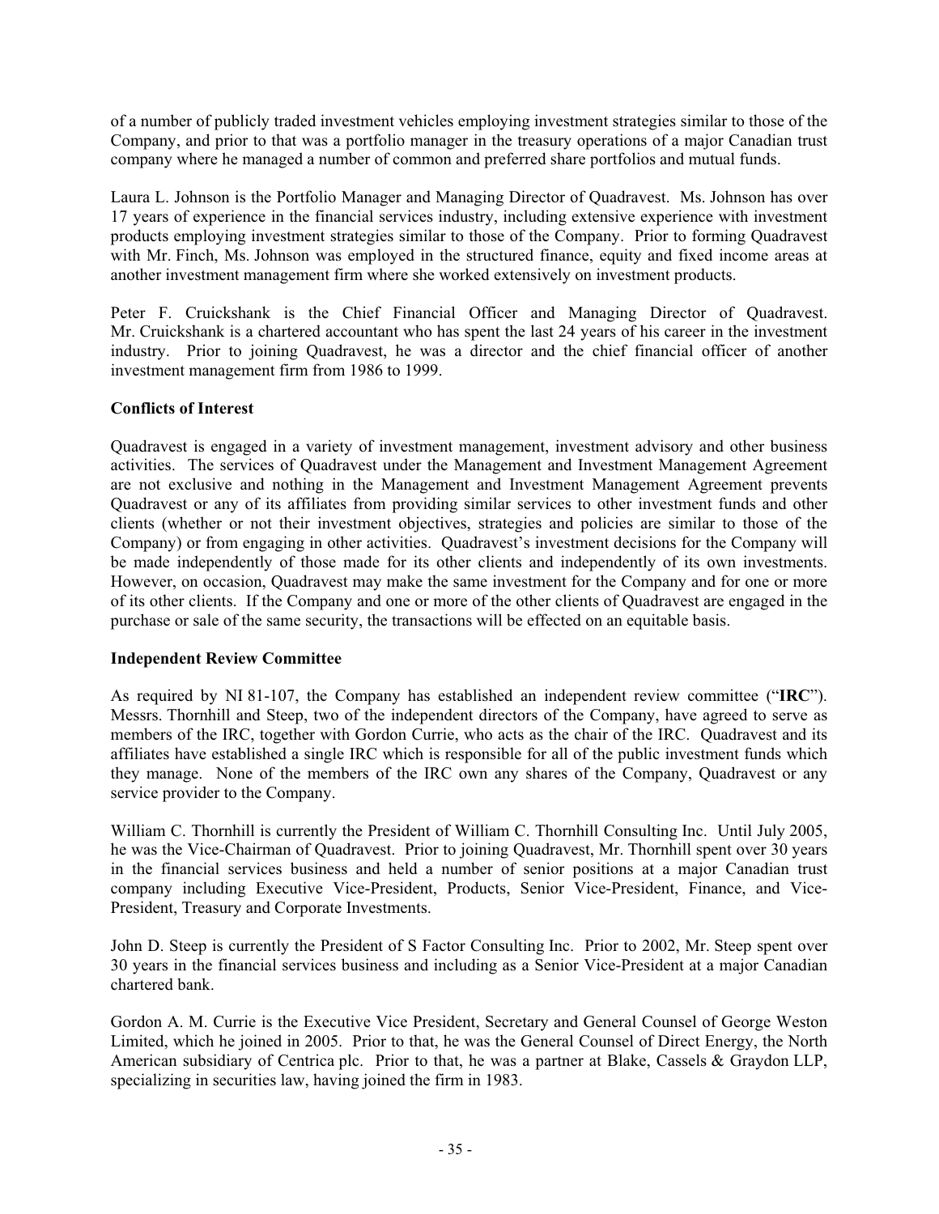of a number of publicly traded investment vehicles employing investment strategies similar to those of the Company, and prior to that was a portfolio manager in the treasury operations of a major Canadian trust company where he managed a number of common and preferred share portfolios and mutual funds.

Laura L. Johnson is the Portfolio Manager and Managing Director of Quadravest. Ms. Johnson has over 17 years of experience in the financial services industry, including extensive experience with investment products employing investment strategies similar to those of the Company. Prior to forming Quadravest with Mr. Finch, Ms. Johnson was employed in the structured finance, equity and fixed income areas at another investment management firm where she worked extensively on investment products.

Peter F. Cruickshank is the Chief Financial Officer and Managing Director of Quadravest. Mr. Cruickshank is a chartered accountant who has spent the last 24 years of his career in the investment industry. Prior to joining Quadravest, he was a director and the chief financial officer of another investment management firm from 1986 to 1999.

**Conflicts of Interest**

Quadravest is engaged in a variety of investment management, investment advisory and other business activities. The services of Quadravest under the Management and Investment Management Agreement are not exclusive and nothing in the Management and Investment Management Agreement prevents Quadravest or any of its affiliates from providing similar services to other investment funds and other clients (whether or not their investment objectives, strategies and policies are similar to those of the Company) or from engaging in other activities. Quadravest's investment decisions for the Company will be made independently of those made for its other clients and independently of its own investments. However, on occasion, Quadravest may make the same investment for the Company and for one or more of its other clients. If the Company and one or more of the other clients of Quadravest are engaged in the purchase or sale of the same security, the transactions will be effected on an equitable basis.

**Independent Review Committee**

As required by NI 81-107, the Company has established an independent review committee ("**IRC**"). Messrs. Thornhill and Steep, two of the independent directors of the Company, have agreed to serve as members of the IRC, together with Gordon Currie, who acts as the chair of the IRC. Quadravest and its affiliates have established a single IRC which is responsible for all of the public investment funds which they manage. None of the members of the IRC own any shares of the Company, Quadravest or any service provider to the Company.

William C. Thornhill is currently the President of William C. Thornhill Consulting Inc. Until July 2005, he was the Vice-Chairman of Quadravest. Prior to joining Quadravest, Mr. Thornhill spent over 30 years in the financial services business and held a number of senior positions at a major Canadian trust company including Executive Vice-President, Products, Senior Vice-President, Finance, and Vice-President, Treasury and Corporate Investments.

John D. Steep is currently the President of S Factor Consulting Inc. Prior to 2002, Mr. Steep spent over 30 years in the financial services business and including as a Senior Vice-President at a major Canadian chartered bank.

Gordon A. M. Currie is the Executive Vice President, Secretary and General Counsel of George Weston Limited, which he joined in 2005. Prior to that, he was the General Counsel of Direct Energy, the North American subsidiary of Centrica plc. Prior to that, he was a partner at Blake, Cassels & Graydon LLP, specializing in securities law, having joined the firm in 1983.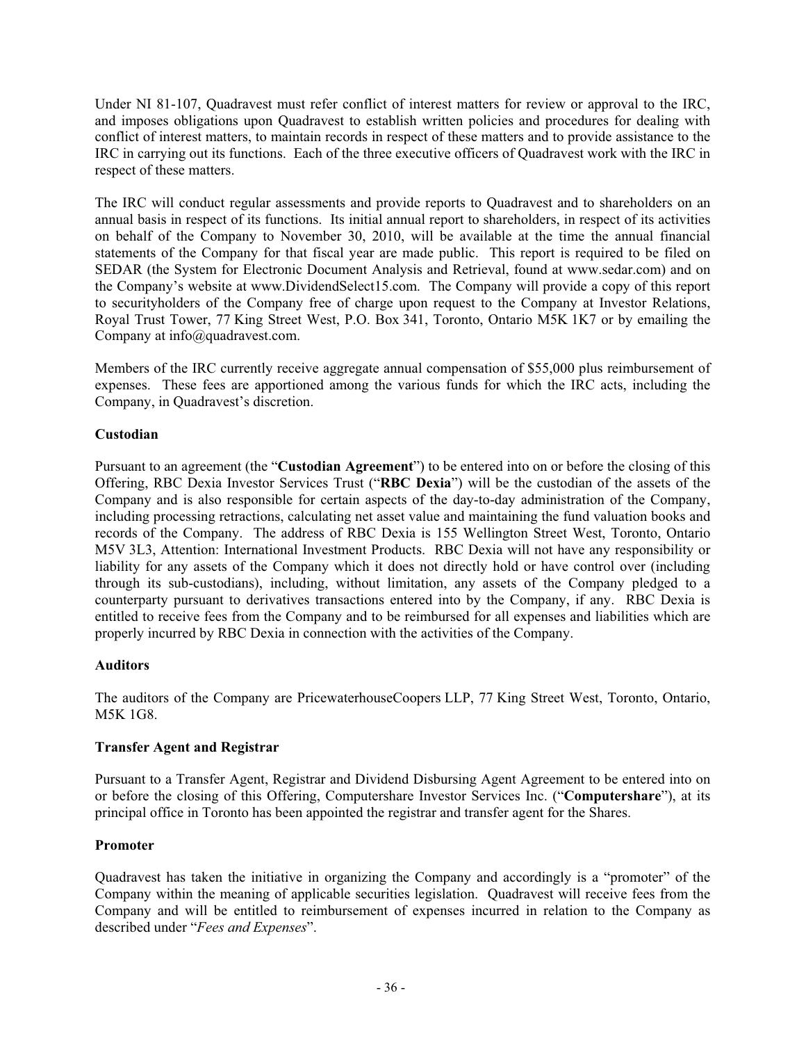Under NI 81-107, Quadravest must refer conflict of interest matters for review or approval to the IRC, and imposes obligations upon Quadravest to establish written policies and procedures for dealing with conflict of interest matters, to maintain records in respect of these matters and to provide assistance to the IRC in carrying out its functions. Each of the three executive officers of Quadravest work with the IRC in respect of these matters.

The IRC will conduct regular assessments and provide reports to Quadravest and to shareholders on an annual basis in respect of its functions. Its initial annual report to shareholders, in respect of its activities on behalf of the Company to November 30, 2010, will be available at the time the annual financial statements of the Company for that fiscal year are made public. This report is required to be filed on SEDAR (the System for Electronic Document Analysis and Retrieval, found at www.sedar.com) and on the Company's website at www.DividendSelect15.com. The Company will provide a copy of this report to securityholders of the Company free of charge upon request to the Company at Investor Relations, Royal Trust Tower, 77 King Street West, P.O. Box 341, Toronto, Ontario M5K 1K7 or by emailing the Company at info@quadravest.com.

Members of the IRC currently receive aggregate annual compensation of $55,000 plus reimbursement of expenses. These fees are apportioned among the various funds for which the IRC acts, including the Company, in Quadravest's discretion.

### Custodian

Pursuant to an agreement (the "**Custodian Agreement**") to be entered into on or before the closing of this Offering, RBC Dexia Investor Services Trust ("**RBC Dexia**") will be the custodian of the assets of the Company and is also responsible for certain aspects of the day-to-day administration of the Company, including processing retractions, calculating net asset value and maintaining the fund valuation books and records of the Company. The address of RBC Dexia is 155 Wellington Street West, Toronto, Ontario M5V 3L3, Attention: International Investment Products. RBC Dexia will not have any responsibility or liability for any assets of the Company which it does not directly hold or have control over (including through its sub-custodians), including, without limitation, any assets of the Company pledged to a counterparty pursuant to derivatives transactions entered into by the Company, if any. RBC Dexia is entitled to receive fees from the Company and to be reimbursed for all expenses and liabilities which are properly incurred by RBC Dexia in connection with the activities of the Company.

### Auditors

The auditors of the Company are PricewaterhouseCoopers LLP, 77 King Street West, Toronto, Ontario, M5K 1G8.

### Transfer Agent and Registrar

Pursuant to a Transfer Agent, Registrar and Dividend Disbursing Agent Agreement to be entered into on or before the closing of this Offering, Computershare Investor Services Inc. ("**Computershare**"), at its principal office in Toronto has been appointed the registrar and transfer agent for the Shares.

### Promoter

Quadravest has taken the initiative in organizing the Company and accordingly is a "promoter" of the Company within the meaning of applicable securities legislation. Quadravest will receive fees from the Company and will be entitled to reimbursement of expenses incurred in relation to the Company as described under "*Fees and Expenses*".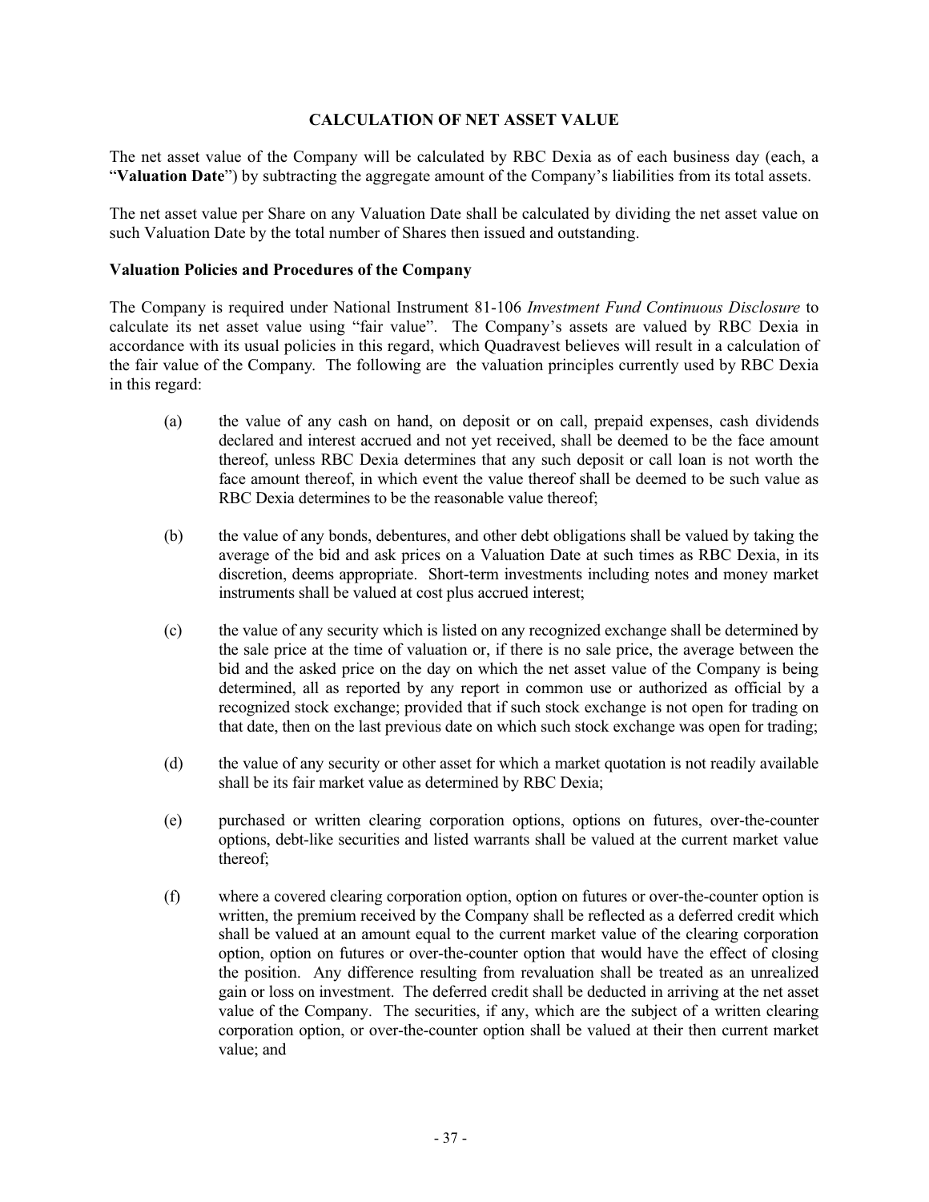## CALCULATION OF NET ASSET VALUE

The net asset value of the Company will be calculated by RBC Dexia as of each business day (each, a "**Valuation Date**") by subtracting the aggregate amount of the Company's liabilities from its total assets.

The net asset value per Share on any Valuation Date shall be calculated by dividing the net asset value on such Valuation Date by the total number of Shares then issued and outstanding.

### Valuation Policies and Procedures of the Company

The Company is required under National Instrument 81-106 *Investment Fund Continuous Disclosure* to calculate its net asset value using "fair value". The Company's assets are valued by RBC Dexia in accordance with its usual policies in this regard, which Quadravest believes will result in a calculation of the fair value of the Company. The following are the valuation principles currently used by RBC Dexia in this regard:

(a) the value of any cash on hand, on deposit or on call, prepaid expenses, cash dividends declared and interest accrued and not yet received, shall be deemed to be the face amount thereof, unless RBC Dexia determines that any such deposit or call loan is not worth the face amount thereof, in which event the value thereof shall be deemed to be such value as RBC Dexia determines to be the reasonable value thereof;

(b) the value of any bonds, debentures, and other debt obligations shall be valued by taking the average of the bid and ask prices on a Valuation Date at such times as RBC Dexia, in its discretion, deems appropriate. Short-term investments including notes and money market instruments shall be valued at cost plus accrued interest;

(c) the value of any security which is listed on any recognized exchange shall be determined by the sale price at the time of valuation or, if there is no sale price, the average between the bid and the asked price on the day on which the net asset value of the Company is being determined, all as reported by any report in common use or authorized as official by a recognized stock exchange; provided that if such stock exchange is not open for trading on that date, then on the last previous date on which such stock exchange was open for trading;

(d) the value of any security or other asset for which a market quotation is not readily available shall be its fair market value as determined by RBC Dexia;

(e) purchased or written clearing corporation options, options on futures, over-the-counter options, debt-like securities and listed warrants shall be valued at the current market value thereof;

(f) where a covered clearing corporation option, option on futures or over-the-counter option is written, the premium received by the Company shall be reflected as a deferred credit which shall be valued at an amount equal to the current market value of the clearing corporation option, option on futures or over-the-counter option that would have the effect of closing the position. Any difference resulting from revaluation shall be treated as an unrealized gain or loss on investment. The deferred credit shall be deducted in arriving at the net asset value of the Company. The securities, if any, which are the subject of a written clearing corporation option, or over-the-counter option shall be valued at their then current market value; and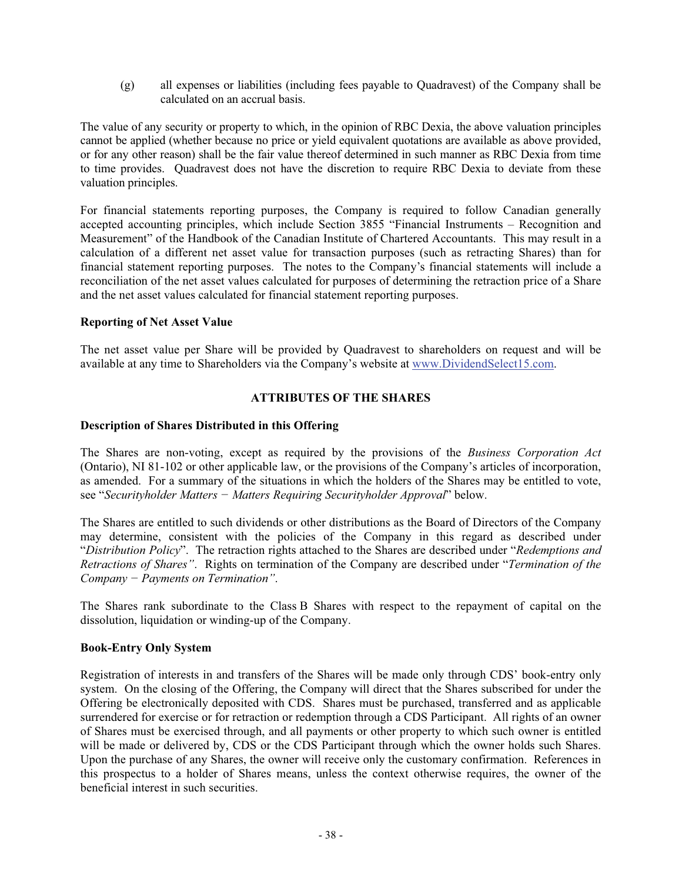(g) all expenses or liabilities (including fees payable to Quadravest) of the Company shall be calculated on an accrual basis.

The value of any security or property to which, in the opinion of RBC Dexia, the above valuation principles cannot be applied (whether because no price or yield equivalent quotations are available as above provided, or for any other reason) shall be the fair value thereof determined in such manner as RBC Dexia from time to time provides. Quadravest does not have the discretion to require RBC Dexia to deviate from these valuation principles.

For financial statements reporting purposes, the Company is required to follow Canadian generally accepted accounting principles, which include Section 3855 "Financial Instruments – Recognition and Measurement" of the Handbook of the Canadian Institute of Chartered Accountants. This may result in a calculation of a different net asset value for transaction purposes (such as retracting Shares) than for financial statement reporting purposes. The notes to the Company's financial statements will include a reconciliation of the net asset values calculated for purposes of determining the retraction price of a Share and the net asset values calculated for financial statement reporting purposes.

**Reporting of Net Asset Value**

The net asset value per Share will be provided by Quadravest to shareholders on request and will be available at any time to Shareholders via the Company's website at www.DividendSelect15.com.

## ATTRIBUTES OF THE SHARES

**Description of Shares Distributed in this Offering**

The Shares are non-voting, except as required by the provisions of the *Business Corporation Act* (Ontario), NI 81-102 or other applicable law, or the provisions of the Company's articles of incorporation, as amended. For a summary of the situations in which the holders of the Shares may be entitled to vote, see "*Securityholder Matters − Matters Requiring Securityholder Approval*" below.

The Shares are entitled to such dividends or other distributions as the Board of Directors of the Company may determine, consistent with the policies of the Company in this regard as described under "*Distribution Policy*". The retraction rights attached to the Shares are described under "*Redemptions and Retractions of Shares"*. Rights on termination of the Company are described under "*Termination of the Company − Payments on Termination"*.

The Shares rank subordinate to the Class B Shares with respect to the repayment of capital on the dissolution, liquidation or winding-up of the Company.

**Book-Entry Only System**

Registration of interests in and transfers of the Shares will be made only through CDS' book-entry only system. On the closing of the Offering, the Company will direct that the Shares subscribed for under the Offering be electronically deposited with CDS. Shares must be purchased, transferred and as applicable surrendered for exercise or for retraction or redemption through a CDS Participant. All rights of an owner of Shares must be exercised through, and all payments or other property to which such owner is entitled will be made or delivered by, CDS or the CDS Participant through which the owner holds such Shares. Upon the purchase of any Shares, the owner will receive only the customary confirmation. References in this prospectus to a holder of Shares means, unless the context otherwise requires, the owner of the beneficial interest in such securities.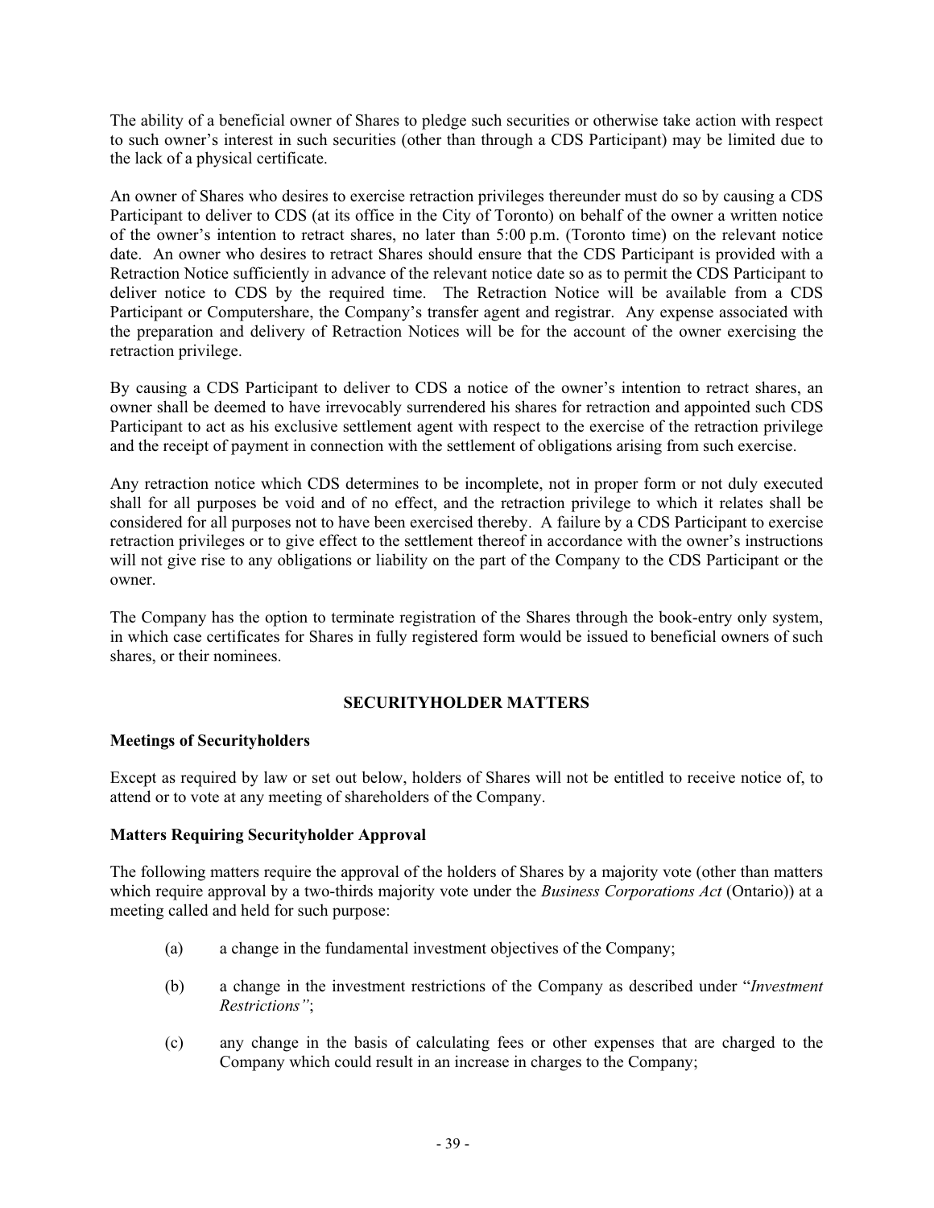The ability of a beneficial owner of Shares to pledge such securities or otherwise take action with respect to such owner's interest in such securities (other than through a CDS Participant) may be limited due to the lack of a physical certificate.

An owner of Shares who desires to exercise retraction privileges thereunder must do so by causing a CDS Participant to deliver to CDS (at its office in the City of Toronto) on behalf of the owner a written notice of the owner's intention to retract shares, no later than 5:00 p.m. (Toronto time) on the relevant notice date. An owner who desires to retract Shares should ensure that the CDS Participant is provided with a Retraction Notice sufficiently in advance of the relevant notice date so as to permit the CDS Participant to deliver notice to CDS by the required time. The Retraction Notice will be available from a CDS Participant or Computershare, the Company's transfer agent and registrar. Any expense associated with the preparation and delivery of Retraction Notices will be for the account of the owner exercising the retraction privilege.

By causing a CDS Participant to deliver to CDS a notice of the owner's intention to retract shares, an owner shall be deemed to have irrevocably surrendered his shares for retraction and appointed such CDS Participant to act as his exclusive settlement agent with respect to the exercise of the retraction privilege and the receipt of payment in connection with the settlement of obligations arising from such exercise.

Any retraction notice which CDS determines to be incomplete, not in proper form or not duly executed shall for all purposes be void and of no effect, and the retraction privilege to which it relates shall be considered for all purposes not to have been exercised thereby. A failure by a CDS Participant to exercise retraction privileges or to give effect to the settlement thereof in accordance with the owner's instructions will not give rise to any obligations or liability on the part of the Company to the CDS Participant or the owner.

The Company has the option to terminate registration of the Shares through the book-entry only system, in which case certificates for Shares in fully registered form would be issued to beneficial owners of such shares, or their nominees.

## SECURITYHOLDER MATTERS

### Meetings of Securityholders

Except as required by law or set out below, holders of Shares will not be entitled to receive notice of, to attend or to vote at any meeting of shareholders of the Company.

### Matters Requiring Securityholder Approval

The following matters require the approval of the holders of Shares by a majority vote (other than matters which require approval by a two-thirds majority vote under the *Business Corporations Act* (Ontario)) at a meeting called and held for such purpose:

(a) a change in the fundamental investment objectives of the Company;

(b) a change in the investment restrictions of the Company as described under "*Investment Restrictions"*;

(c) any change in the basis of calculating fees or other expenses that are charged to the Company which could result in an increase in charges to the Company;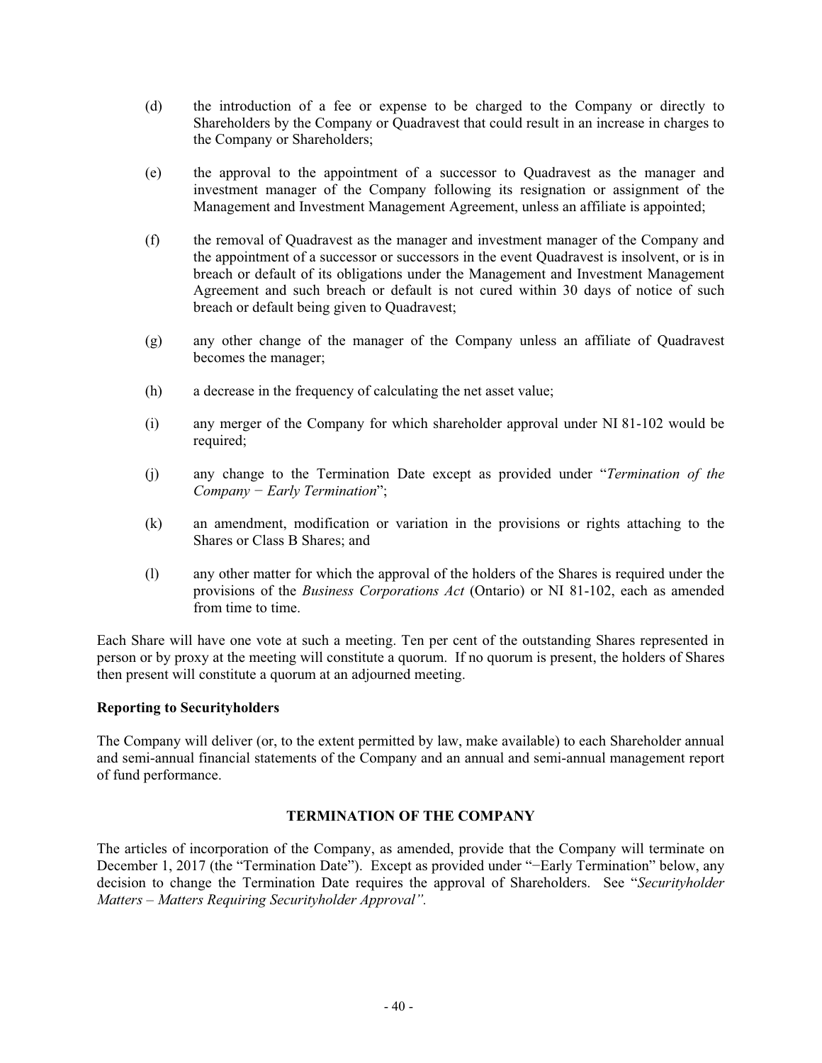(d) the introduction of a fee or expense to be charged to the Company or directly to Shareholders by the Company or Quadravest that could result in an increase in charges to the Company or Shareholders;

(e) the approval to the appointment of a successor to Quadravest as the manager and investment manager of the Company following its resignation or assignment of the Management and Investment Management Agreement, unless an affiliate is appointed;

(f) the removal of Quadravest as the manager and investment manager of the Company and the appointment of a successor or successors in the event Quadravest is insolvent, or is in breach or default of its obligations under the Management and Investment Management Agreement and such breach or default is not cured within 30 days of notice of such breach or default being given to Quadravest;

(g) any other change of the manager of the Company unless an affiliate of Quadravest becomes the manager;

(h) a decrease in the frequency of calculating the net asset value;

(i) any merger of the Company for which shareholder approval under NI 81-102 would be required;

(j) any change to the Termination Date except as provided under "*Termination of the Company − Early Termination*";

(k) an amendment, modification or variation in the provisions or rights attaching to the Shares or Class B Shares; and

(l) any other matter for which the approval of the holders of the Shares is required under the provisions of the *Business Corporations Act* (Ontario) or NI 81-102, each as amended from time to time.

Each Share will have one vote at such a meeting. Ten per cent of the outstanding Shares represented in person or by proxy at the meeting will constitute a quorum. If no quorum is present, the holders of Shares then present will constitute a quorum at an adjourned meeting.

**Reporting to Securityholders**

The Company will deliver (or, to the extent permitted by law, make available) to each Shareholder annual and semi-annual financial statements of the Company and an annual and semi-annual management report of fund performance.

## TERMINATION OF THE COMPANY

The articles of incorporation of the Company, as amended, provide that the Company will terminate on December 1, 2017 (the "Termination Date"). Except as provided under "−Early Termination" below, any decision to change the Termination Date requires the approval of Shareholders. See "*Securityholder Matters – Matters Requiring Securityholder Approval".*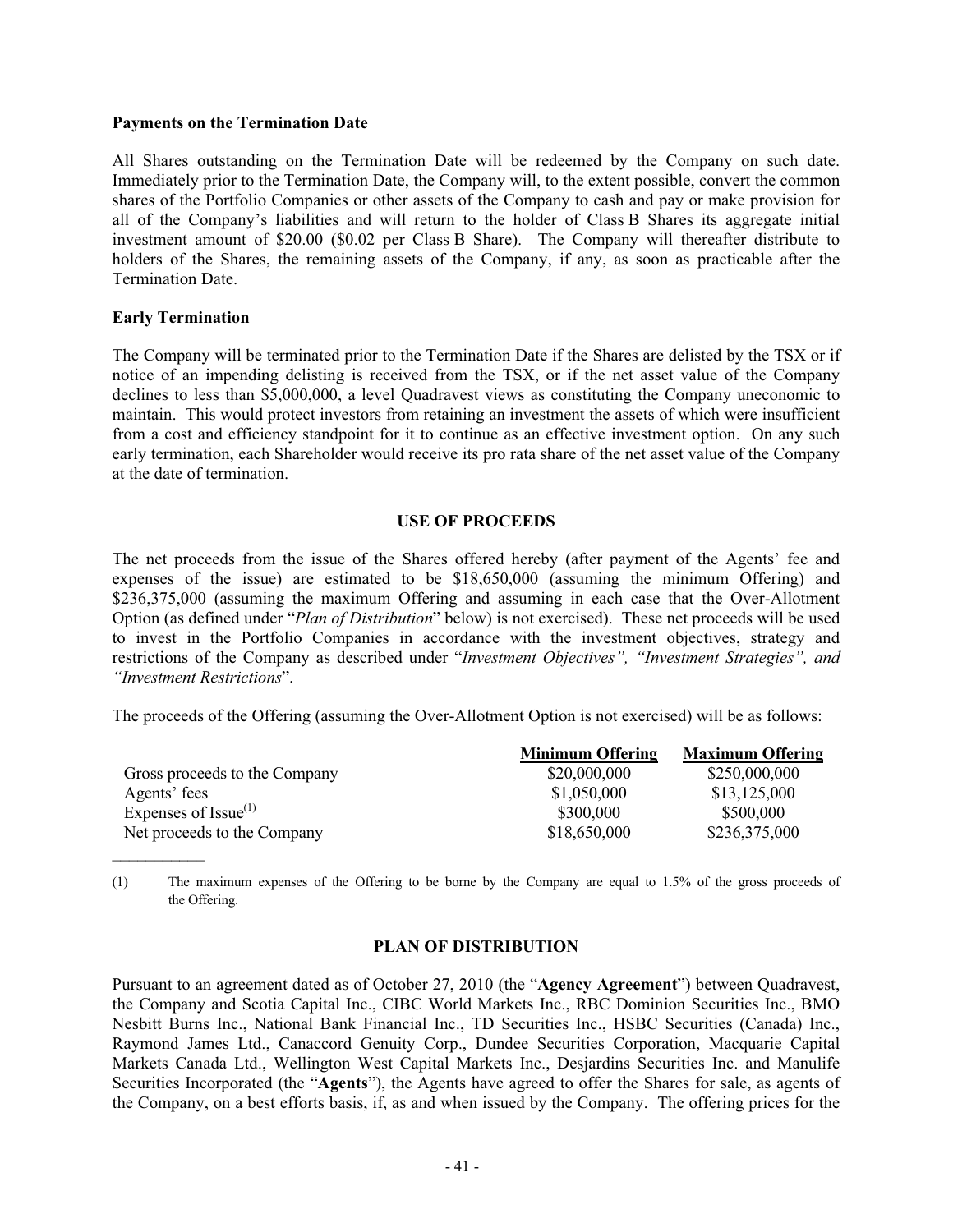**Payments on the Termination Date**

All Shares outstanding on the Termination Date will be redeemed by the Company on such date. Immediately prior to the Termination Date, the Company will, to the extent possible, convert the common shares of the Portfolio Companies or other assets of the Company to cash and pay or make provision for all of the Company's liabilities and will return to the holder of Class B Shares its aggregate initial investment amount of $20.00 ($0.02 per Class B Share). The Company will thereafter distribute to holders of the Shares, the remaining assets of the Company, if any, as soon as practicable after the Termination Date.

**Early Termination**

The Company will be terminated prior to the Termination Date if the Shares are delisted by the TSX or if notice of an impending delisting is received from the TSX, or if the net asset value of the Company declines to less than $5,000,000, a level Quadravest views as constituting the Company uneconomic to maintain. This would protect investors from retaining an investment the assets of which were insufficient from a cost and efficiency standpoint for it to continue as an effective investment option. On any such early termination, each Shareholder would receive its pro rata share of the net asset value of the Company at the date of termination.

## USE OF PROCEEDS

The net proceeds from the issue of the Shares offered hereby (after payment of the Agents' fee and expenses of the issue) are estimated to be $18,650,000 (assuming the minimum Offering) and $236,375,000 (assuming the maximum Offering and assuming in each case that the Over-Allotment Option (as defined under "*Plan of Distribution*" below) is not exercised). These net proceeds will be used to invest in the Portfolio Companies in accordance with the investment objectives, strategy and restrictions of the Company as described under "*Investment Objectives", "Investment Strategies", and "Investment Restrictions*".

The proceeds of the Offering (assuming the Over-Allotment Option is not exercised) will be as follows:

| | Minimum Offering | Maximum Offering |
|---|---|---|
| Gross proceeds to the Company | $20,000,000 | $250,000,000 |
| Agents' fees | $1,050,000 | $13,125,000 |
| Expenses of Issue(1) | $300,000 | $500,000 |
| Net proceeds to the Company | $18,650,000 | $236,375,000 |

(1) The maximum expenses of the Offering to be borne by the Company are equal to 1.5% of the gross proceeds of the Offering.

## PLAN OF DISTRIBUTION

Pursuant to an agreement dated as of October 27, 2010 (the "**Agency Agreement**") between Quadravest, the Company and Scotia Capital Inc., CIBC World Markets Inc., RBC Dominion Securities Inc., BMO Nesbitt Burns Inc., National Bank Financial Inc., TD Securities Inc., HSBC Securities (Canada) Inc., Raymond James Ltd., Canaccord Genuity Corp., Dundee Securities Corporation, Macquarie Capital Markets Canada Ltd., Wellington West Capital Markets Inc., Desjardins Securities Inc. and Manulife Securities Incorporated (the "**Agents**"), the Agents have agreed to offer the Shares for sale, as agents of the Company, on a best efforts basis, if, as and when issued by the Company. The offering prices for the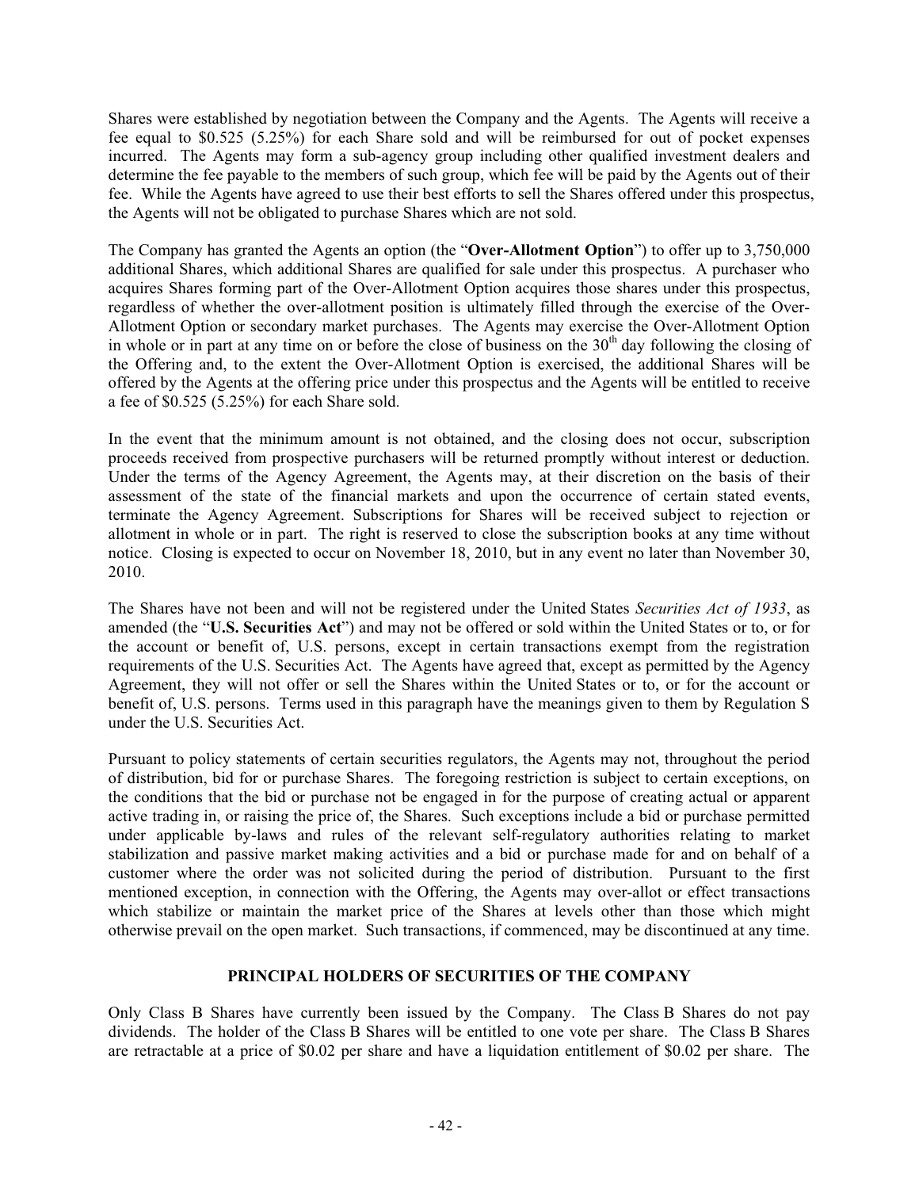Shares were established by negotiation between the Company and the Agents. The Agents will receive a fee equal to \$0.525 (5.25%) for each Share sold and will be reimbursed for out of pocket expenses incurred. The Agents may form a sub-agency group including other qualified investment dealers and determine the fee payable to the members of such group, which fee will be paid by the Agents out of their fee. While the Agents have agreed to use their best efforts to sell the Shares offered under this prospectus, the Agents will not be obligated to purchase Shares which are not sold.

The Company has granted the Agents an option (the "**Over-Allotment Option**") to offer up to 3,750,000 additional Shares, which additional Shares are qualified for sale under this prospectus. A purchaser who acquires Shares forming part of the Over-Allotment Option acquires those shares under this prospectus, regardless of whether the over-allotment position is ultimately filled through the exercise of the Over-Allotment Option or secondary market purchases. The Agents may exercise the Over-Allotment Option in whole or in part at any time on or before the close of business on the 30th day following the closing of the Offering and, to the extent the Over-Allotment Option is exercised, the additional Shares will be offered by the Agents at the offering price under this prospectus and the Agents will be entitled to receive a fee of \$0.525 (5.25%) for each Share sold.

In the event that the minimum amount is not obtained, and the closing does not occur, subscription proceeds received from prospective purchasers will be returned promptly without interest or deduction. Under the terms of the Agency Agreement, the Agents may, at their discretion on the basis of their assessment of the state of the financial markets and upon the occurrence of certain stated events, terminate the Agency Agreement. Subscriptions for Shares will be received subject to rejection or allotment in whole or in part. The right is reserved to close the subscription books at any time without notice. Closing is expected to occur on November 18, 2010, but in any event no later than November 30, 2010.

The Shares have not been and will not be registered under the United States *Securities Act of 1933*, as amended (the "**U.S. Securities Act**") and may not be offered or sold within the United States or to, or for the account or benefit of, U.S. persons, except in certain transactions exempt from the registration requirements of the U.S. Securities Act. The Agents have agreed that, except as permitted by the Agency Agreement, they will not offer or sell the Shares within the United States or to, or for the account or benefit of, U.S. persons. Terms used in this paragraph have the meanings given to them by Regulation S under the U.S. Securities Act.

Pursuant to policy statements of certain securities regulators, the Agents may not, throughout the period of distribution, bid for or purchase Shares. The foregoing restriction is subject to certain exceptions, on the conditions that the bid or purchase not be engaged in for the purpose of creating actual or apparent active trading in, or raising the price of, the Shares. Such exceptions include a bid or purchase permitted under applicable by-laws and rules of the relevant self-regulatory authorities relating to market stabilization and passive market making activities and a bid or purchase made for and on behalf of a customer where the order was not solicited during the period of distribution. Pursuant to the first mentioned exception, in connection with the Offering, the Agents may over-allot or effect transactions which stabilize or maintain the market price of the Shares at levels other than those which might otherwise prevail on the open market. Such transactions, if commenced, may be discontinued at any time.

## PRINCIPAL HOLDERS OF SECURITIES OF THE COMPANY

Only Class B Shares have currently been issued by the Company. The Class B Shares do not pay dividends. The holder of the Class B Shares will be entitled to one vote per share. The Class B Shares are retractable at a price of \$0.02 per share and have a liquidation entitlement of \$0.02 per share. The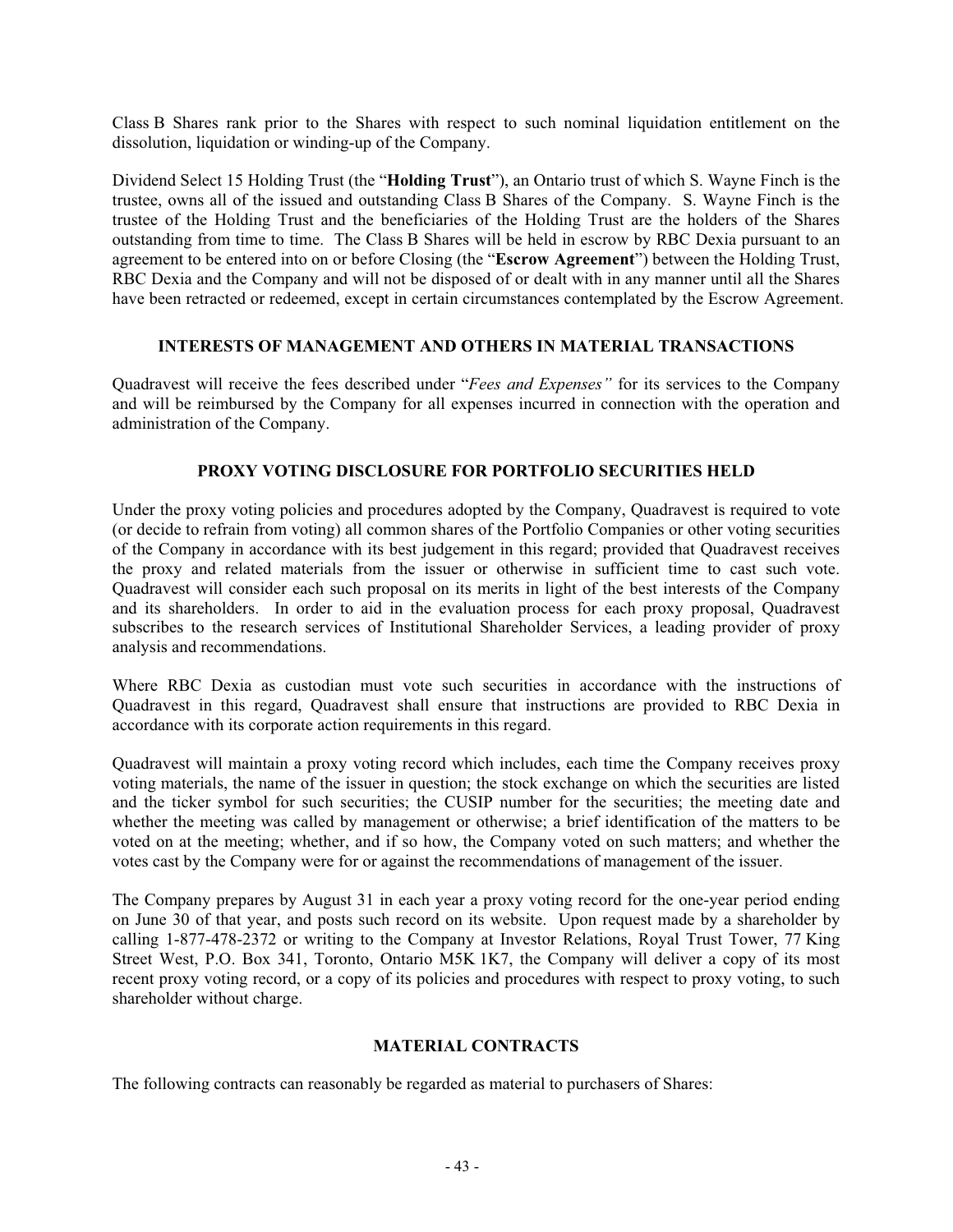Class B Shares rank prior to the Shares with respect to such nominal liquidation entitlement on the dissolution, liquidation or winding-up of the Company.

Dividend Select 15 Holding Trust (the "**Holding Trust**"), an Ontario trust of which S. Wayne Finch is the trustee, owns all of the issued and outstanding Class B Shares of the Company. S. Wayne Finch is the trustee of the Holding Trust and the beneficiaries of the Holding Trust are the holders of the Shares outstanding from time to time. The Class B Shares will be held in escrow by RBC Dexia pursuant to an agreement to be entered into on or before Closing (the "**Escrow Agreement**") between the Holding Trust, RBC Dexia and the Company and will not be disposed of or dealt with in any manner until all the Shares have been retracted or redeemed, except in certain circumstances contemplated by the Escrow Agreement.

## INTERESTS OF MANAGEMENT AND OTHERS IN MATERIAL TRANSACTIONS

Quadravest will receive the fees described under "*Fees and Expenses"* for its services to the Company and will be reimbursed by the Company for all expenses incurred in connection with the operation and administration of the Company.

## PROXY VOTING DISCLOSURE FOR PORTFOLIO SECURITIES HELD

Under the proxy voting policies and procedures adopted by the Company, Quadravest is required to vote (or decide to refrain from voting) all common shares of the Portfolio Companies or other voting securities of the Company in accordance with its best judgement in this regard; provided that Quadravest receives the proxy and related materials from the issuer or otherwise in sufficient time to cast such vote. Quadravest will consider each such proposal on its merits in light of the best interests of the Company and its shareholders. In order to aid in the evaluation process for each proxy proposal, Quadravest subscribes to the research services of Institutional Shareholder Services, a leading provider of proxy analysis and recommendations.

Where RBC Dexia as custodian must vote such securities in accordance with the instructions of Quadravest in this regard, Quadravest shall ensure that instructions are provided to RBC Dexia in accordance with its corporate action requirements in this regard.

Quadravest will maintain a proxy voting record which includes, each time the Company receives proxy voting materials, the name of the issuer in question; the stock exchange on which the securities are listed and the ticker symbol for such securities; the CUSIP number for the securities; the meeting date and whether the meeting was called by management or otherwise; a brief identification of the matters to be voted on at the meeting; whether, and if so how, the Company voted on such matters; and whether the votes cast by the Company were for or against the recommendations of management of the issuer.

The Company prepares by August 31 in each year a proxy voting record for the one-year period ending on June 30 of that year, and posts such record on its website. Upon request made by a shareholder by calling 1-877-478-2372 or writing to the Company at Investor Relations, Royal Trust Tower, 77 King Street West, P.O. Box 341, Toronto, Ontario M5K 1K7, the Company will deliver a copy of its most recent proxy voting record, or a copy of its policies and procedures with respect to proxy voting, to such shareholder without charge.

## MATERIAL CONTRACTS

The following contracts can reasonably be regarded as material to purchasers of Shares: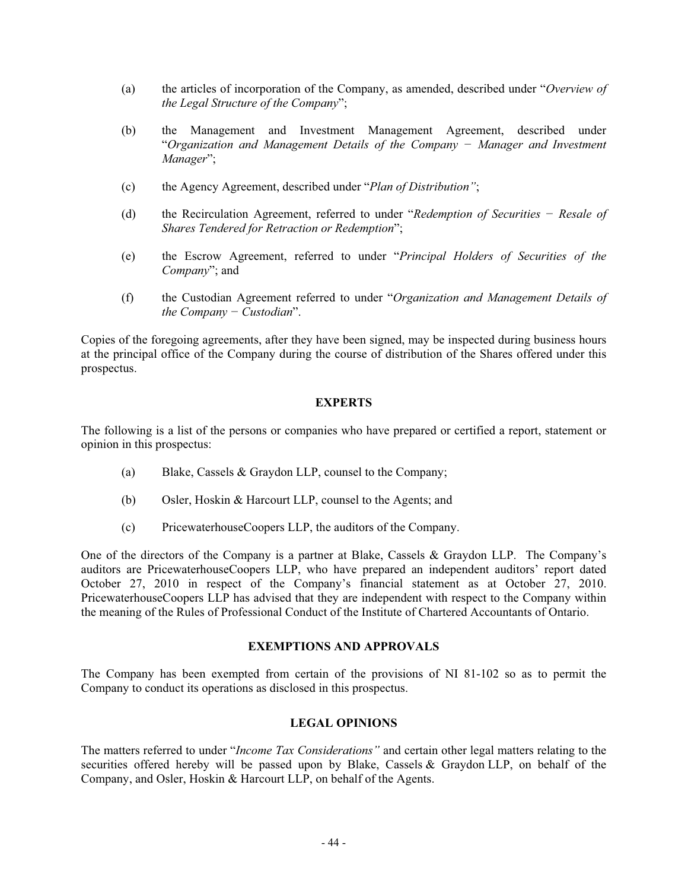(a) the articles of incorporation of the Company, as amended, described under "*Overview of the Legal Structure of the Company*";

(b) the Management and Investment Management Agreement, described under "*Organization and Management Details of the Company − Manager and Investment Manager*";

(c) the Agency Agreement, described under "*Plan of Distribution"*;

(d) the Recirculation Agreement, referred to under "*Redemption of Securities − Resale of Shares Tendered for Retraction or Redemption*";

(e) the Escrow Agreement, referred to under "*Principal Holders of Securities of the Company*"; and

(f) the Custodian Agreement referred to under "*Organization and Management Details of the Company − Custodian*".

Copies of the foregoing agreements, after they have been signed, may be inspected during business hours at the principal office of the Company during the course of distribution of the Shares offered under this prospectus.

## EXPERTS

The following is a list of the persons or companies who have prepared or certified a report, statement or opinion in this prospectus:

(a) Blake, Cassels & Graydon LLP, counsel to the Company;

(b) Osler, Hoskin & Harcourt LLP, counsel to the Agents; and

(c) PricewaterhouseCoopers LLP, the auditors of the Company.

One of the directors of the Company is a partner at Blake, Cassels & Graydon LLP. The Company's auditors are PricewaterhouseCoopers LLP, who have prepared an independent auditors' report dated October 27, 2010 in respect of the Company's financial statement as at October 27, 2010. PricewaterhouseCoopers LLP has advised that they are independent with respect to the Company within the meaning of the Rules of Professional Conduct of the Institute of Chartered Accountants of Ontario.

## EXEMPTIONS AND APPROVALS

The Company has been exempted from certain of the provisions of NI 81-102 so as to permit the Company to conduct its operations as disclosed in this prospectus.

## LEGAL OPINIONS

The matters referred to under "*Income Tax Considerations"* and certain other legal matters relating to the securities offered hereby will be passed upon by Blake, Cassels & Graydon LLP, on behalf of the Company, and Osler, Hoskin & Harcourt LLP, on behalf of the Agents.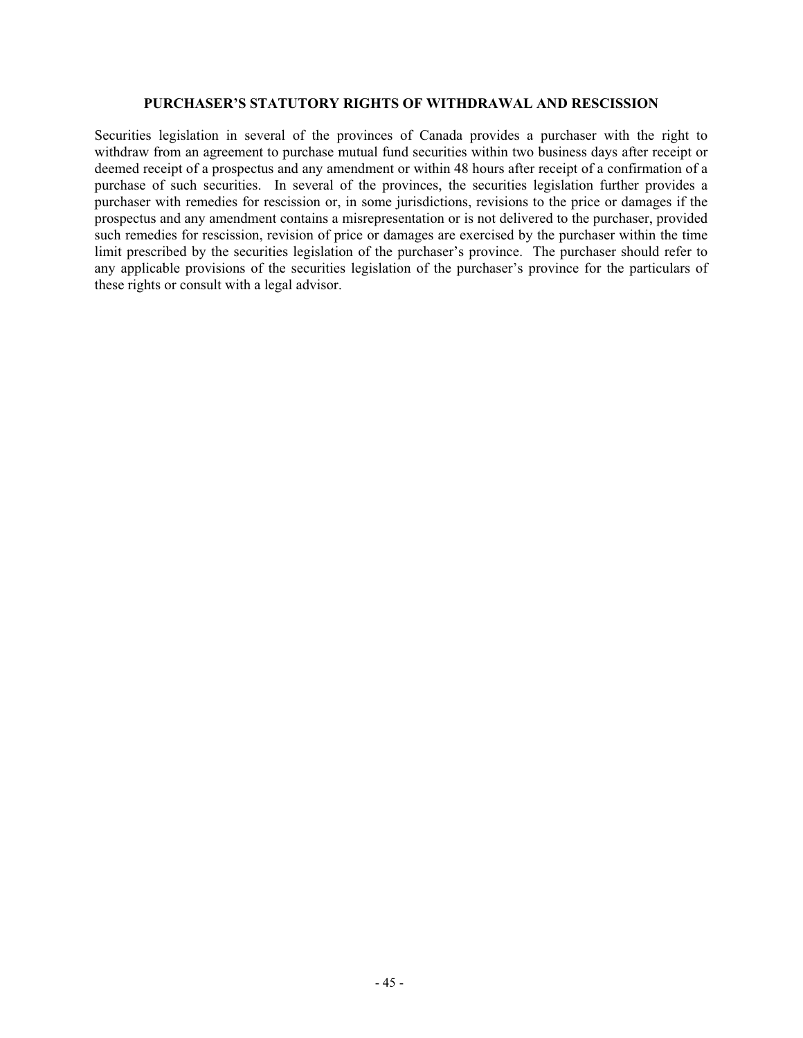## PURCHASER'S STATUTORY RIGHTS OF WITHDRAWAL AND RESCISSION

Securities legislation in several of the provinces of Canada provides a purchaser with the right to withdraw from an agreement to purchase mutual fund securities within two business days after receipt or deemed receipt of a prospectus and any amendment or within 48 hours after receipt of a confirmation of a purchase of such securities. In several of the provinces, the securities legislation further provides a purchaser with remedies for rescission or, in some jurisdictions, revisions to the price or damages if the prospectus and any amendment contains a misrepresentation or is not delivered to the purchaser, provided such remedies for rescission, revision of price or damages are exercised by the purchaser within the time limit prescribed by the securities legislation of the purchaser's province. The purchaser should refer to any applicable provisions of the securities legislation of the purchaser's province for the particulars of these rights or consult with a legal advisor.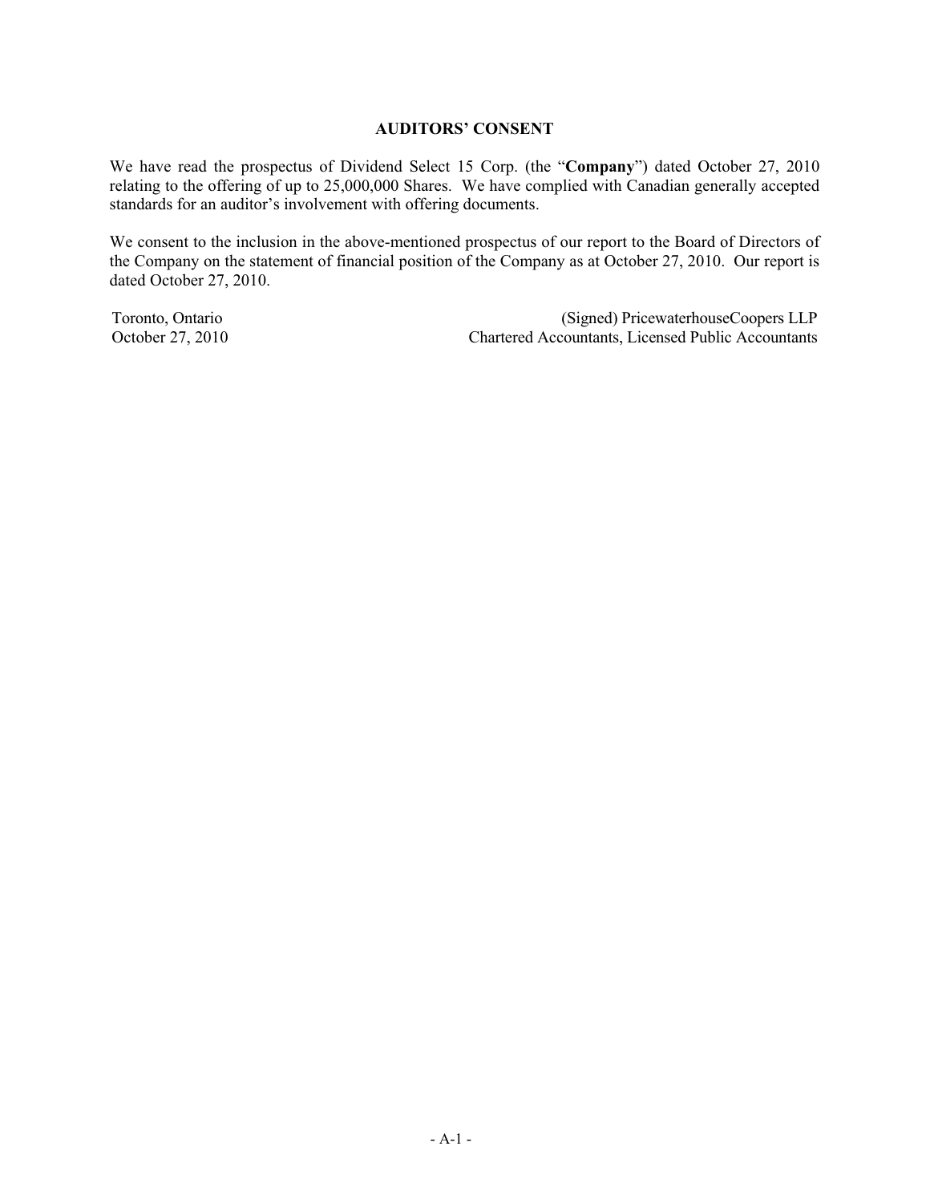## AUDITORS' CONSENT

We have read the prospectus of Dividend Select 15 Corp. (the "**Company**") dated October 27, 2010 relating to the offering of up to 25,000,000 Shares. We have complied with Canadian generally accepted standards for an auditor's involvement with offering documents.

We consent to the inclusion in the above-mentioned prospectus of our report to the Board of Directors of the Company on the statement of financial position of the Company as at October 27, 2010. Our report is dated October 27, 2010.

Toronto, Ontario
October 27, 2010

(Signed) PricewaterhouseCoopers LLP
Chartered Accountants, Licensed Public Accountants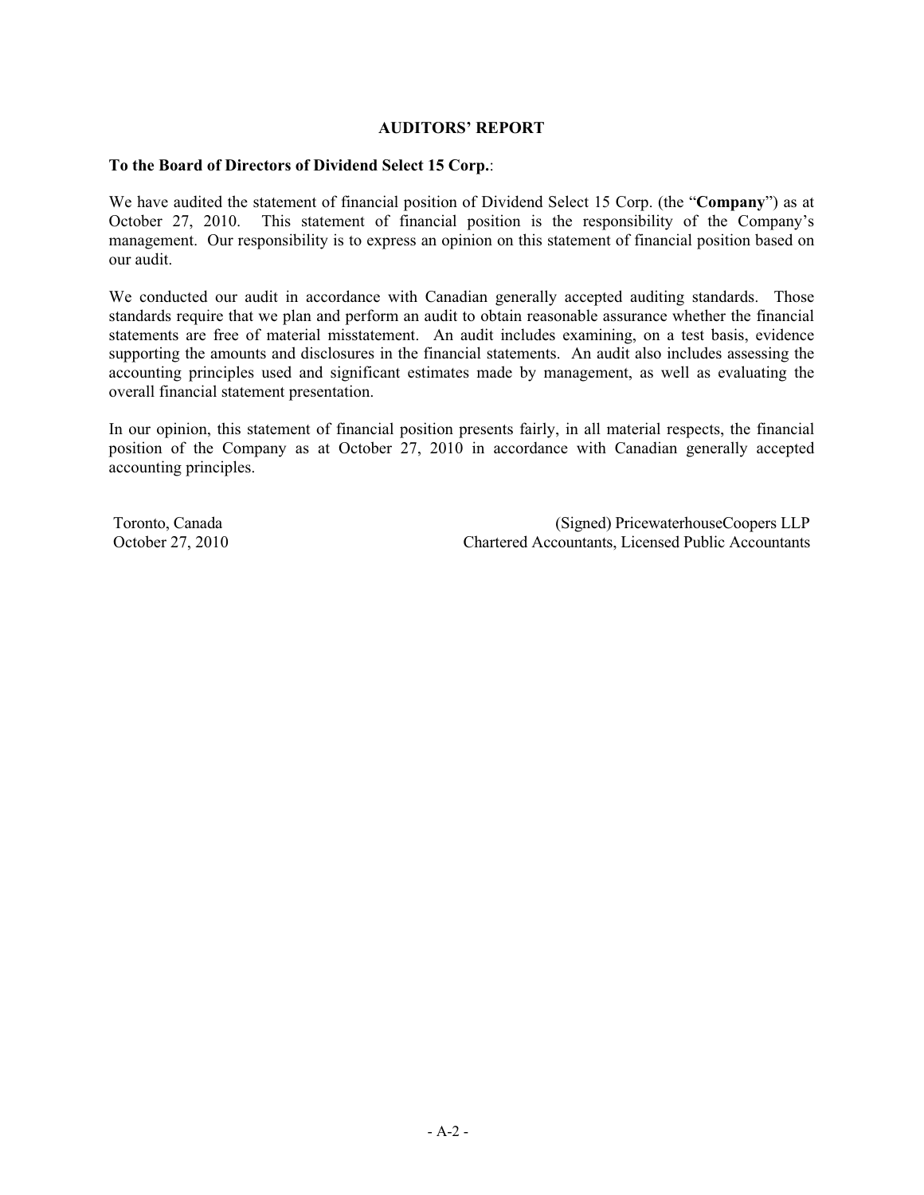## AUDITORS' REPORT

**To the Board of Directors of Dividend Select 15 Corp.**:

We have audited the statement of financial position of Dividend Select 15 Corp. (the "**Company**") as at October 27, 2010. This statement of financial position is the responsibility of the Company's management. Our responsibility is to express an opinion on this statement of financial position based on our audit.

We conducted our audit in accordance with Canadian generally accepted auditing standards. Those standards require that we plan and perform an audit to obtain reasonable assurance whether the financial statements are free of material misstatement. An audit includes examining, on a test basis, evidence supporting the amounts and disclosures in the financial statements. An audit also includes assessing the accounting principles used and significant estimates made by management, as well as evaluating the overall financial statement presentation.

In our opinion, this statement of financial position presents fairly, in all material respects, the financial position of the Company as at October 27, 2010 in accordance with Canadian generally accepted accounting principles.

Toronto, Canada
October 27, 2010

(Signed) PricewaterhouseCoopers LLP
Chartered Accountants, Licensed Public Accountants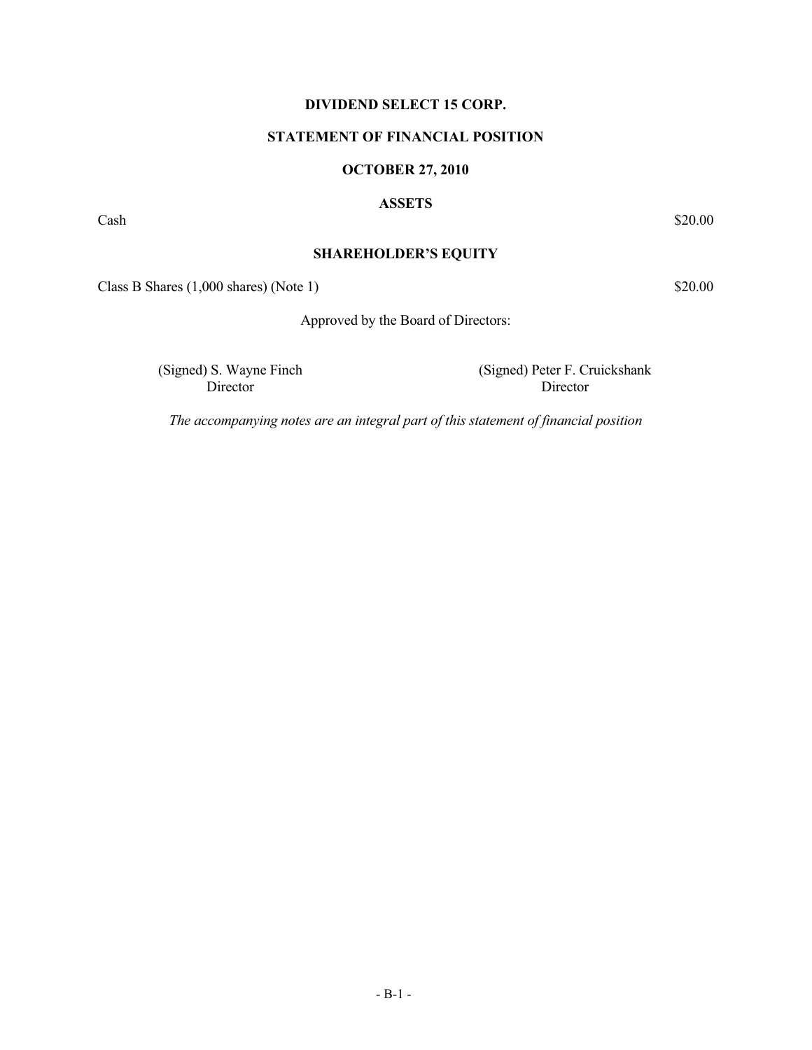# DIVIDEND SELECT 15 CORP.

## STATEMENT OF FINANCIAL POSITION

## OCTOBER 27, 2010

### ASSETS

| | |
|---|---|
| Cash | $20.00 |

### SHAREHOLDER'S EQUITY

| | |
|---|---|
| Class B Shares (1,000 shares) (Note 1) | $20.00 |

Approved by the Board of Directors:

(Signed) S. Wayne Finch
Director

(Signed) Peter F. Cruickshank
Director

*The accompanying notes are an integral part of this statement of financial position*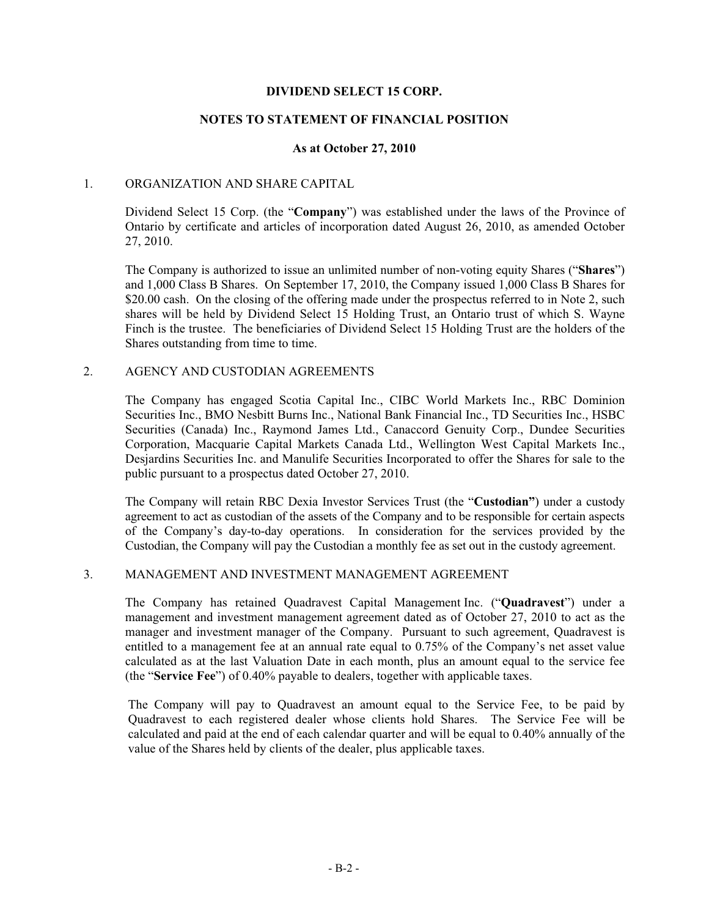**DIVIDEND SELECT 15 CORP.**

**NOTES TO STATEMENT OF FINANCIAL POSITION**

**As at October 27, 2010**

1. ORGANIZATION AND SHARE CAPITAL

Dividend Select 15 Corp. (the "**Company**") was established under the laws of the Province of Ontario by certificate and articles of incorporation dated August 26, 2010, as amended October 27, 2010.

The Company is authorized to issue an unlimited number of non-voting equity Shares ("**Shares**") and 1,000 Class B Shares. On September 17, 2010, the Company issued 1,000 Class B Shares for $20.00 cash. On the closing of the offering made under the prospectus referred to in Note 2, such shares will be held by Dividend Select 15 Holding Trust, an Ontario trust of which S. Wayne Finch is the trustee. The beneficiaries of Dividend Select 15 Holding Trust are the holders of the Shares outstanding from time to time.

2. AGENCY AND CUSTODIAN AGREEMENTS

The Company has engaged Scotia Capital Inc., CIBC World Markets Inc., RBC Dominion Securities Inc., BMO Nesbitt Burns Inc., National Bank Financial Inc., TD Securities Inc., HSBC Securities (Canada) Inc., Raymond James Ltd., Canaccord Genuity Corp., Dundee Securities Corporation, Macquarie Capital Markets Canada Ltd., Wellington West Capital Markets Inc., Desjardins Securities Inc. and Manulife Securities Incorporated to offer the Shares for sale to the public pursuant to a prospectus dated October 27, 2010.

The Company will retain RBC Dexia Investor Services Trust (the "**Custodian"**) under a custody agreement to act as custodian of the assets of the Company and to be responsible for certain aspects of the Company's day-to-day operations. In consideration for the services provided by the Custodian, the Company will pay the Custodian a monthly fee as set out in the custody agreement.

3. MANAGEMENT AND INVESTMENT MANAGEMENT AGREEMENT

The Company has retained Quadravest Capital Management Inc. ("**Quadravest**") under a management and investment management agreement dated as of October 27, 2010 to act as the manager and investment manager of the Company. Pursuant to such agreement, Quadravest is entitled to a management fee at an annual rate equal to 0.75% of the Company's net asset value calculated as at the last Valuation Date in each month, plus an amount equal to the service fee (the "**Service Fee**") of 0.40% payable to dealers, together with applicable taxes.

The Company will pay to Quadravest an amount equal to the Service Fee, to be paid by Quadravest to each registered dealer whose clients hold Shares. The Service Fee will be calculated and paid at the end of each calendar quarter and will be equal to 0.40% annually of the value of the Shares held by clients of the dealer, plus applicable taxes.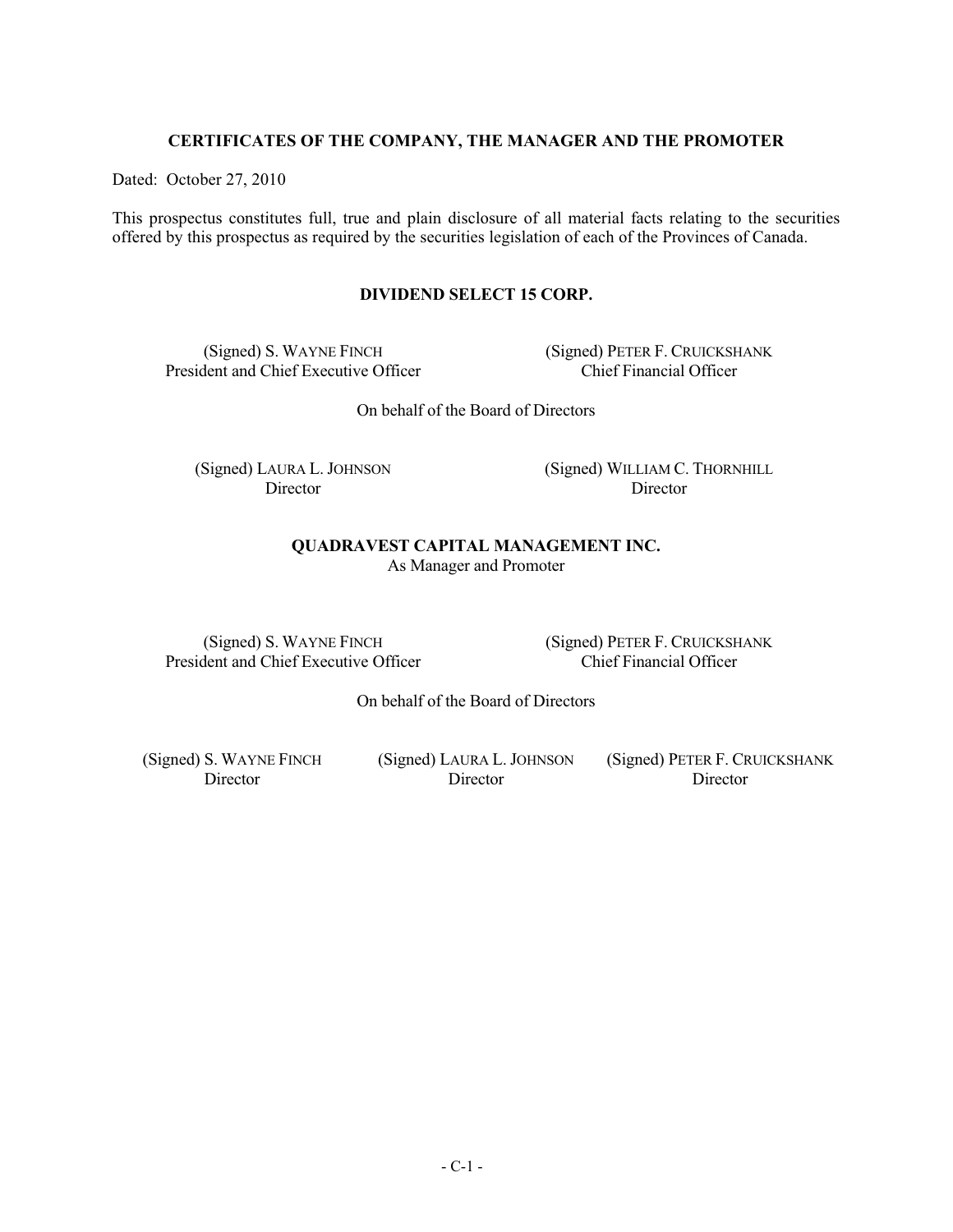**CERTIFICATES OF THE COMPANY, THE MANAGER AND THE PROMOTER**

Dated: October 27, 2010

This prospectus constitutes full, true and plain disclosure of all material facts relating to the securities offered by this prospectus as required by the securities legislation of each of the Provinces of Canada.

**DIVIDEND SELECT 15 CORP.**

(Signed) S. WAYNE FINCH
President and Chief Executive Officer

(Signed) PETER F. CRUICKSHANK
Chief Financial Officer

On behalf of the Board of Directors

(Signed) LAURA L. JOHNSON
Director

(Signed) WILLIAM C. THORNHILL
Director

**QUADRAVEST CAPITAL MANAGEMENT INC.**
As Manager and Promoter

(Signed) S. WAYNE FINCH
President and Chief Executive Officer

(Signed) PETER F. CRUICKSHANK
Chief Financial Officer

On behalf of the Board of Directors

(Signed) S. WAYNE FINCH
Director

(Signed) LAURA L. JOHNSON
Director

(Signed) PETER F. CRUICKSHANK
Director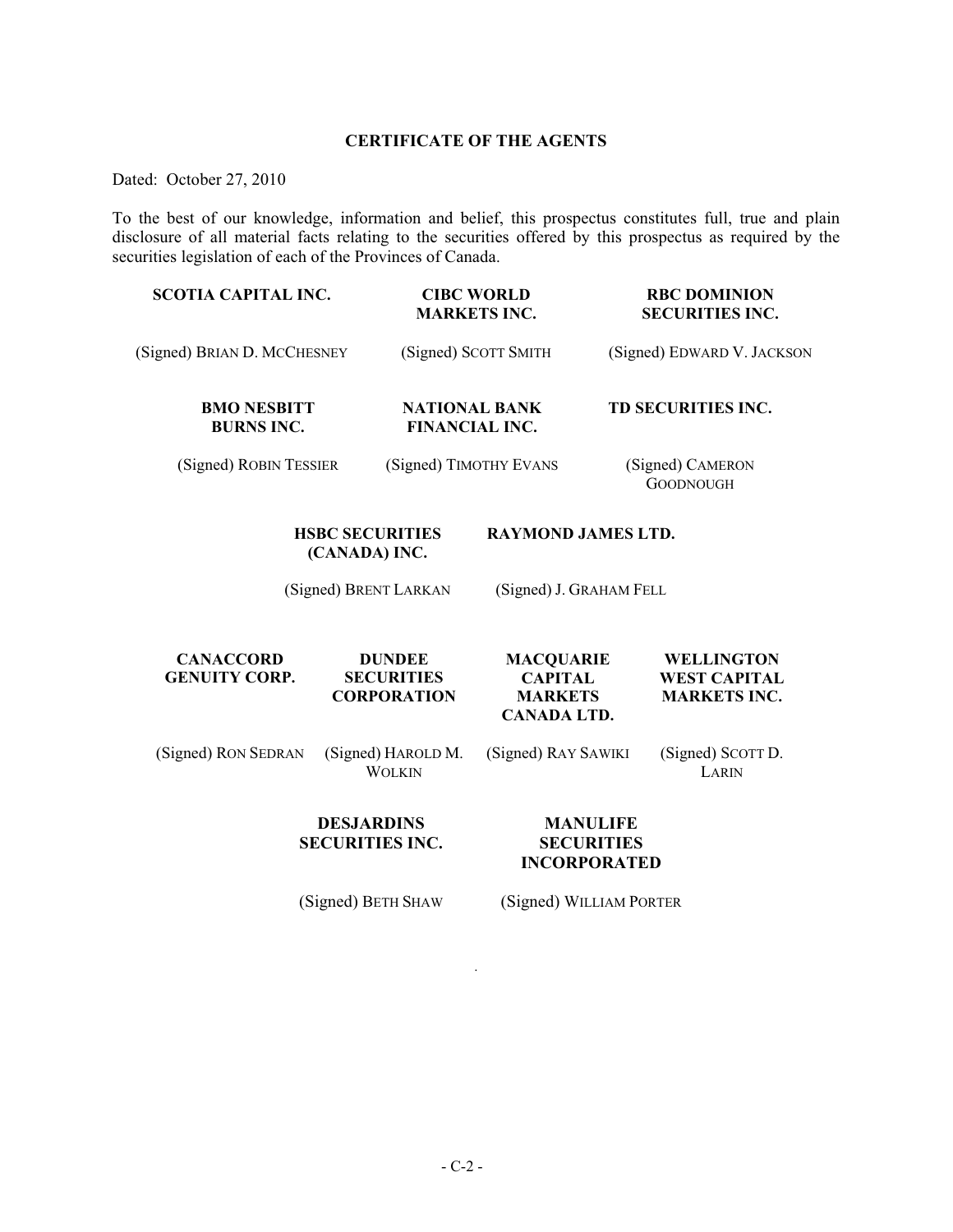**CERTIFICATE OF THE AGENTS**

Dated: October 27, 2010

To the best of our knowledge, information and belief, this prospectus constitutes full, true and plain disclosure of all material facts relating to the securities offered by this prospectus as required by the securities legislation of each of the Provinces of Canada.

| **SCOTIA CAPITAL INC.** | **CIBC WORLD MARKETS INC.** | **RBC DOMINION SECURITIES INC.** |
|---|---|---|
| (Signed) BRIAN D. MCCHESNEY | (Signed) SCOTT SMITH | (Signed) EDWARD V. JACKSON |

| **BMO NESBITT BURNS INC.** | **NATIONAL BANK FINANCIAL INC.** | **TD SECURITIES INC.** |
|---|---|---|
| (Signed) ROBIN TESSIER | (Signed) TIMOTHY EVANS | (Signed) CAMERON GOODNOUGH |

| **HSBC SECURITIES (CANADA) INC.** | **RAYMOND JAMES LTD.** |
|---|---|
| (Signed) BRENT LARKAN | (Signed) J. GRAHAM FELL |

| **CANACCORD GENUITY CORP.** | **DUNDEE SECURITIES CORPORATION** | **MACQUARIE CAPITAL MARKETS CANADA LTD.** | **WELLINGTON WEST CAPITAL MARKETS INC.** |
|---|---|---|---|
| (Signed) RON SEDRAN | (Signed) HAROLD M. WOLKIN | (Signed) RAY SAWIKI | (Signed) SCOTT D. LARIN |

| **DESJARDINS SECURITIES INC.** | **MANULIFE SECURITIES INCORPORATED** |
|---|---|
| (Signed) BETH SHAW | (Signed) WILLIAM PORTER |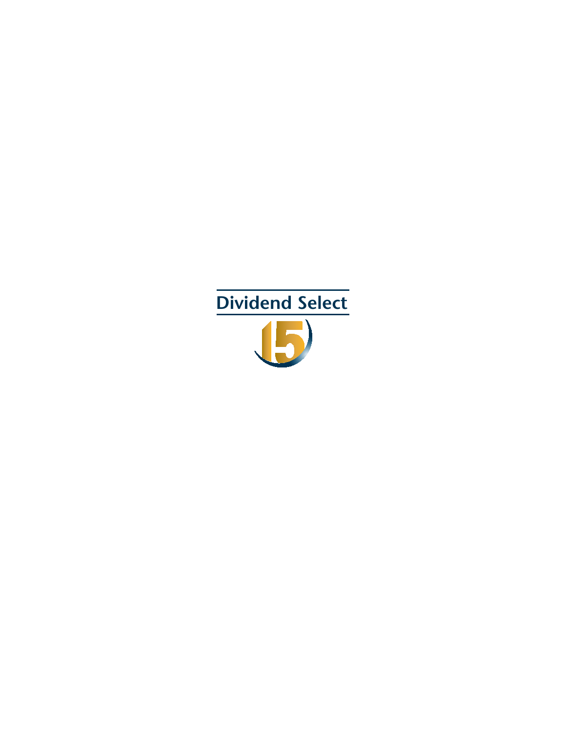Dividend Select 15